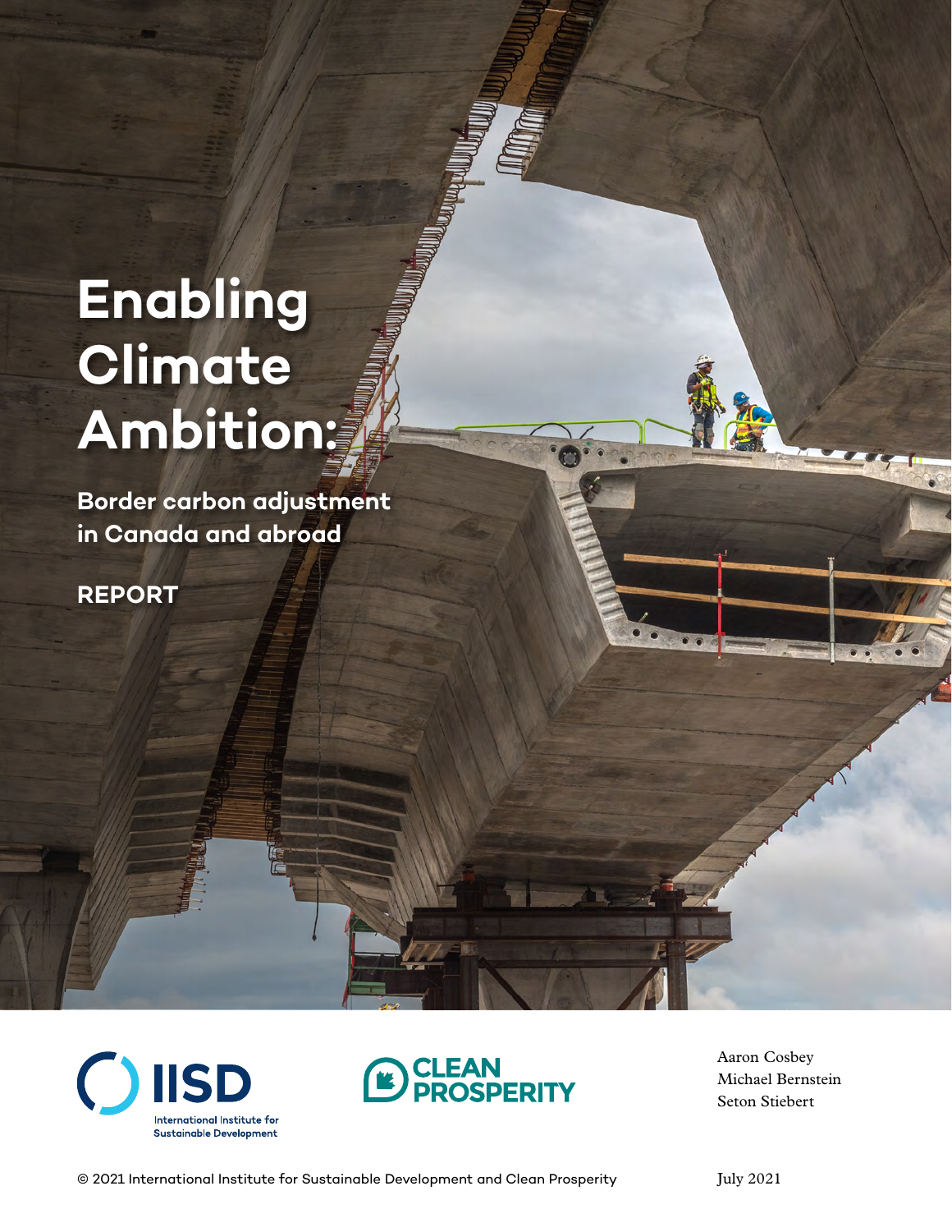# Enabling Climate Ambition:

## Border carbon adjustment in Canada and abroad

**REPORT**

IISD International Institute for Sustainable Development

CLEAN PROSPERITY

Aaron Cosbey
Michael Bernstein
Seton Stiebert

© 2021 International Institute for Sustainable Development and Clean Prosperity

July 2021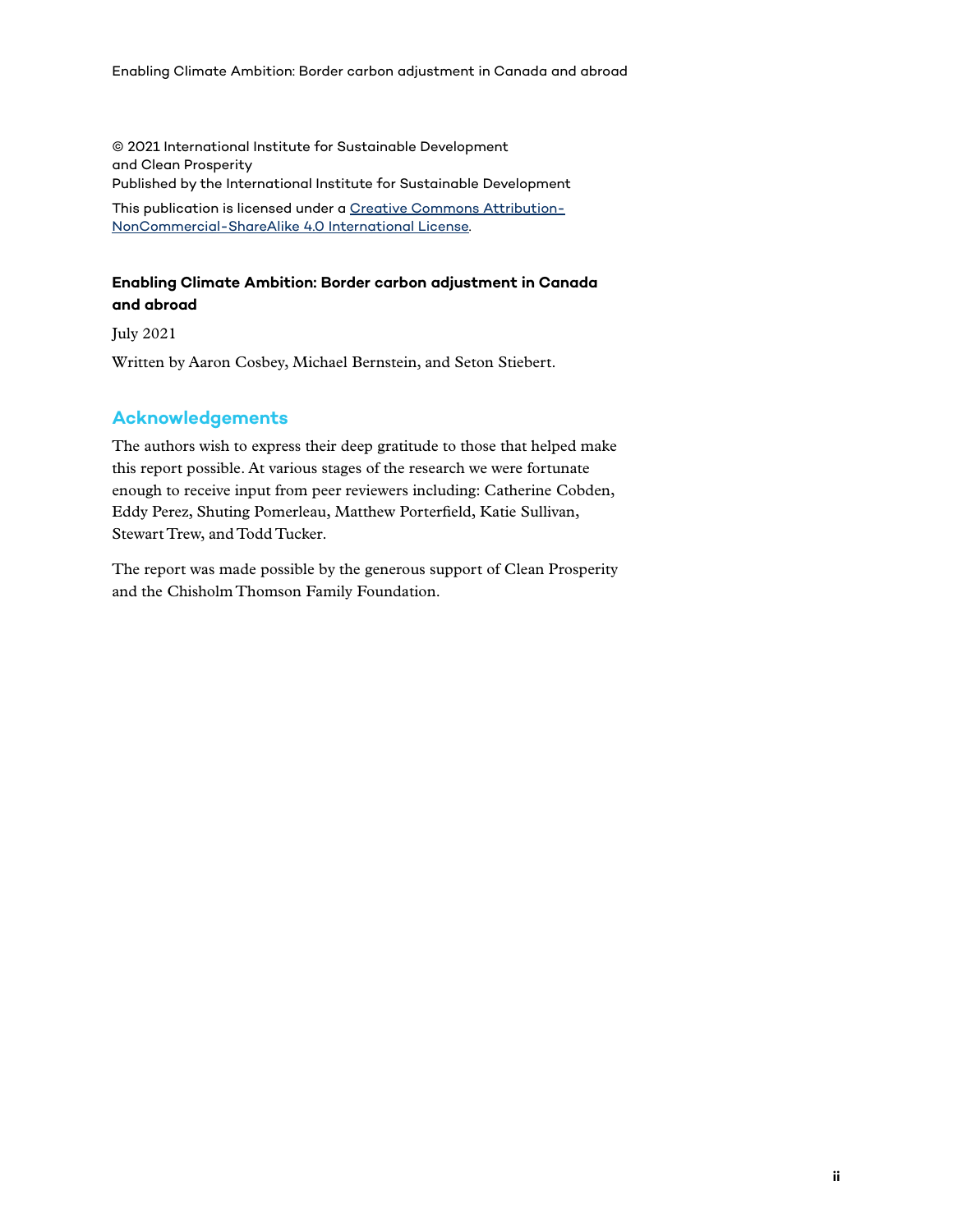© 2021 International Institute for Sustainable Development and Clean Prosperity
Published by the International Institute for Sustainable Development

This publication is licensed under a [Creative Commons Attribution-NonCommercial-ShareAlike 4.0 International License](https://creativecommons.org/licenses/by-nc-sa/4.0/).

**Enabling Climate Ambition: Border carbon adjustment in Canada and abroad**

July 2021

Written by Aaron Cosbey, Michael Bernstein, and Seton Stiebert.

## Acknowledgements

The authors wish to express their deep gratitude to those that helped make this report possible. At various stages of the research we were fortunate enough to receive input from peer reviewers including: Catherine Cobden, Eddy Perez, Shuting Pomerleau, Matthew Porterfield, Katie Sullivan, Stewart Trew, and Todd Tucker.

The report was made possible by the generous support of Clean Prosperity and the Chisholm Thomson Family Foundation.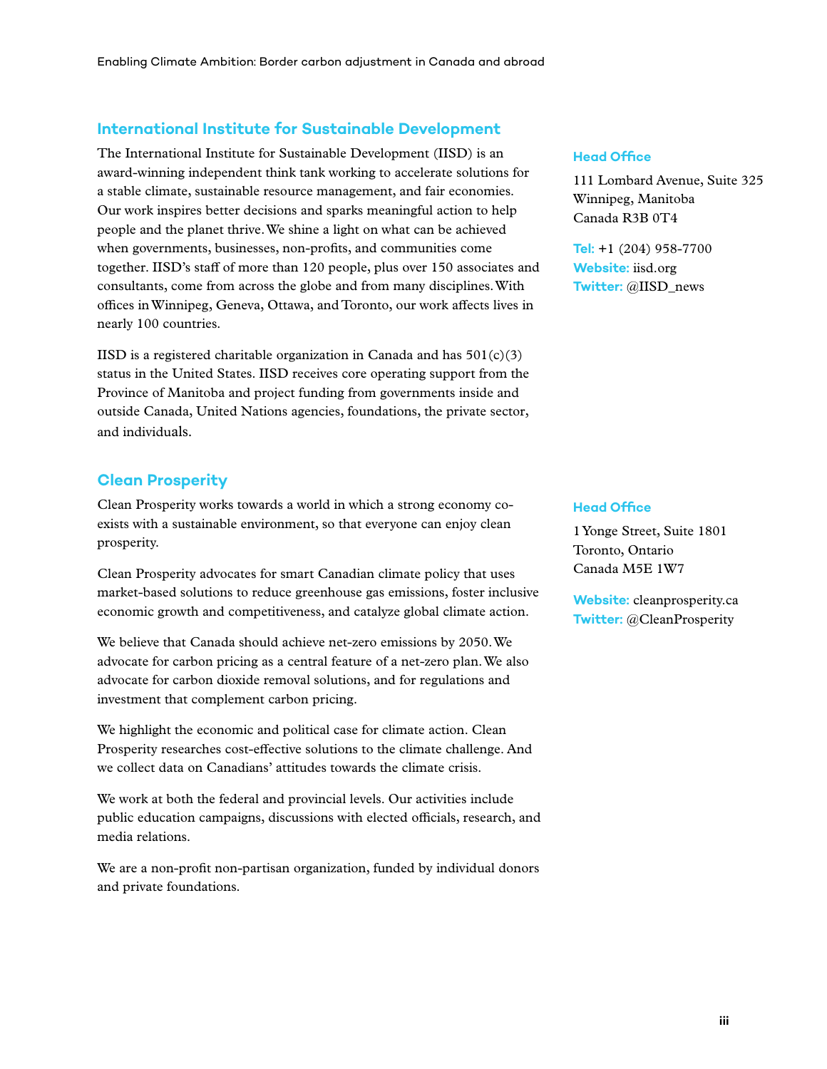## International Institute for Sustainable Development

The International Institute for Sustainable Development (IISD) is an award-winning independent think tank working to accelerate solutions for a stable climate, sustainable resource management, and fair economies. Our work inspires better decisions and sparks meaningful action to help people and the planet thrive. We shine a light on what can be achieved when governments, businesses, non-profits, and communities come together. IISD's staff of more than 120 people, plus over 150 associates and consultants, come from across the globe and from many disciplines. With offices in Winnipeg, Geneva, Ottawa, and Toronto, our work affects lives in nearly 100 countries.

IISD is a registered charitable organization in Canada and has 501(c)(3) status in the United States. IISD receives core operating support from the Province of Manitoba and project funding from governments inside and outside Canada, United Nations agencies, foundations, the private sector, and individuals.

**Head Office**

111 Lombard Avenue, Suite 325
Winnipeg, Manitoba
Canada R3B 0T4

**Tel:** +1 (204) 958-7700
**Website:** iisd.org
**Twitter:** @IISD_news

## Clean Prosperity

Clean Prosperity works towards a world in which a strong economy co-exists with a sustainable environment, so that everyone can enjoy clean prosperity.

Clean Prosperity advocates for smart Canadian climate policy that uses market-based solutions to reduce greenhouse gas emissions, foster inclusive economic growth and competitiveness, and catalyze global climate action.

We believe that Canada should achieve net-zero emissions by 2050. We advocate for carbon pricing as a central feature of a net-zero plan. We also advocate for carbon dioxide removal solutions, and for regulations and investment that complement carbon pricing.

We highlight the economic and political case for climate action. Clean Prosperity researches cost-effective solutions to the climate challenge. And we collect data on Canadians' attitudes towards the climate crisis.

We work at both the federal and provincial levels. Our activities include public education campaigns, discussions with elected officials, research, and media relations.

We are a non-profit non-partisan organization, funded by individual donors and private foundations.

**Head Office**

1 Yonge Street, Suite 1801
Toronto, Ontario
Canada M5E 1W7

**Website:** cleanprosperity.ca
**Twitter:** @CleanProsperity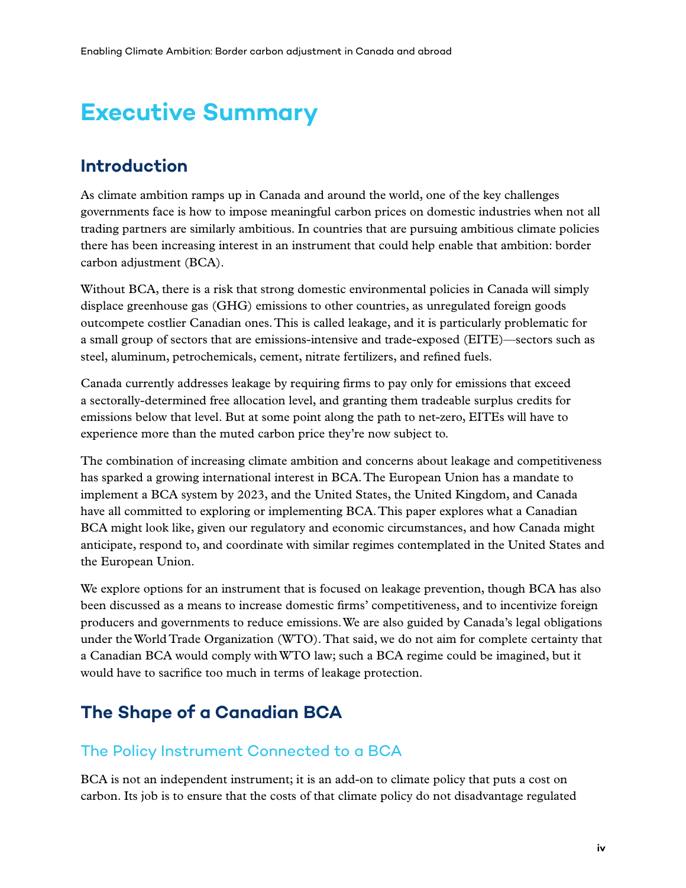# Executive Summary

## Introduction

As climate ambition ramps up in Canada and around the world, one of the key challenges governments face is how to impose meaningful carbon prices on domestic industries when not all trading partners are similarly ambitious. In countries that are pursuing ambitious climate policies there has been increasing interest in an instrument that could help enable that ambition: border carbon adjustment (BCA).

Without BCA, there is a risk that strong domestic environmental policies in Canada will simply displace greenhouse gas (GHG) emissions to other countries, as unregulated foreign goods outcompete costlier Canadian ones. This is called leakage, and it is particularly problematic for a small group of sectors that are emissions-intensive and trade-exposed (EITE)—sectors such as steel, aluminum, petrochemicals, cement, nitrate fertilizers, and refined fuels.

Canada currently addresses leakage by requiring firms to pay only for emissions that exceed a sectorally-determined free allocation level, and granting them tradeable surplus credits for emissions below that level. But at some point along the path to net-zero, EITEs will have to experience more than the muted carbon price they're now subject to.

The combination of increasing climate ambition and concerns about leakage and competitiveness has sparked a growing international interest in BCA. The European Union has a mandate to implement a BCA system by 2023, and the United States, the United Kingdom, and Canada have all committed to exploring or implementing BCA. This paper explores what a Canadian BCA might look like, given our regulatory and economic circumstances, and how Canada might anticipate, respond to, and coordinate with similar regimes contemplated in the United States and the European Union.

We explore options for an instrument that is focused on leakage prevention, though BCA has also been discussed as a means to increase domestic firms' competitiveness, and to incentivize foreign producers and governments to reduce emissions. We are also guided by Canada's legal obligations under the World Trade Organization (WTO). That said, we do not aim for complete certainty that a Canadian BCA would comply with WTO law; such a BCA regime could be imagined, but it would have to sacrifice too much in terms of leakage protection.

## The Shape of a Canadian BCA

### The Policy Instrument Connected to a BCA

BCA is not an independent instrument; it is an add-on to climate policy that puts a cost on carbon. Its job is to ensure that the costs of that climate policy do not disadvantage regulated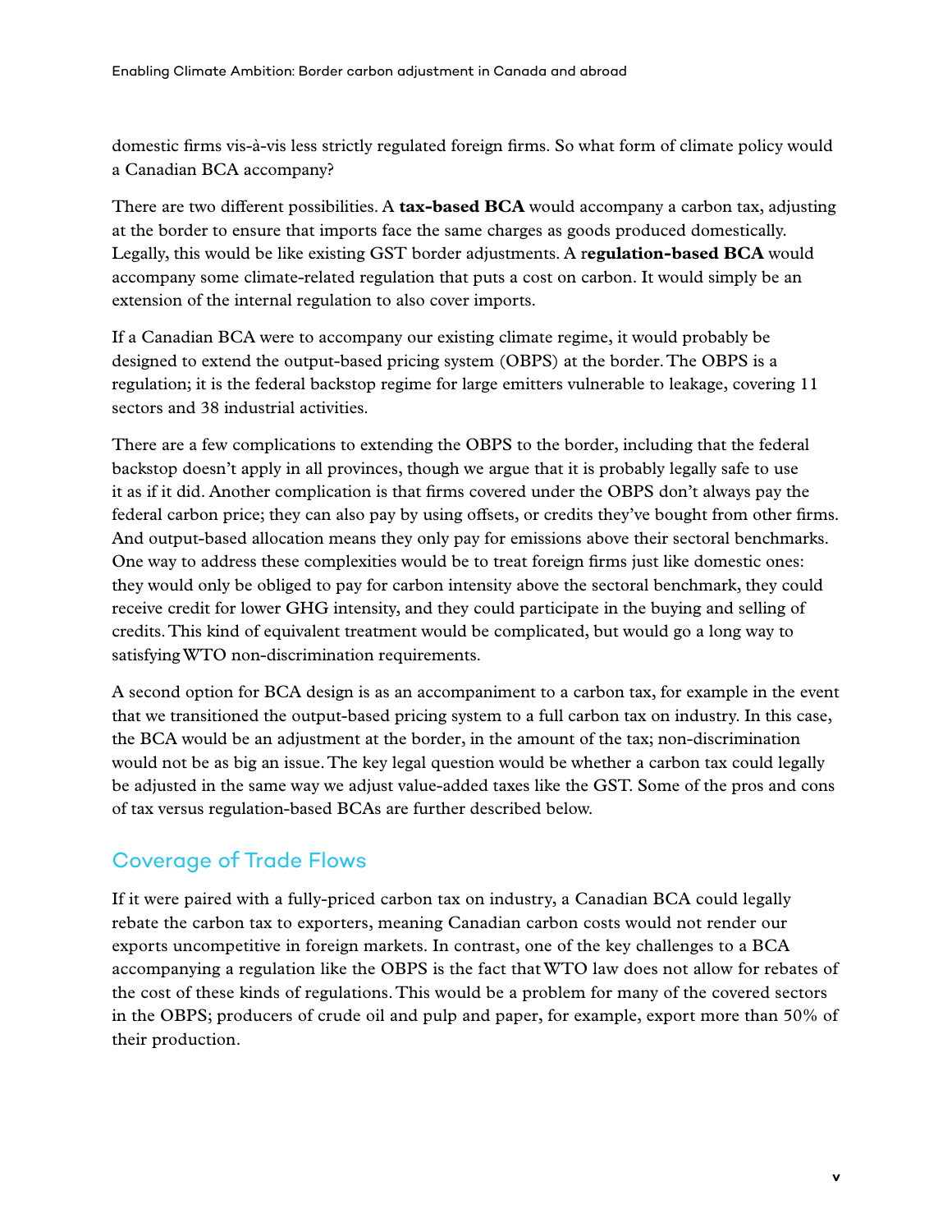domestic firms vis-à-vis less strictly regulated foreign firms. So what form of climate policy would a Canadian BCA accompany?

There are two different possibilities. A **tax-based BCA** would accompany a carbon tax, adjusting at the border to ensure that imports face the same charges as goods produced domestically. Legally, this would be like existing GST border adjustments. A **regulation-based BCA** would accompany some climate-related regulation that puts a cost on carbon. It would simply be an extension of the internal regulation to also cover imports.

If a Canadian BCA were to accompany our existing climate regime, it would probably be designed to extend the output-based pricing system (OBPS) at the border. The OBPS is a regulation; it is the federal backstop regime for large emitters vulnerable to leakage, covering 11 sectors and 38 industrial activities.

There are a few complications to extending the OBPS to the border, including that the federal backstop doesn't apply in all provinces, though we argue that it is probably legally safe to use it as if it did. Another complication is that firms covered under the OBPS don't always pay the federal carbon price; they can also pay by using offsets, or credits they've bought from other firms. And output-based allocation means they only pay for emissions above their sectoral benchmarks. One way to address these complexities would be to treat foreign firms just like domestic ones: they would only be obliged to pay for carbon intensity above the sectoral benchmark, they could receive credit for lower GHG intensity, and they could participate in the buying and selling of credits. This kind of equivalent treatment would be complicated, but would go a long way to satisfying WTO non-discrimination requirements.

A second option for BCA design is as an accompaniment to a carbon tax, for example in the event that we transitioned the output-based pricing system to a full carbon tax on industry. In this case, the BCA would be an adjustment at the border, in the amount of the tax; non-discrimination would not be as big an issue. The key legal question would be whether a carbon tax could legally be adjusted in the same way we adjust value-added taxes like the GST. Some of the pros and cons of tax versus regulation-based BCAs are further described below.

## Coverage of Trade Flows

If it were paired with a fully-priced carbon tax on industry, a Canadian BCA could legally rebate the carbon tax to exporters, meaning Canadian carbon costs would not render our exports uncompetitive in foreign markets. In contrast, one of the key challenges to a BCA accompanying a regulation like the OBPS is the fact that WTO law does not allow for rebates of the cost of these kinds of regulations. This would be a problem for many of the covered sectors in the OBPS; producers of crude oil and pulp and paper, for example, export more than 50% of their production.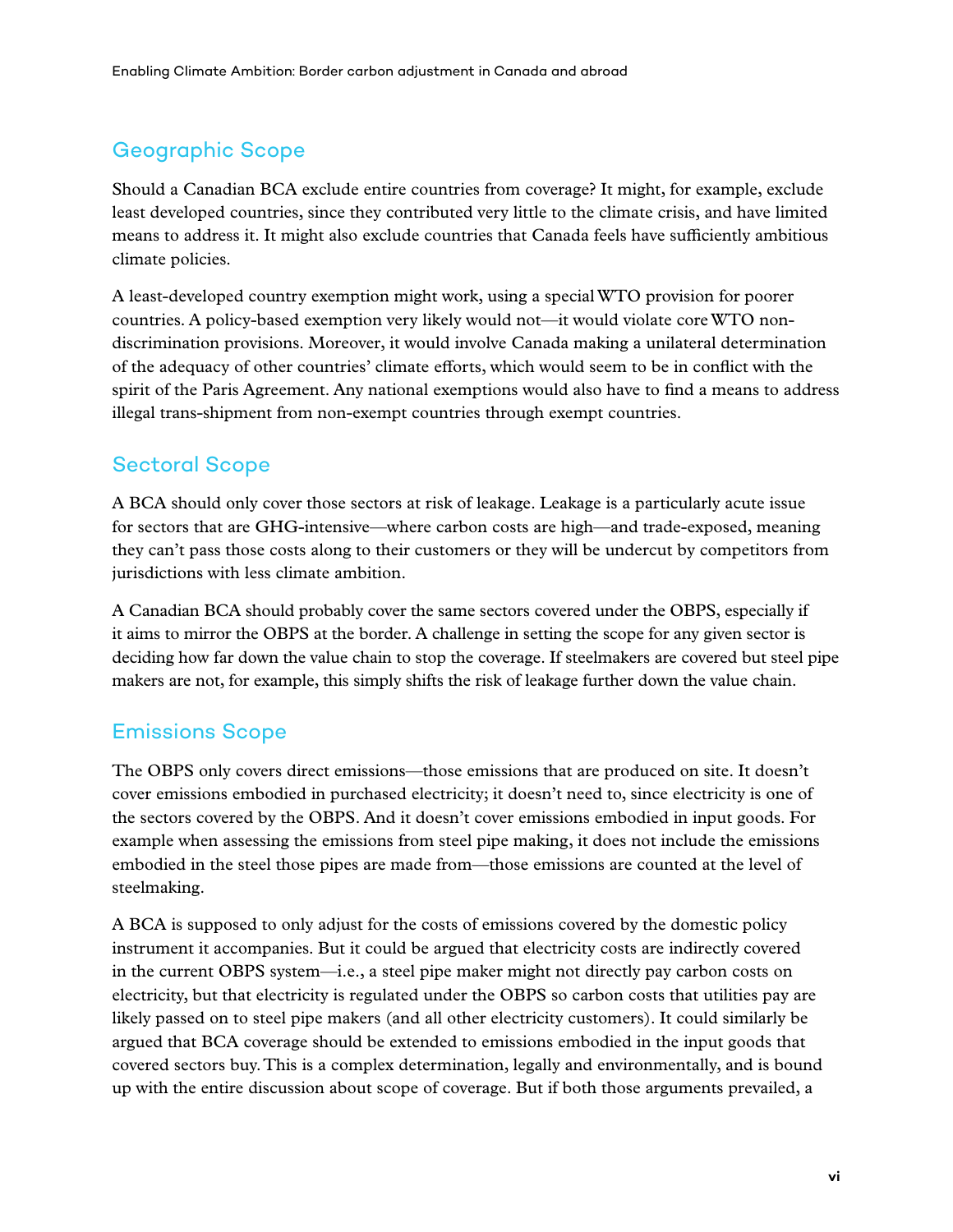## Geographic Scope

Should a Canadian BCA exclude entire countries from coverage? It might, for example, exclude least developed countries, since they contributed very little to the climate crisis, and have limited means to address it. It might also exclude countries that Canada feels have sufficiently ambitious climate policies.

A least-developed country exemption might work, using a special WTO provision for poorer countries. A policy-based exemption very likely would not—it would violate core WTO non-discrimination provisions. Moreover, it would involve Canada making a unilateral determination of the adequacy of other countries' climate efforts, which would seem to be in conflict with the spirit of the Paris Agreement. Any national exemptions would also have to find a means to address illegal trans-shipment from non-exempt countries through exempt countries.

## Sectoral Scope

A BCA should only cover those sectors at risk of leakage. Leakage is a particularly acute issue for sectors that are GHG-intensive—where carbon costs are high—and trade-exposed, meaning they can't pass those costs along to their customers or they will be undercut by competitors from jurisdictions with less climate ambition.

A Canadian BCA should probably cover the same sectors covered under the OBPS, especially if it aims to mirror the OBPS at the border. A challenge in setting the scope for any given sector is deciding how far down the value chain to stop the coverage. If steelmakers are covered but steel pipe makers are not, for example, this simply shifts the risk of leakage further down the value chain.

## Emissions Scope

The OBPS only covers direct emissions—those emissions that are produced on site. It doesn't cover emissions embodied in purchased electricity; it doesn't need to, since electricity is one of the sectors covered by the OBPS. And it doesn't cover emissions embodied in input goods. For example when assessing the emissions from steel pipe making, it does not include the emissions embodied in the steel those pipes are made from—those emissions are counted at the level of steelmaking.

A BCA is supposed to only adjust for the costs of emissions covered by the domestic policy instrument it accompanies. But it could be argued that electricity costs are indirectly covered in the current OBPS system—i.e., a steel pipe maker might not directly pay carbon costs on electricity, but that electricity is regulated under the OBPS so carbon costs that utilities pay are likely passed on to steel pipe makers (and all other electricity customers). It could similarly be argued that BCA coverage should be extended to emissions embodied in the input goods that covered sectors buy. This is a complex determination, legally and environmentally, and is bound up with the entire discussion about scope of coverage. But if both those arguments prevailed, a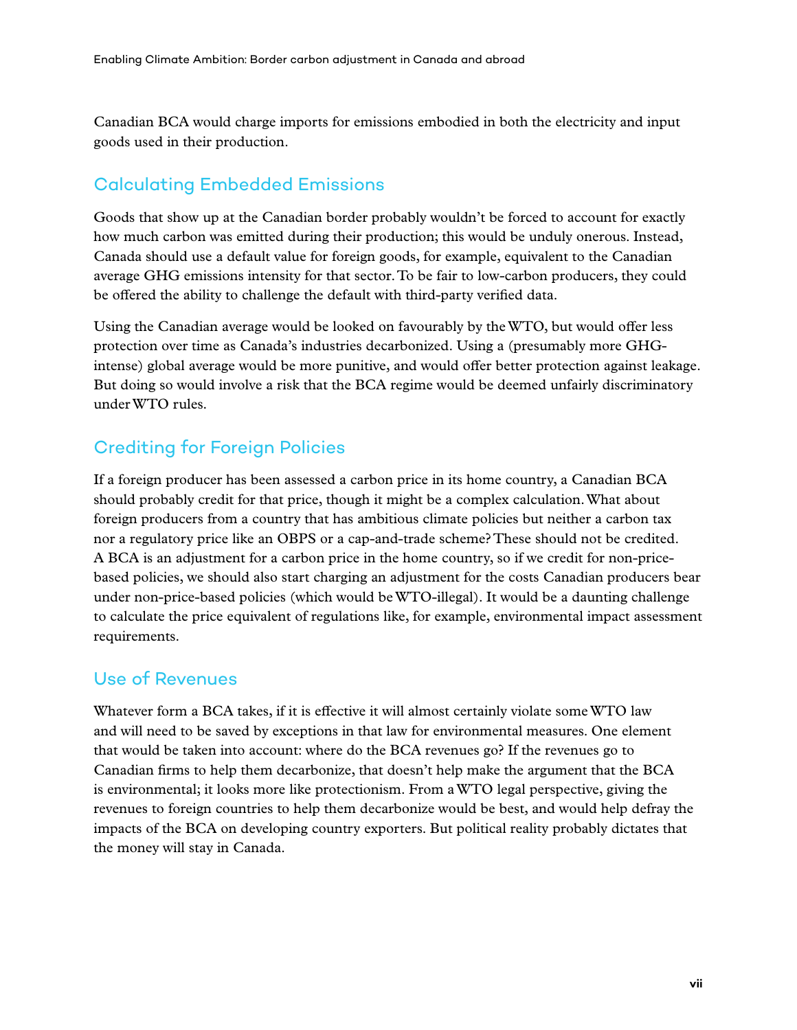Canadian BCA would charge imports for emissions embodied in both the electricity and input goods used in their production.

## Calculating Embedded Emissions

Goods that show up at the Canadian border probably wouldn't be forced to account for exactly how much carbon was emitted during their production; this would be unduly onerous. Instead, Canada should use a default value for foreign goods, for example, equivalent to the Canadian average GHG emissions intensity for that sector. To be fair to low-carbon producers, they could be offered the ability to challenge the default with third-party verified data.

Using the Canadian average would be looked on favourably by the WTO, but would offer less protection over time as Canada's industries decarbonized. Using a (presumably more GHG-intense) global average would be more punitive, and would offer better protection against leakage. But doing so would involve a risk that the BCA regime would be deemed unfairly discriminatory under WTO rules.

## Crediting for Foreign Policies

If a foreign producer has been assessed a carbon price in its home country, a Canadian BCA should probably credit for that price, though it might be a complex calculation. What about foreign producers from a country that has ambitious climate policies but neither a carbon tax nor a regulatory price like an OBPS or a cap-and-trade scheme? These should not be credited. A BCA is an adjustment for a carbon price in the home country, so if we credit for non-price-based policies, we should also start charging an adjustment for the costs Canadian producers bear under non-price-based policies (which would be WTO-illegal). It would be a daunting challenge to calculate the price equivalent of regulations like, for example, environmental impact assessment requirements.

## Use of Revenues

Whatever form a BCA takes, if it is effective it will almost certainly violate some WTO law and will need to be saved by exceptions in that law for environmental measures. One element that would be taken into account: where do the BCA revenues go? If the revenues go to Canadian firms to help them decarbonize, that doesn't help make the argument that the BCA is environmental; it looks more like protectionism. From a WTO legal perspective, giving the revenues to foreign countries to help them decarbonize would be best, and would help defray the impacts of the BCA on developing country exporters. But political reality probably dictates that the money will stay in Canada.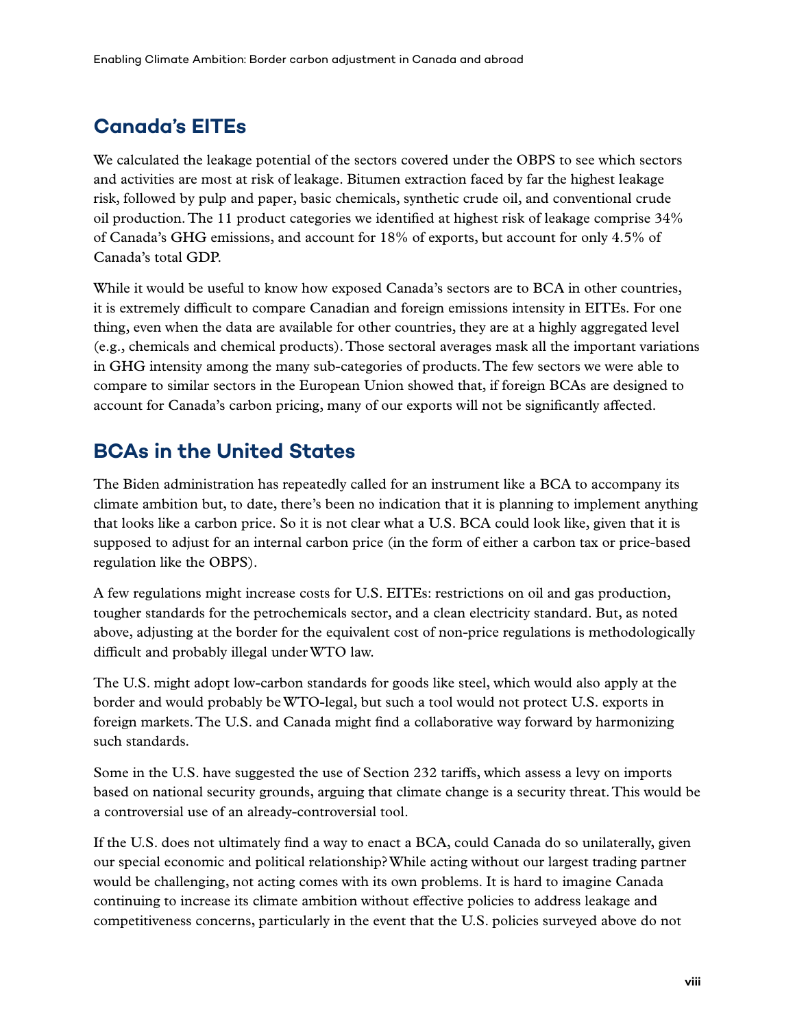## Canada's EITEs

We calculated the leakage potential of the sectors covered under the OBPS to see which sectors and activities are most at risk of leakage. Bitumen extraction faced by far the highest leakage risk, followed by pulp and paper, basic chemicals, synthetic crude oil, and conventional crude oil production. The 11 product categories we identified at highest risk of leakage comprise 34% of Canada's GHG emissions, and account for 18% of exports, but account for only 4.5% of Canada's total GDP.

While it would be useful to know how exposed Canada's sectors are to BCA in other countries, it is extremely difficult to compare Canadian and foreign emissions intensity in EITEs. For one thing, even when the data are available for other countries, they are at a highly aggregated level (e.g., chemicals and chemical products). Those sectoral averages mask all the important variations in GHG intensity among the many sub-categories of products. The few sectors we were able to compare to similar sectors in the European Union showed that, if foreign BCAs are designed to account for Canada's carbon pricing, many of our exports will not be significantly affected.

## BCAs in the United States

The Biden administration has repeatedly called for an instrument like a BCA to accompany its climate ambition but, to date, there's been no indication that it is planning to implement anything that looks like a carbon price. So it is not clear what a U.S. BCA could look like, given that it is supposed to adjust for an internal carbon price (in the form of either a carbon tax or price-based regulation like the OBPS).

A few regulations might increase costs for U.S. EITEs: restrictions on oil and gas production, tougher standards for the petrochemicals sector, and a clean electricity standard. But, as noted above, adjusting at the border for the equivalent cost of non-price regulations is methodologically difficult and probably illegal under WTO law.

The U.S. might adopt low-carbon standards for goods like steel, which would also apply at the border and would probably be WTO-legal, but such a tool would not protect U.S. exports in foreign markets. The U.S. and Canada might find a collaborative way forward by harmonizing such standards.

Some in the U.S. have suggested the use of Section 232 tariffs, which assess a levy on imports based on national security grounds, arguing that climate change is a security threat. This would be a controversial use of an already-controversial tool.

If the U.S. does not ultimately find a way to enact a BCA, could Canada do so unilaterally, given our special economic and political relationship? While acting without our largest trading partner would be challenging, not acting comes with its own problems. It is hard to imagine Canada continuing to increase its climate ambition without effective policies to address leakage and competitiveness concerns, particularly in the event that the U.S. policies surveyed above do not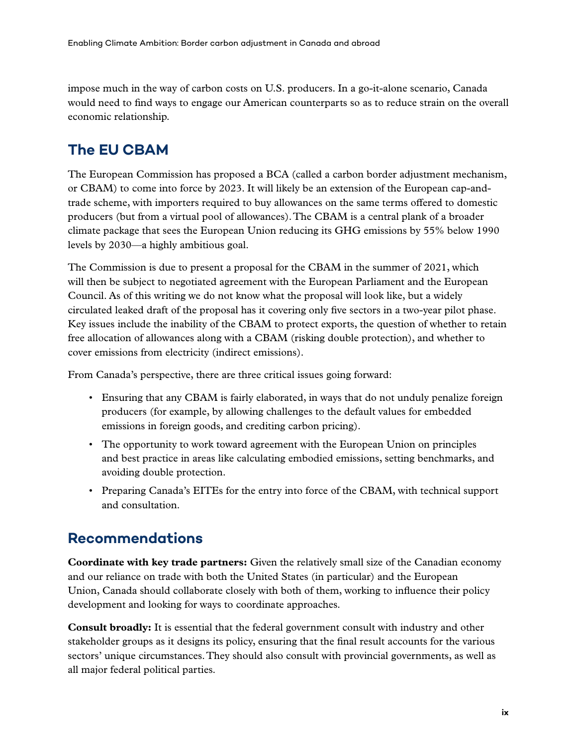impose much in the way of carbon costs on U.S. producers. In a go-it-alone scenario, Canada would need to find ways to engage our American counterparts so as to reduce strain on the overall economic relationship.

## The EU CBAM

The European Commission has proposed a BCA (called a carbon border adjustment mechanism, or CBAM) to come into force by 2023. It will likely be an extension of the European cap-and-trade scheme, with importers required to buy allowances on the same terms offered to domestic producers (but from a virtual pool of allowances). The CBAM is a central plank of a broader climate package that sees the European Union reducing its GHG emissions by 55% below 1990 levels by 2030—a highly ambitious goal.

The Commission is due to present a proposal for the CBAM in the summer of 2021, which will then be subject to negotiated agreement with the European Parliament and the European Council. As of this writing we do not know what the proposal will look like, but a widely circulated leaked draft of the proposal has it covering only five sectors in a two-year pilot phase. Key issues include the inability of the CBAM to protect exports, the question of whether to retain free allocation of allowances along with a CBAM (risking double protection), and whether to cover emissions from electricity (indirect emissions).

From Canada's perspective, there are three critical issues going forward:

- Ensuring that any CBAM is fairly elaborated, in ways that do not unduly penalize foreign producers (for example, by allowing challenges to the default values for embedded emissions in foreign goods, and crediting carbon pricing).
- The opportunity to work toward agreement with the European Union on principles and best practice in areas like calculating embodied emissions, setting benchmarks, and avoiding double protection.
- Preparing Canada's EITEs for the entry into force of the CBAM, with technical support and consultation.

## Recommendations

**Coordinate with key trade partners:** Given the relatively small size of the Canadian economy and our reliance on trade with both the United States (in particular) and the European Union, Canada should collaborate closely with both of them, working to influence their policy development and looking for ways to coordinate approaches.

**Consult broadly:** It is essential that the federal government consult with industry and other stakeholder groups as it designs its policy, ensuring that the final result accounts for the various sectors' unique circumstances. They should also consult with provincial governments, as well as all major federal political parties.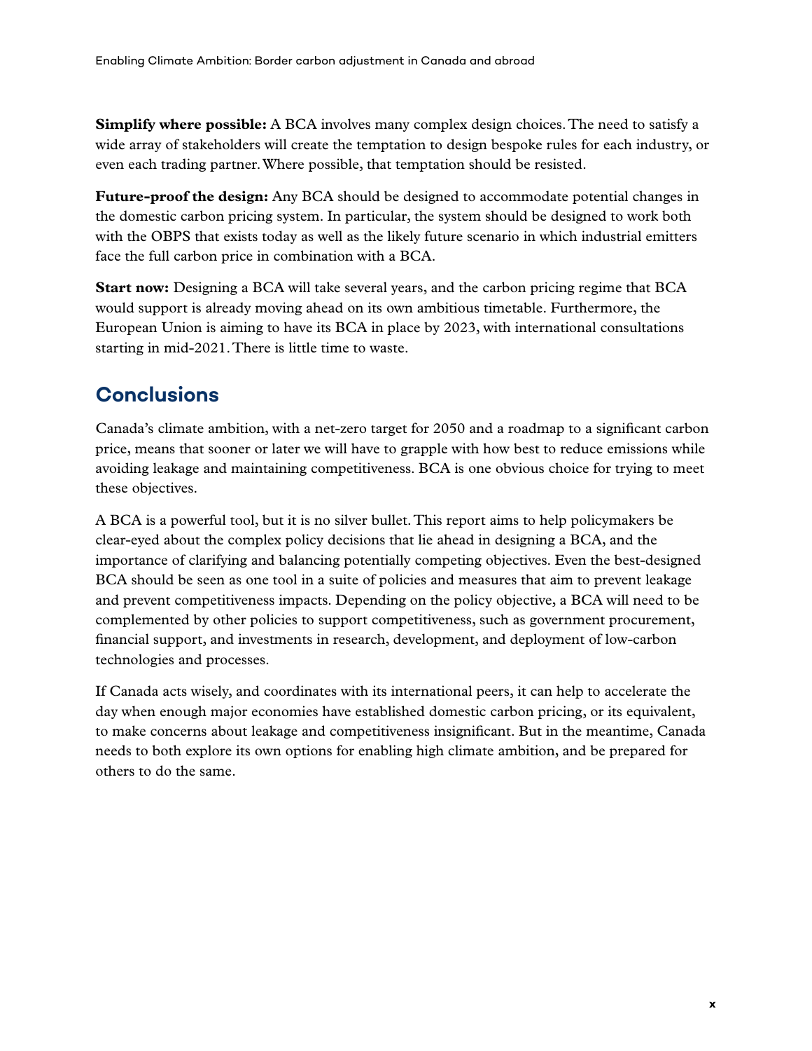**Simplify where possible:** A BCA involves many complex design choices. The need to satisfy a wide array of stakeholders will create the temptation to design bespoke rules for each industry, or even each trading partner. Where possible, that temptation should be resisted.

**Future-proof the design:** Any BCA should be designed to accommodate potential changes in the domestic carbon pricing system. In particular, the system should be designed to work both with the OBPS that exists today as well as the likely future scenario in which industrial emitters face the full carbon price in combination with a BCA.

**Start now:** Designing a BCA will take several years, and the carbon pricing regime that BCA would support is already moving ahead on its own ambitious timetable. Furthermore, the European Union is aiming to have its BCA in place by 2023, with international consultations starting in mid-2021. There is little time to waste.

## Conclusions

Canada's climate ambition, with a net-zero target for 2050 and a roadmap to a significant carbon price, means that sooner or later we will have to grapple with how best to reduce emissions while avoiding leakage and maintaining competitiveness. BCA is one obvious choice for trying to meet these objectives.

A BCA is a powerful tool, but it is no silver bullet. This report aims to help policymakers be clear-eyed about the complex policy decisions that lie ahead in designing a BCA, and the importance of clarifying and balancing potentially competing objectives. Even the best-designed BCA should be seen as one tool in a suite of policies and measures that aim to prevent leakage and prevent competitiveness impacts. Depending on the policy objective, a BCA will need to be complemented by other policies to support competitiveness, such as government procurement, financial support, and investments in research, development, and deployment of low-carbon technologies and processes.

If Canada acts wisely, and coordinates with its international peers, it can help to accelerate the day when enough major economies have established domestic carbon pricing, or its equivalent, to make concerns about leakage and competitiveness insignificant. But in the meantime, Canada needs to both explore its own options for enabling high climate ambition, and be prepared for others to do the same.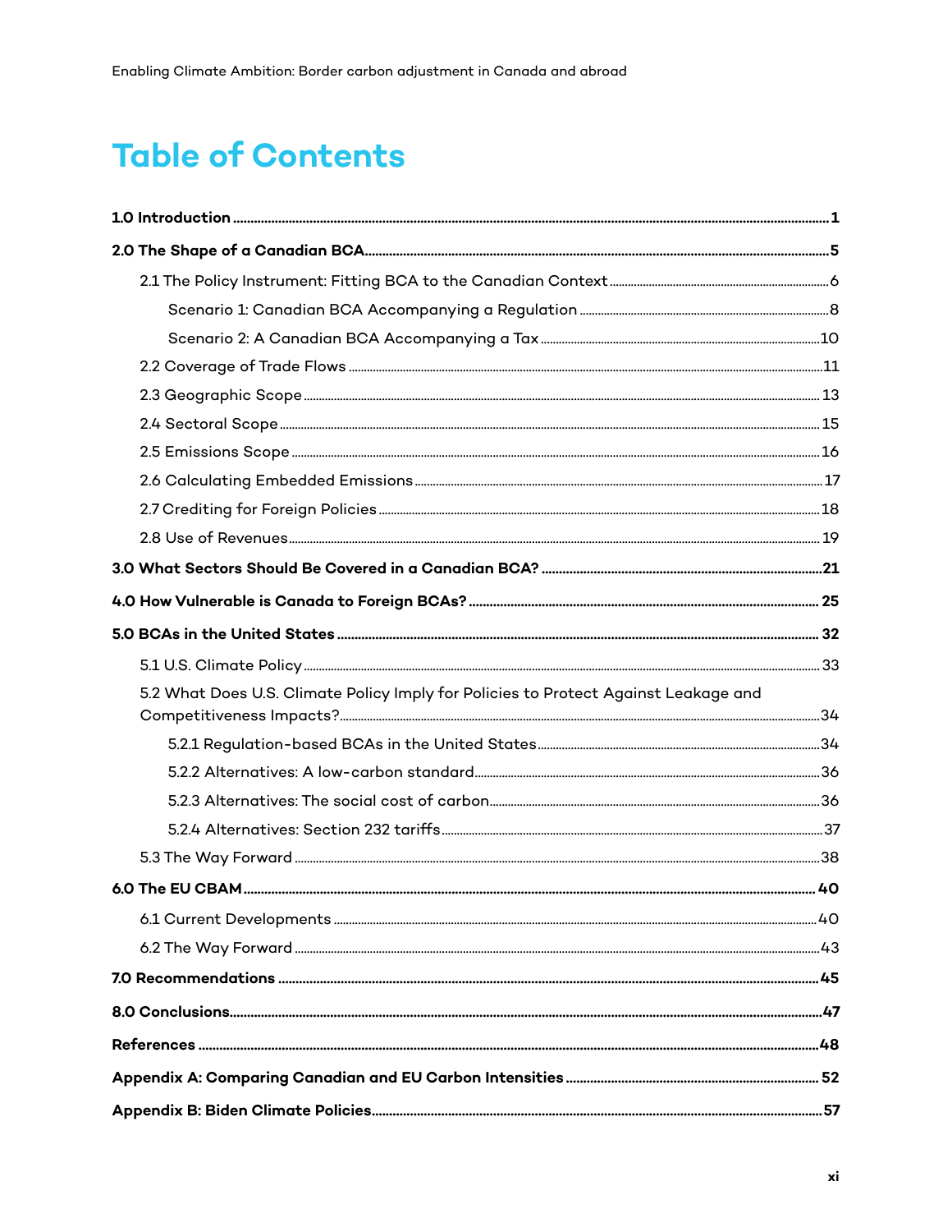# Table of Contents

**1.0 Introduction** ..... 1

**2.0 The Shape of a Canadian BCA** ..... 5

- 2.1 The Policy Instrument: Fitting BCA to the Canadian Context ..... 6
  - Scenario 1: Canadian BCA Accompanying a Regulation ..... 8
  - Scenario 2: A Canadian BCA Accompanying a Tax ..... 10
- 2.2 Coverage of Trade Flows ..... 11
- 2.3 Geographic Scope ..... 13
- 2.4 Sectoral Scope ..... 15
- 2.5 Emissions Scope ..... 16
- 2.6 Calculating Embedded Emissions ..... 17
- 2.7 Crediting for Foreign Policies ..... 18
- 2.8 Use of Revenues ..... 19

**3.0 What Sectors Should Be Covered in a Canadian BCA?** ..... 21

**4.0 How Vulnerable is Canada to Foreign BCAs?** ..... 25

**5.0 BCAs in the United States** ..... 32

- 5.1 U.S. Climate Policy ..... 33
- 5.2 What Does U.S. Climate Policy Imply for Policies to Protect Against Leakage and Competitiveness Impacts? ..... 34
  - 5.2.1 Regulation-based BCAs in the United States ..... 34
  - 5.2.2 Alternatives: A low-carbon standard ..... 36
  - 5.2.3 Alternatives: The social cost of carbon ..... 36
  - 5.2.4 Alternatives: Section 232 tariffs ..... 37
- 5.3 The Way Forward ..... 38

**6.0 The EU CBAM** ..... 40

- 6.1 Current Developments ..... 40
- 6.2 The Way Forward ..... 43

**7.0 Recommendations** ..... 45

**8.0 Conclusions** ..... 47

**References** ..... 48

**Appendix A: Comparing Canadian and EU Carbon Intensities** ..... 52

**Appendix B: Biden Climate Policies** ..... 57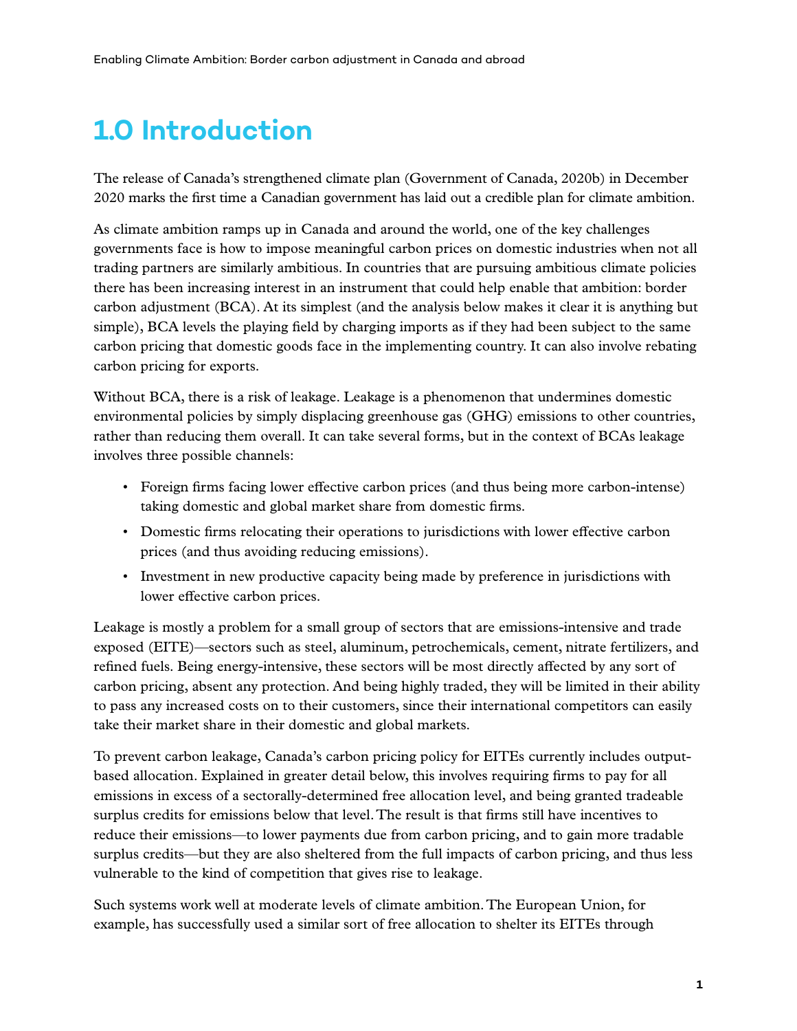# 1.0 Introduction

The release of Canada's strengthened climate plan (Government of Canada, 2020b) in December 2020 marks the first time a Canadian government has laid out a credible plan for climate ambition.

As climate ambition ramps up in Canada and around the world, one of the key challenges governments face is how to impose meaningful carbon prices on domestic industries when not all trading partners are similarly ambitious. In countries that are pursuing ambitious climate policies there has been increasing interest in an instrument that could help enable that ambition: border carbon adjustment (BCA). At its simplest (and the analysis below makes it clear it is anything but simple), BCA levels the playing field by charging imports as if they had been subject to the same carbon pricing that domestic goods face in the implementing country. It can also involve rebating carbon pricing for exports.

Without BCA, there is a risk of leakage. Leakage is a phenomenon that undermines domestic environmental policies by simply displacing greenhouse gas (GHG) emissions to other countries, rather than reducing them overall. It can take several forms, but in the context of BCAs leakage involves three possible channels:

- Foreign firms facing lower effective carbon prices (and thus being more carbon-intense) taking domestic and global market share from domestic firms.
- Domestic firms relocating their operations to jurisdictions with lower effective carbon prices (and thus avoiding reducing emissions).
- Investment in new productive capacity being made by preference in jurisdictions with lower effective carbon prices.

Leakage is mostly a problem for a small group of sectors that are emissions-intensive and trade exposed (EITE)—sectors such as steel, aluminum, petrochemicals, cement, nitrate fertilizers, and refined fuels. Being energy-intensive, these sectors will be most directly affected by any sort of carbon pricing, absent any protection. And being highly traded, they will be limited in their ability to pass any increased costs on to their customers, since their international competitors can easily take their market share in their domestic and global markets.

To prevent carbon leakage, Canada's carbon pricing policy for EITEs currently includes output-based allocation. Explained in greater detail below, this involves requiring firms to pay for all emissions in excess of a sectorally-determined free allocation level, and being granted tradeable surplus credits for emissions below that level. The result is that firms still have incentives to reduce their emissions—to lower payments due from carbon pricing, and to gain more tradable surplus credits—but they are also sheltered from the full impacts of carbon pricing, and thus less vulnerable to the kind of competition that gives rise to leakage.

Such systems work well at moderate levels of climate ambition. The European Union, for example, has successfully used a similar sort of free allocation to shelter its EITEs through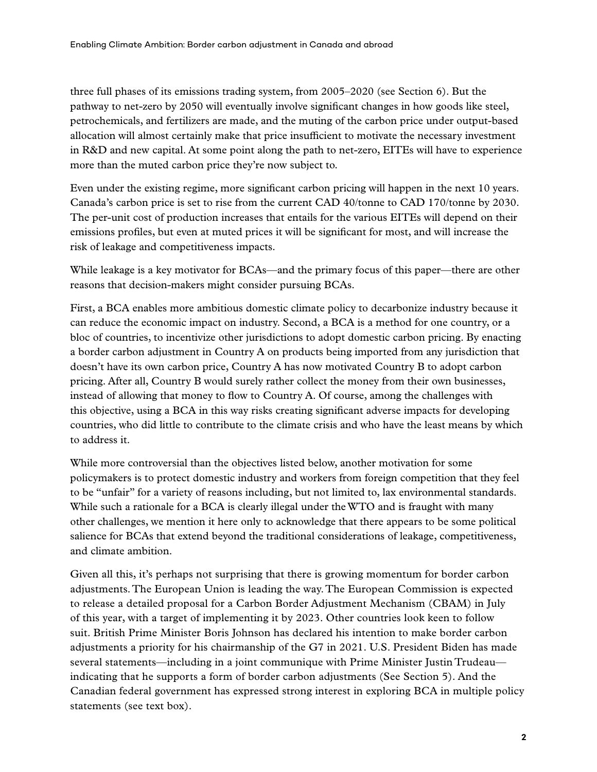three full phases of its emissions trading system, from 2005–2020 (see Section 6). But the pathway to net-zero by 2050 will eventually involve significant changes in how goods like steel, petrochemicals, and fertilizers are made, and the muting of the carbon price under output-based allocation will almost certainly make that price insufficient to motivate the necessary investment in R&D and new capital. At some point along the path to net-zero, EITEs will have to experience more than the muted carbon price they're now subject to.

Even under the existing regime, more significant carbon pricing will happen in the next 10 years. Canada's carbon price is set to rise from the current CAD 40/tonne to CAD 170/tonne by 2030. The per-unit cost of production increases that entails for the various EITEs will depend on their emissions profiles, but even at muted prices it will be significant for most, and will increase the risk of leakage and competitiveness impacts.

While leakage is a key motivator for BCAs—and the primary focus of this paper—there are other reasons that decision-makers might consider pursuing BCAs.

First, a BCA enables more ambitious domestic climate policy to decarbonize industry because it can reduce the economic impact on industry. Second, a BCA is a method for one country, or a bloc of countries, to incentivize other jurisdictions to adopt domestic carbon pricing. By enacting a border carbon adjustment in Country A on products being imported from any jurisdiction that doesn't have its own carbon price, Country A has now motivated Country B to adopt carbon pricing. After all, Country B would surely rather collect the money from their own businesses, instead of allowing that money to flow to Country A. Of course, among the challenges with this objective, using a BCA in this way risks creating significant adverse impacts for developing countries, who did little to contribute to the climate crisis and who have the least means by which to address it.

While more controversial than the objectives listed below, another motivation for some policymakers is to protect domestic industry and workers from foreign competition that they feel to be "unfair" for a variety of reasons including, but not limited to, lax environmental standards. While such a rationale for a BCA is clearly illegal under the WTO and is fraught with many other challenges, we mention it here only to acknowledge that there appears to be some political salience for BCAs that extend beyond the traditional considerations of leakage, competitiveness, and climate ambition.

Given all this, it's perhaps not surprising that there is growing momentum for border carbon adjustments. The European Union is leading the way. The European Commission is expected to release a detailed proposal for a Carbon Border Adjustment Mechanism (CBAM) in July of this year, with a target of implementing it by 2023. Other countries look keen to follow suit. British Prime Minister Boris Johnson has declared his intention to make border carbon adjustments a priority for his chairmanship of the G7 in 2021. U.S. President Biden has made several statements—including in a joint communique with Prime Minister Justin Trudeau—indicating that he supports a form of border carbon adjustments (See Section 5). And the Canadian federal government has expressed strong interest in exploring BCA in multiple policy statements (see text box).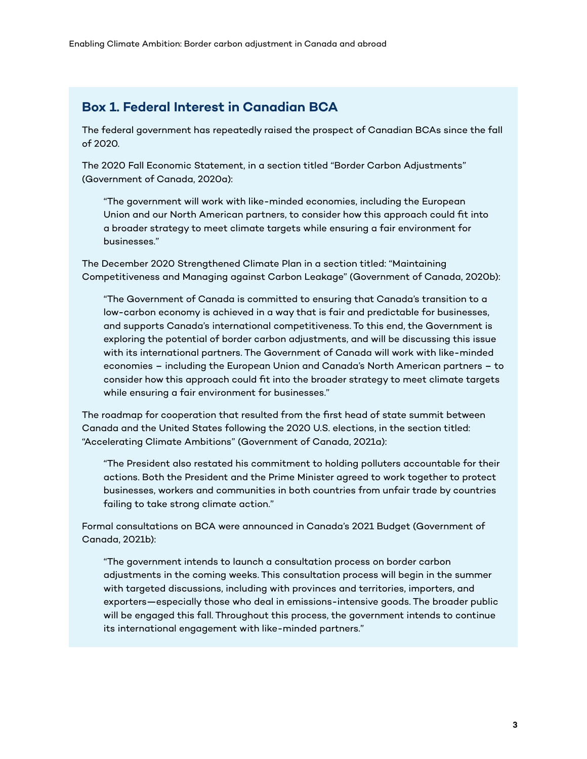## Box 1. Federal Interest in Canadian BCA

The federal government has repeatedly raised the prospect of Canadian BCAs since the fall of 2020.

The 2020 Fall Economic Statement, in a section titled "Border Carbon Adjustments" (Government of Canada, 2020a):

> "The government will work with like-minded economies, including the European Union and our North American partners, to consider how this approach could fit into a broader strategy to meet climate targets while ensuring a fair environment for businesses."

The December 2020 Strengthened Climate Plan in a section titled: "Maintaining Competitiveness and Managing against Carbon Leakage" (Government of Canada, 2020b):

> "The Government of Canada is committed to ensuring that Canada's transition to a low-carbon economy is achieved in a way that is fair and predictable for businesses, and supports Canada's international competitiveness. To this end, the Government is exploring the potential of border carbon adjustments, and will be discussing this issue with its international partners. The Government of Canada will work with like-minded economies – including the European Union and Canada's North American partners – to consider how this approach could fit into the broader strategy to meet climate targets while ensuring a fair environment for businesses."

The roadmap for cooperation that resulted from the first head of state summit between Canada and the United States following the 2020 U.S. elections, in the section titled: "Accelerating Climate Ambitions" (Government of Canada, 2021a):

> "The President also restated his commitment to holding polluters accountable for their actions. Both the President and the Prime Minister agreed to work together to protect businesses, workers and communities in both countries from unfair trade by countries failing to take strong climate action."

Formal consultations on BCA were announced in Canada's 2021 Budget (Government of Canada, 2021b):

> "The government intends to launch a consultation process on border carbon adjustments in the coming weeks. This consultation process will begin in the summer with targeted discussions, including with provinces and territories, importers, and exporters—especially those who deal in emissions-intensive goods. The broader public will be engaged this fall. Throughout this process, the government intends to continue its international engagement with like-minded partners."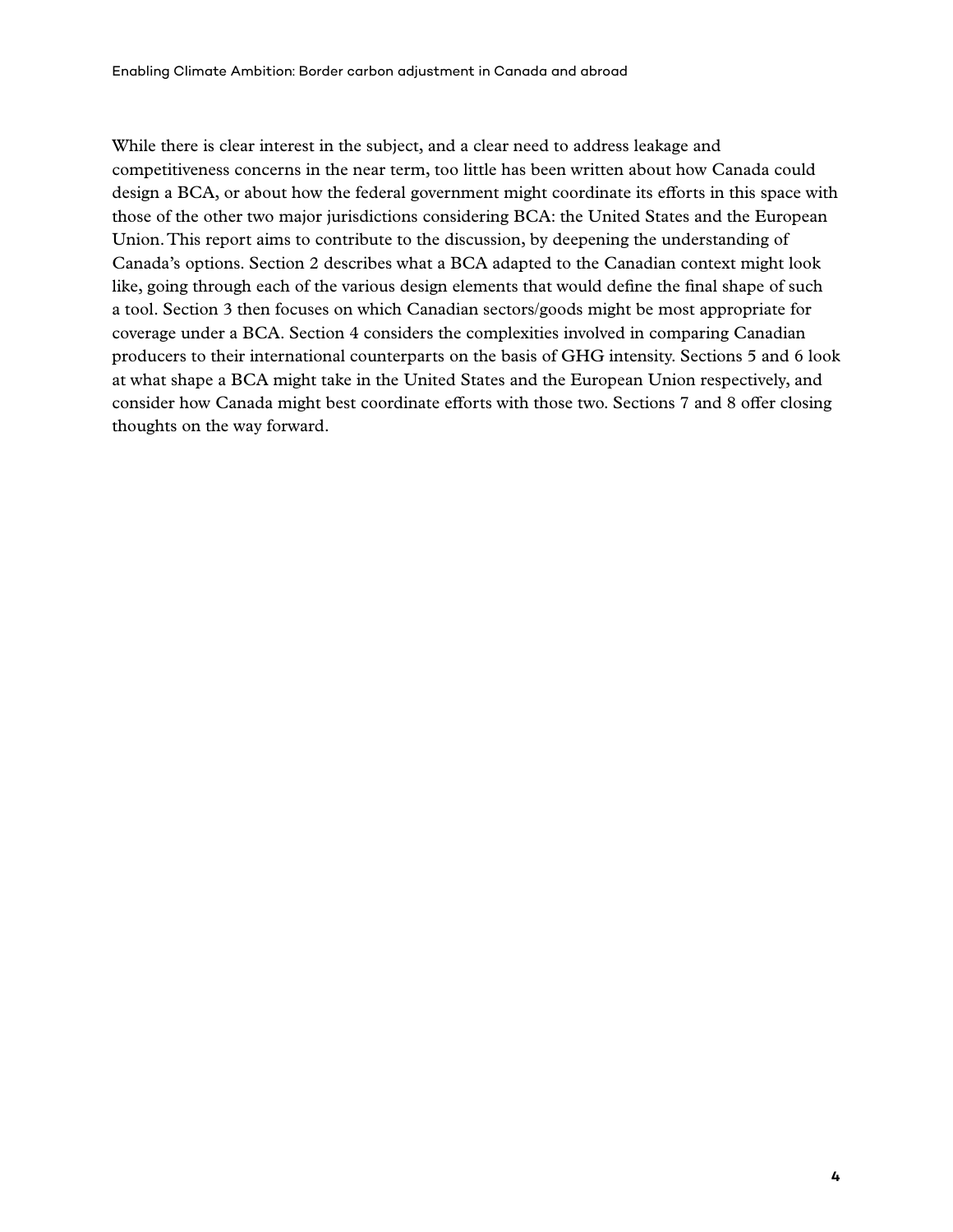While there is clear interest in the subject, and a clear need to address leakage and competitiveness concerns in the near term, too little has been written about how Canada could design a BCA, or about how the federal government might coordinate its efforts in this space with those of the other two major jurisdictions considering BCA: the United States and the European Union. This report aims to contribute to the discussion, by deepening the understanding of Canada's options. Section 2 describes what a BCA adapted to the Canadian context might look like, going through each of the various design elements that would define the final shape of such a tool. Section 3 then focuses on which Canadian sectors/goods might be most appropriate for coverage under a BCA. Section 4 considers the complexities involved in comparing Canadian producers to their international counterparts on the basis of GHG intensity. Sections 5 and 6 look at what shape a BCA might take in the United States and the European Union respectively, and consider how Canada might best coordinate efforts with those two. Sections 7 and 8 offer closing thoughts on the way forward.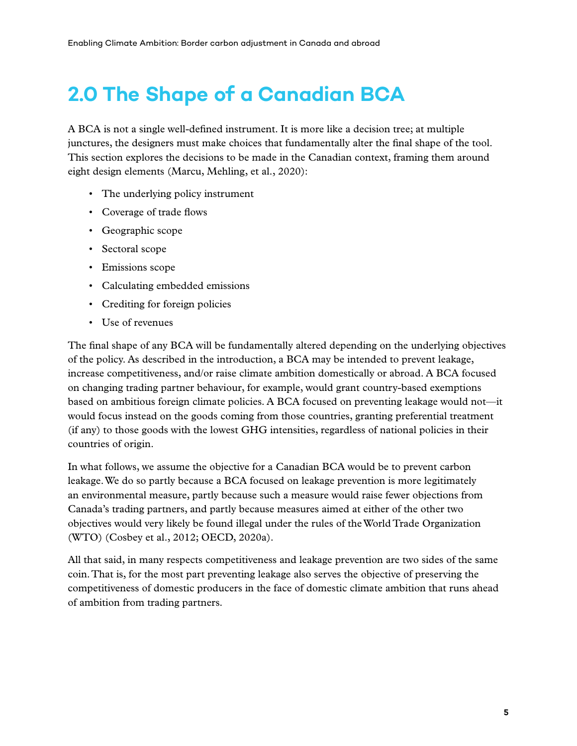# 2.0 The Shape of a Canadian BCA

A BCA is not a single well-defined instrument. It is more like a decision tree; at multiple junctures, the designers must make choices that fundamentally alter the final shape of the tool. This section explores the decisions to be made in the Canadian context, framing them around eight design elements (Marcu, Mehling, et al., 2020):

- The underlying policy instrument
- Coverage of trade flows
- Geographic scope
- Sectoral scope
- Emissions scope
- Calculating embedded emissions
- Crediting for foreign policies
- Use of revenues

The final shape of any BCA will be fundamentally altered depending on the underlying objectives of the policy. As described in the introduction, a BCA may be intended to prevent leakage, increase competitiveness, and/or raise climate ambition domestically or abroad. A BCA focused on changing trading partner behaviour, for example, would grant country-based exemptions based on ambitious foreign climate policies. A BCA focused on preventing leakage would not—it would focus instead on the goods coming from those countries, granting preferential treatment (if any) to those goods with the lowest GHG intensities, regardless of national policies in their countries of origin.

In what follows, we assume the objective for a Canadian BCA would be to prevent carbon leakage. We do so partly because a BCA focused on leakage prevention is more legitimately an environmental measure, partly because such a measure would raise fewer objections from Canada's trading partners, and partly because measures aimed at either of the other two objectives would very likely be found illegal under the rules of the World Trade Organization (WTO) (Cosbey et al., 2012; OECD, 2020a).

All that said, in many respects competitiveness and leakage prevention are two sides of the same coin. That is, for the most part preventing leakage also serves the objective of preserving the competitiveness of domestic producers in the face of domestic climate ambition that runs ahead of ambition from trading partners.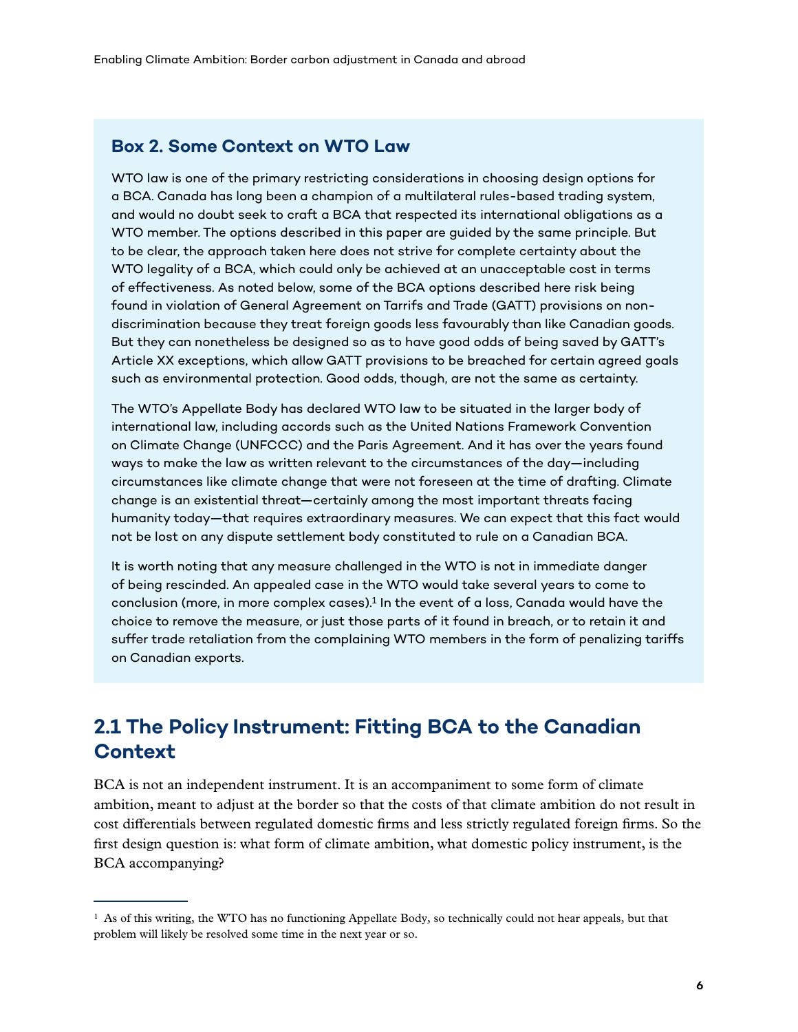### Box 2. Some Context on WTO Law

WTO law is one of the primary restricting considerations in choosing design options for a BCA. Canada has long been a champion of a multilateral rules-based trading system, and would no doubt seek to craft a BCA that respected its international obligations as a WTO member. The options described in this paper are guided by the same principle. But to be clear, the approach taken here does not strive for complete certainty about the WTO legality of a BCA, which could only be achieved at an unacceptable cost in terms of effectiveness. As noted below, some of the BCA options described here risk being found in violation of General Agreement on Tariffs and Trade (GATT) provisions on non-discrimination because they treat foreign goods less favourably than like Canadian goods. But they can nonetheless be designed so as to have good odds of being saved by GATT's Article XX exceptions, which allow GATT provisions to be breached for certain agreed goals such as environmental protection. Good odds, though, are not the same as certainty.

The WTO's Appellate Body has declared WTO law to be situated in the larger body of international law, including accords such as the United Nations Framework Convention on Climate Change (UNFCCC) and the Paris Agreement. And it has over the years found ways to make the law as written relevant to the circumstances of the day—including circumstances like climate change that were not foreseen at the time of drafting. Climate change is an existential threat—certainly among the most important threats facing humanity today—that requires extraordinary measures. We can expect that this fact would not be lost on any dispute settlement body constituted to rule on a Canadian BCA.

It is worth noting that any measure challenged in the WTO is not in immediate danger of being rescinded. An appealed case in the WTO would take several years to come to conclusion (more, in more complex cases).[1] In the event of a loss, Canada would have the choice to remove the measure, or just those parts of it found in breach, or to retain it and suffer trade retaliation from the complaining WTO members in the form of penalizing tariffs on Canadian exports.

## 2.1 The Policy Instrument: Fitting BCA to the Canadian Context

BCA is not an independent instrument. It is an accompaniment to some form of climate ambition, meant to adjust at the border so that the costs of that climate ambition do not result in cost differentials between regulated domestic firms and less strictly regulated foreign firms. So the first design question is: what form of climate ambition, what domestic policy instrument, is the BCA accompanying?

---

[1] As of this writing, the WTO has no functioning Appellate Body, so technically could not hear appeals, but that problem will likely be resolved some time in the next year or so.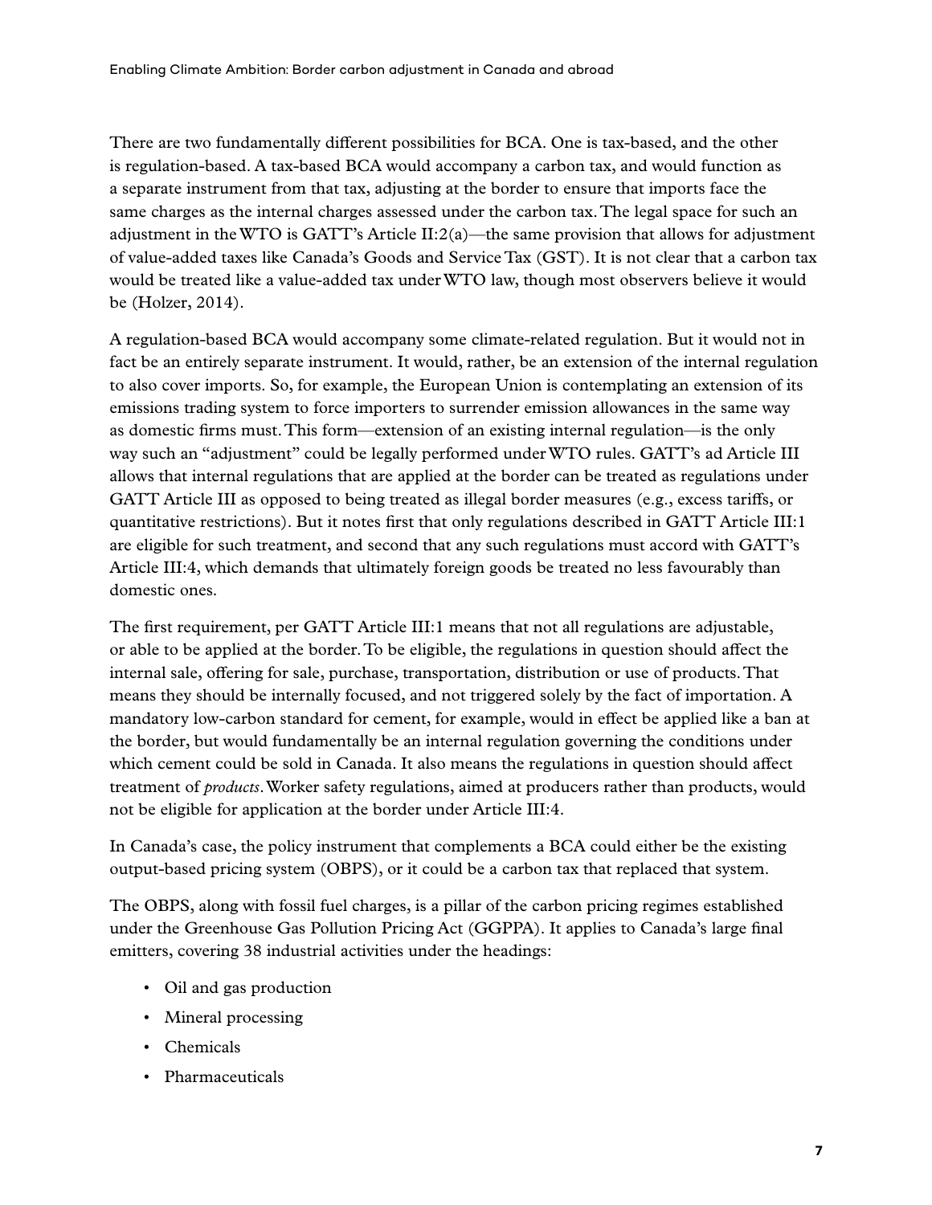There are two fundamentally different possibilities for BCA. One is tax-based, and the other is regulation-based. A tax-based BCA would accompany a carbon tax, and would function as a separate instrument from that tax, adjusting at the border to ensure that imports face the same charges as the internal charges assessed under the carbon tax. The legal space for such an adjustment in the WTO is GATT's Article II:2(a)—the same provision that allows for adjustment of value-added taxes like Canada's Goods and Service Tax (GST). It is not clear that a carbon tax would be treated like a value-added tax under WTO law, though most observers believe it would be (Holzer, 2014).

A regulation-based BCA would accompany some climate-related regulation. But it would not in fact be an entirely separate instrument. It would, rather, be an extension of the internal regulation to also cover imports. So, for example, the European Union is contemplating an extension of its emissions trading system to force importers to surrender emission allowances in the same way as domestic firms must. This form—extension of an existing internal regulation—is the only way such an "adjustment" could be legally performed under WTO rules. GATT's ad Article III allows that internal regulations that are applied at the border can be treated as regulations under GATT Article III as opposed to being treated as illegal border measures (e.g., excess tariffs, or quantitative restrictions). But it notes first that only regulations described in GATT Article III:1 are eligible for such treatment, and second that any such regulations must accord with GATT's Article III:4, which demands that ultimately foreign goods be treated no less favourably than domestic ones.

The first requirement, per GATT Article III:1 means that not all regulations are adjustable, or able to be applied at the border. To be eligible, the regulations in question should affect the internal sale, offering for sale, purchase, transportation, distribution or use of products. That means they should be internally focused, and not triggered solely by the fact of importation. A mandatory low-carbon standard for cement, for example, would in effect be applied like a ban at the border, but would fundamentally be an internal regulation governing the conditions under which cement could be sold in Canada. It also means the regulations in question should affect treatment of *products*. Worker safety regulations, aimed at producers rather than products, would not be eligible for application at the border under Article III:4.

In Canada's case, the policy instrument that complements a BCA could either be the existing output-based pricing system (OBPS), or it could be a carbon tax that replaced that system.

The OBPS, along with fossil fuel charges, is a pillar of the carbon pricing regimes established under the Greenhouse Gas Pollution Pricing Act (GGPPA). It applies to Canada's large final emitters, covering 38 industrial activities under the headings:

- Oil and gas production
- Mineral processing
- Chemicals
- Pharmaceuticals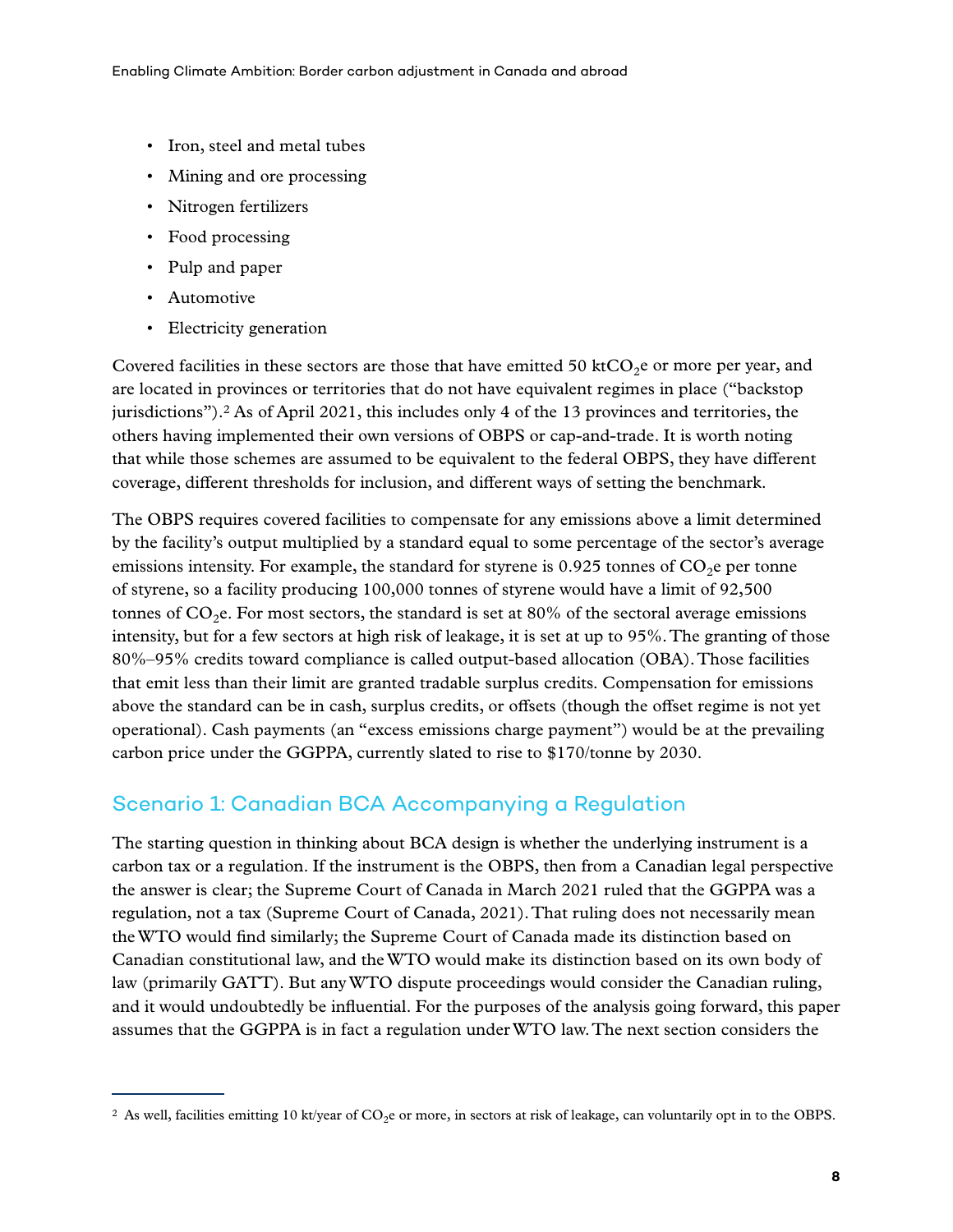- Iron, steel and metal tubes
- Mining and ore processing
- Nitrogen fertilizers
- Food processing
- Pulp and paper
- Automotive
- Electricity generation

Covered facilities in these sectors are those that have emitted 50 kt$CO_2$e or more per year, and are located in provinces or territories that do not have equivalent regimes in place ("backstop jurisdictions").[2] As of April 2021, this includes only 4 of the 13 provinces and territories, the others having implemented their own versions of OBPS or cap-and-trade. It is worth noting that while those schemes are assumed to be equivalent to the federal OBPS, they have different coverage, different thresholds for inclusion, and different ways of setting the benchmark.

The OBPS requires covered facilities to compensate for any emissions above a limit determined by the facility's output multiplied by a standard equal to some percentage of the sector's average emissions intensity. For example, the standard for styrene is 0.925 tonnes of $CO_2$e per tonne of styrene, so a facility producing 100,000 tonnes of styrene would have a limit of 92,500 tonnes of $CO_2$e. For most sectors, the standard is set at 80% of the sectoral average emissions intensity, but for a few sectors at high risk of leakage, it is set at up to 95%. The granting of those 80%–95% credits toward compliance is called output-based allocation (OBA). Those facilities that emit less than their limit are granted tradable surplus credits. Compensation for emissions above the standard can be in cash, surplus credits, or offsets (though the offset regime is not yet operational). Cash payments (an "excess emissions charge payment") would be at the prevailing carbon price under the GGPPA, currently slated to rise to $170/tonne by 2030.

## Scenario 1: Canadian BCA Accompanying a Regulation

The starting question in thinking about BCA design is whether the underlying instrument is a carbon tax or a regulation. If the instrument is the OBPS, then from a Canadian legal perspective the answer is clear; the Supreme Court of Canada in March 2021 ruled that the GGPPA was a regulation, not a tax (Supreme Court of Canada, 2021). That ruling does not necessarily mean the WTO would find similarly; the Supreme Court of Canada made its distinction based on Canadian constitutional law, and the WTO would make its distinction based on its own body of law (primarily GATT). But any WTO dispute proceedings would consider the Canadian ruling, and it would undoubtedly be influential. For the purposes of the analysis going forward, this paper assumes that the GGPPA is in fact a regulation under WTO law. The next section considers the

[2] As well, facilities emitting 10 kt/year of $CO_2$e or more, in sectors at risk of leakage, can voluntarily opt in to the OBPS.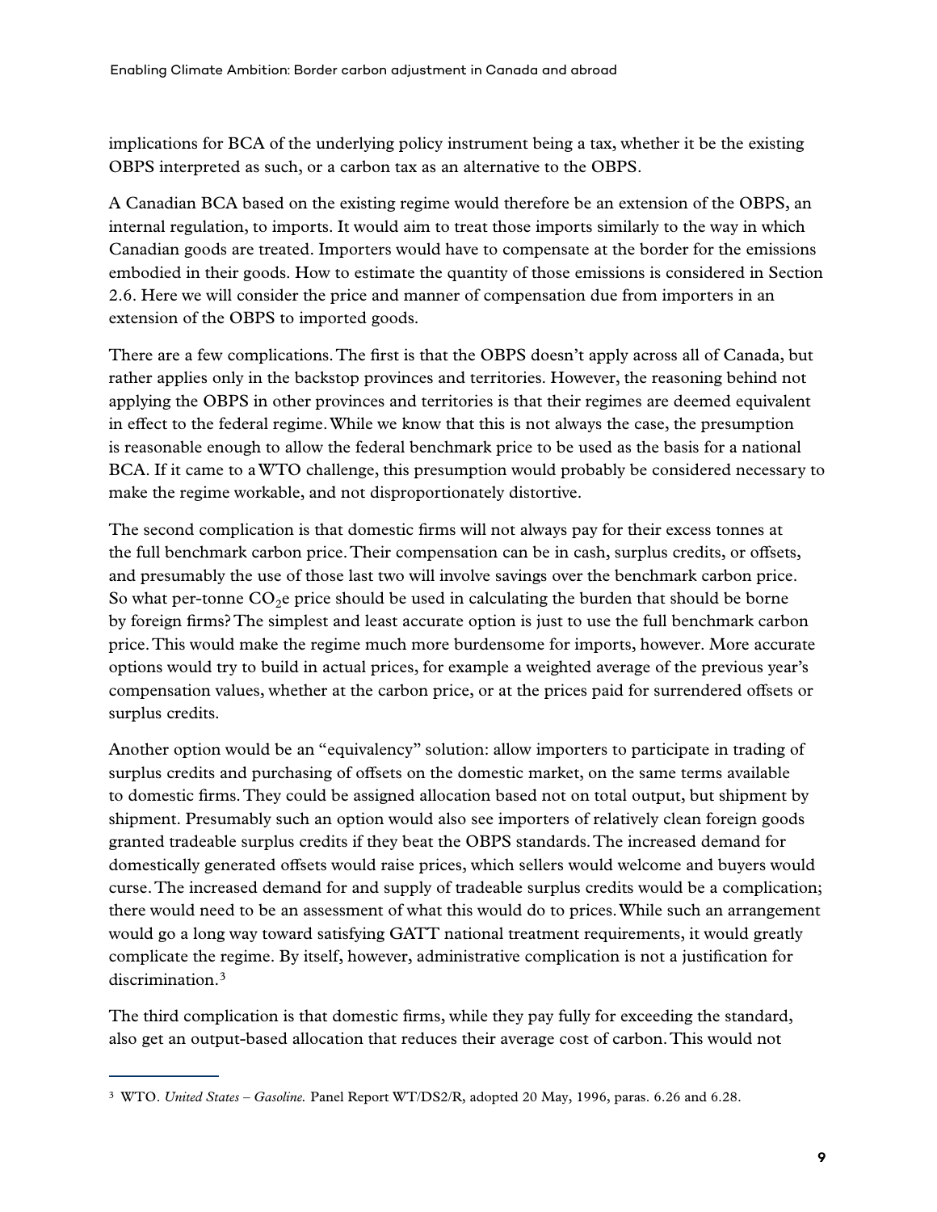implications for BCA of the underlying policy instrument being a tax, whether it be the existing OBPS interpreted as such, or a carbon tax as an alternative to the OBPS.

A Canadian BCA based on the existing regime would therefore be an extension of the OBPS, an internal regulation, to imports. It would aim to treat those imports similarly to the way in which Canadian goods are treated. Importers would have to compensate at the border for the emissions embodied in their goods. How to estimate the quantity of those emissions is considered in Section 2.6. Here we will consider the price and manner of compensation due from importers in an extension of the OBPS to imported goods.

There are a few complications. The first is that the OBPS doesn't apply across all of Canada, but rather applies only in the backstop provinces and territories. However, the reasoning behind not applying the OBPS in other provinces and territories is that their regimes are deemed equivalent in effect to the federal regime. While we know that this is not always the case, the presumption is reasonable enough to allow the federal benchmark price to be used as the basis for a national BCA. If it came to a WTO challenge, this presumption would probably be considered necessary to make the regime workable, and not disproportionately distortive.

The second complication is that domestic firms will not always pay for their excess tonnes at the full benchmark carbon price. Their compensation can be in cash, surplus credits, or offsets, and presumably the use of those last two will involve savings over the benchmark carbon price. So what per-tonne $CO_2e$ price should be used in calculating the burden that should be borne by foreign firms? The simplest and least accurate option is just to use the full benchmark carbon price. This would make the regime much more burdensome for imports, however. More accurate options would try to build in actual prices, for example a weighted average of the previous year's compensation values, whether at the carbon price, or at the prices paid for surrendered offsets or surplus credits.

Another option would be an "equivalency" solution: allow importers to participate in trading of surplus credits and purchasing of offsets on the domestic market, on the same terms available to domestic firms. They could be assigned allocation based not on total output, but shipment by shipment. Presumably such an option would also see importers of relatively clean foreign goods granted tradeable surplus credits if they beat the OBPS standards. The increased demand for domestically generated offsets would raise prices, which sellers would welcome and buyers would curse. The increased demand for and supply of tradeable surplus credits would be a complication; there would need to be an assessment of what this would do to prices. While such an arrangement would go a long way toward satisfying GATT national treatment requirements, it would greatly complicate the regime. By itself, however, administrative complication is not a justification for discrimination.[3]

The third complication is that domestic firms, while they pay fully for exceeding the standard, also get an output-based allocation that reduces their average cost of carbon. This would not

---

[3] WTO. *United States – Gasoline.* Panel Report WT/DS2/R, adopted 20 May, 1996, paras. 6.26 and 6.28.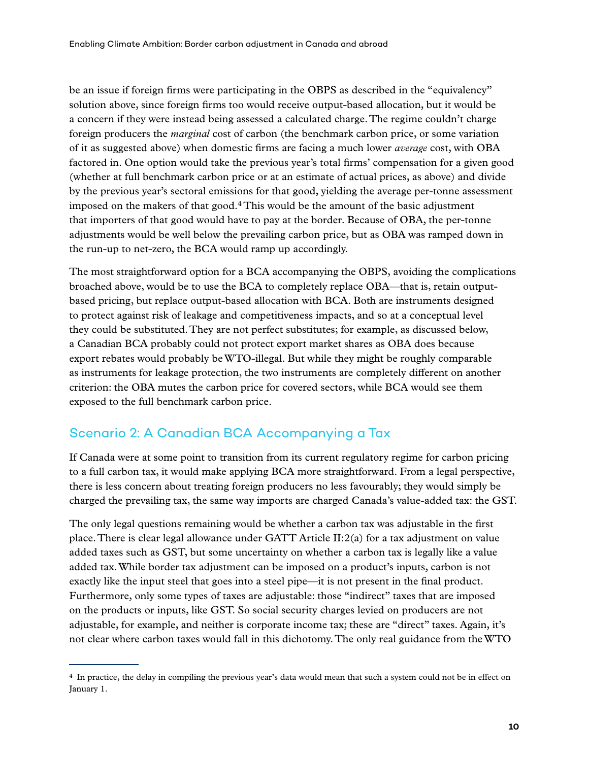be an issue if foreign firms were participating in the OBPS as described in the "equivalency" solution above, since foreign firms too would receive output-based allocation, but it would be a concern if they were instead being assessed a calculated charge. The regime couldn't charge foreign producers the *marginal* cost of carbon (the benchmark carbon price, or some variation of it as suggested above) when domestic firms are facing a much lower *average* cost, with OBA factored in. One option would take the previous year's total firms' compensation for a given good (whether at full benchmark carbon price or at an estimate of actual prices, as above) and divide by the previous year's sectoral emissions for that good, yielding the average per-tonne assessment imposed on the makers of that good.[4] This would be the amount of the basic adjustment that importers of that good would have to pay at the border. Because of OBA, the per-tonne adjustments would be well below the prevailing carbon price, but as OBA was ramped down in the run-up to net-zero, the BCA would ramp up accordingly.

The most straightforward option for a BCA accompanying the OBPS, avoiding the complications broached above, would be to use the BCA to completely replace OBA—that is, retain output-based pricing, but replace output-based allocation with BCA. Both are instruments designed to protect against risk of leakage and competitiveness impacts, and so at a conceptual level they could be substituted. They are not perfect substitutes; for example, as discussed below, a Canadian BCA probably could not protect export market shares as OBA does because export rebates would probably be WTO-illegal. But while they might be roughly comparable as instruments for leakage protection, the two instruments are completely different on another criterion: the OBA mutes the carbon price for covered sectors, while BCA would see them exposed to the full benchmark carbon price.

## Scenario 2: A Canadian BCA Accompanying a Tax

If Canada were at some point to transition from its current regulatory regime for carbon pricing to a full carbon tax, it would make applying BCA more straightforward. From a legal perspective, there is less concern about treating foreign producers no less favourably; they would simply be charged the prevailing tax, the same way imports are charged Canada's value-added tax: the GST.

The only legal questions remaining would be whether a carbon tax was adjustable in the first place. There is clear legal allowance under GATT Article II:2(a) for a tax adjustment on value added taxes such as GST, but some uncertainty on whether a carbon tax is legally like a value added tax. While border tax adjustment can be imposed on a product's inputs, carbon is not exactly like the input steel that goes into a steel pipe—it is not present in the final product. Furthermore, only some types of taxes are adjustable: those "indirect" taxes that are imposed on the products or inputs, like GST. So social security charges levied on producers are not adjustable, for example, and neither is corporate income tax; these are "direct" taxes. Again, it's not clear where carbon taxes would fall in this dichotomy. The only real guidance from the WTO

[4] In practice, the delay in compiling the previous year's data would mean that such a system could not be in effect on January 1.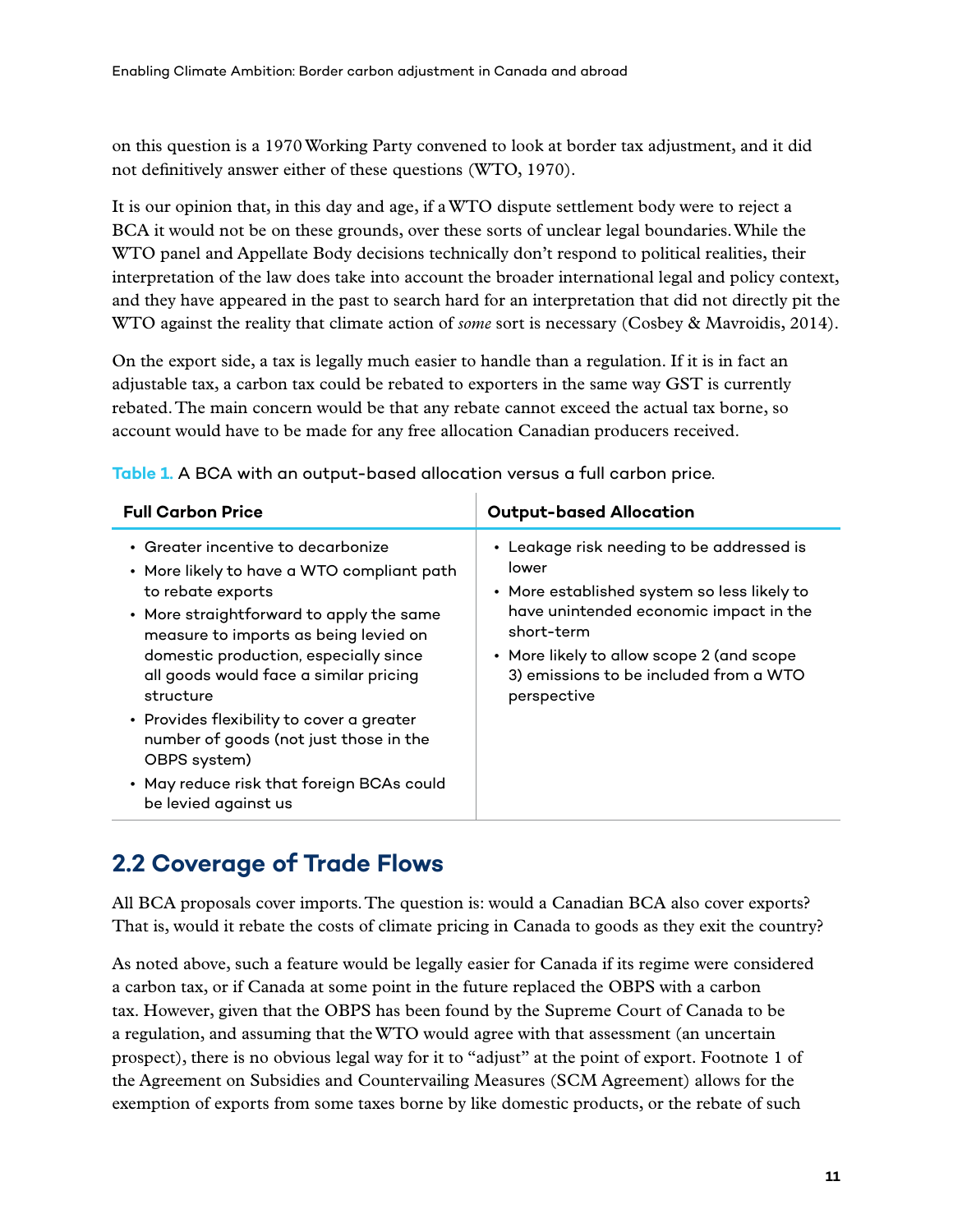on this question is a 1970 Working Party convened to look at border tax adjustment, and it did not definitively answer either of these questions (WTO, 1970).

It is our opinion that, in this day and age, if a WTO dispute settlement body were to reject a BCA it would not be on these grounds, over these sorts of unclear legal boundaries. While the WTO panel and Appellate Body decisions technically don't respond to political realities, their interpretation of the law does take into account the broader international legal and policy context, and they have appeared in the past to search hard for an interpretation that did not directly pit the WTO against the reality that climate action of *some* sort is necessary (Cosbey & Mavroidis, 2014).

On the export side, a tax is legally much easier to handle than a regulation. If it is in fact an adjustable tax, a carbon tax could be rebated to exporters in the same way GST is currently rebated. The main concern would be that any rebate cannot exceed the actual tax borne, so account would have to be made for any free allocation Canadian producers received.

**Table 1.** A BCA with an output-based allocation versus a full carbon price.

| Full Carbon Price | Output-based Allocation |
|---|---|
| • Greater incentive to decarbonize<br>• More likely to have a WTO compliant path to rebate exports<br>• More straightforward to apply the same measure to imports as being levied on domestic production, especially since all goods would face a similar pricing structure<br>• Provides flexibility to cover a greater number of goods (not just those in the OBPS system)<br>• May reduce risk that foreign BCAs could be levied against us | • Leakage risk needing to be addressed is lower<br>• More established system so less likely to have unintended economic impact in the short-term<br>• More likely to allow scope 2 (and scope 3) emissions to be included from a WTO perspective |

## 2.2 Coverage of Trade Flows

All BCA proposals cover imports. The question is: would a Canadian BCA also cover exports? That is, would it rebate the costs of climate pricing in Canada to goods as they exit the country?

As noted above, such a feature would be legally easier for Canada if its regime were considered a carbon tax, or if Canada at some point in the future replaced the OBPS with a carbon tax. However, given that the OBPS has been found by the Supreme Court of Canada to be a regulation, and assuming that the WTO would agree with that assessment (an uncertain prospect), there is no obvious legal way for it to "adjust" at the point of export. Footnote 1 of the Agreement on Subsidies and Countervailing Measures (SCM Agreement) allows for the exemption of exports from some taxes borne by like domestic products, or the rebate of such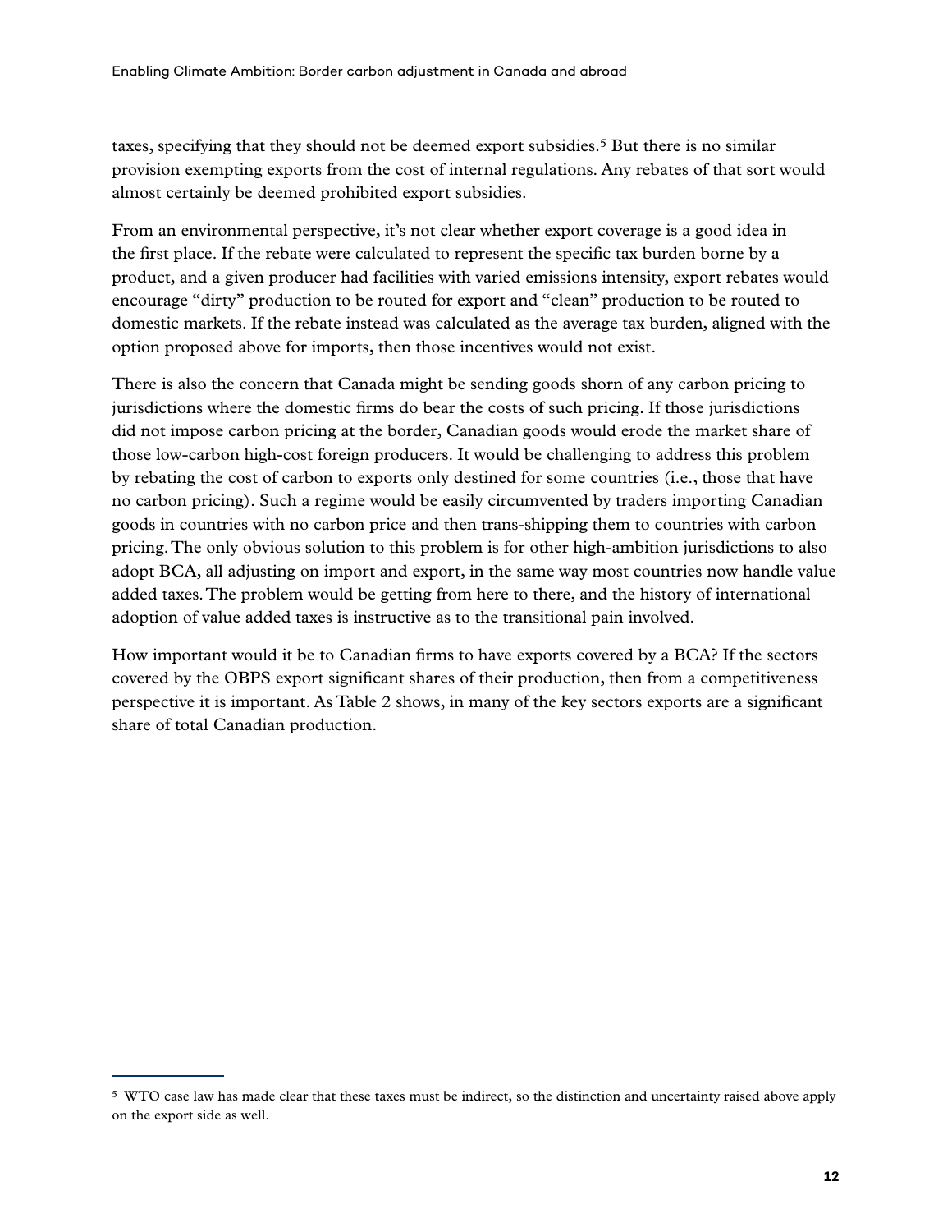taxes, specifying that they should not be deemed export subsidies.[5] But there is no similar provision exempting exports from the cost of internal regulations. Any rebates of that sort would almost certainly be deemed prohibited export subsidies.

From an environmental perspective, it's not clear whether export coverage is a good idea in the first place. If the rebate were calculated to represent the specific tax burden borne by a product, and a given producer had facilities with varied emissions intensity, export rebates would encourage "dirty" production to be routed for export and "clean" production to be routed to domestic markets. If the rebate instead was calculated as the average tax burden, aligned with the option proposed above for imports, then those incentives would not exist.

There is also the concern that Canada might be sending goods shorn of any carbon pricing to jurisdictions where the domestic firms do bear the costs of such pricing. If those jurisdictions did not impose carbon pricing at the border, Canadian goods would erode the market share of those low-carbon high-cost foreign producers. It would be challenging to address this problem by rebating the cost of carbon to exports only destined for some countries (i.e., those that have no carbon pricing). Such a regime would be easily circumvented by traders importing Canadian goods in countries with no carbon price and then trans-shipping them to countries with carbon pricing. The only obvious solution to this problem is for other high-ambition jurisdictions to also adopt BCA, all adjusting on import and export, in the same way most countries now handle value added taxes. The problem would be getting from here to there, and the history of international adoption of value added taxes is instructive as to the transitional pain involved.

How important would it be to Canadian firms to have exports covered by a BCA? If the sectors covered by the OBPS export significant shares of their production, then from a competitiveness perspective it is important. As Table 2 shows, in many of the key sectors exports are a significant share of total Canadian production.

---

[5] WTO case law has made clear that these taxes must be indirect, so the distinction and uncertainty raised above apply on the export side as well.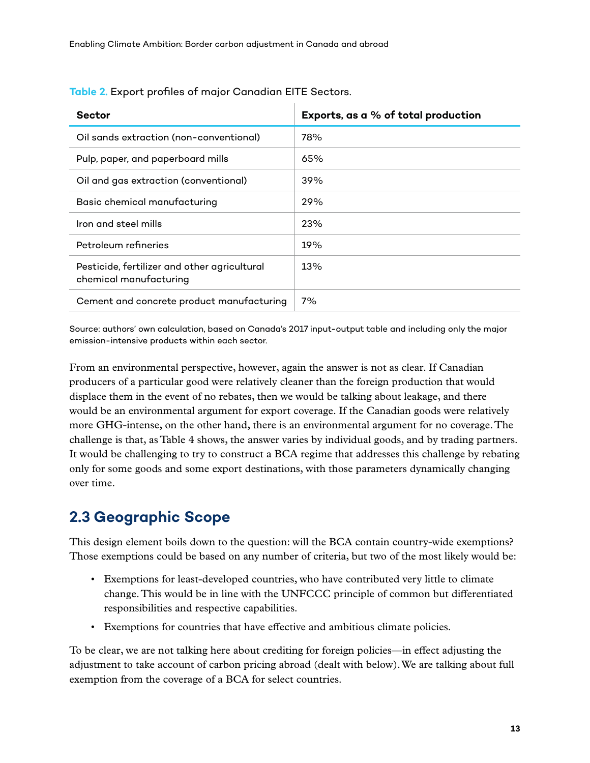**Table 2.** Export profiles of major Canadian EITE Sectors.

| Sector | Exports, as a % of total production |
|---|---|
| Oil sands extraction (non-conventional) | 78% |
| Pulp, paper, and paperboard mills | 65% |
| Oil and gas extraction (conventional) | 39% |
| Basic chemical manufacturing | 29% |
| Iron and steel mills | 23% |
| Petroleum refineries | 19% |
| Pesticide, fertilizer and other agricultural chemical manufacturing | 13% |
| Cement and concrete product manufacturing | 7% |

Source: authors' own calculation, based on Canada's 2017 input-output table and including only the major emission-intensive products within each sector.

From an environmental perspective, however, again the answer is not as clear. If Canadian producers of a particular good were relatively cleaner than the foreign production that would displace them in the event of no rebates, then we would be talking about leakage, and there would be an environmental argument for export coverage. If the Canadian goods were relatively more GHG-intense, on the other hand, there is an environmental argument for no coverage. The challenge is that, as Table 4 shows, the answer varies by individual goods, and by trading partners. It would be challenging to try to construct a BCA regime that addresses this challenge by rebating only for some goods and some export destinations, with those parameters dynamically changing over time.

## 2.3 Geographic Scope

This design element boils down to the question: will the BCA contain country-wide exemptions? Those exemptions could be based on any number of criteria, but two of the most likely would be:

- Exemptions for least-developed countries, who have contributed very little to climate change. This would be in line with the UNFCCC principle of common but differentiated responsibilities and respective capabilities.
- Exemptions for countries that have effective and ambitious climate policies.

To be clear, we are not talking here about crediting for foreign policies—in effect adjusting the adjustment to take account of carbon pricing abroad (dealt with below). We are talking about full exemption from the coverage of a BCA for select countries.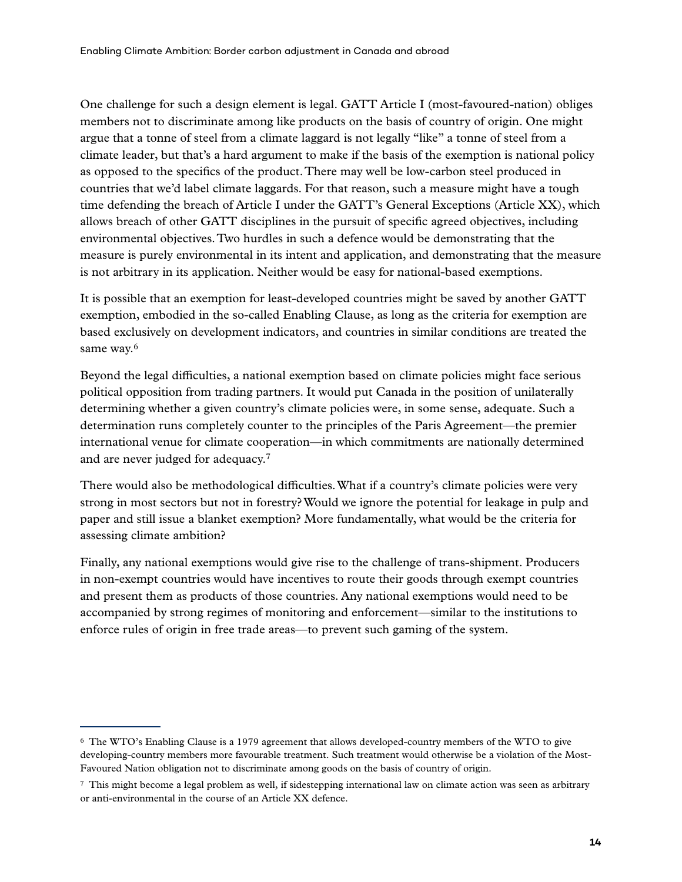One challenge for such a design element is legal. GATT Article I (most-favoured-nation) obliges members not to discriminate among like products on the basis of country of origin. One might argue that a tonne of steel from a climate laggard is not legally "like" a tonne of steel from a climate leader, but that's a hard argument to make if the basis of the exemption is national policy as opposed to the specifics of the product. There may well be low-carbon steel produced in countries that we'd label climate laggards. For that reason, such a measure might have a tough time defending the breach of Article I under the GATT's General Exceptions (Article XX), which allows breach of other GATT disciplines in the pursuit of specific agreed objectives, including environmental objectives. Two hurdles in such a defence would be demonstrating that the measure is purely environmental in its intent and application, and demonstrating that the measure is not arbitrary in its application. Neither would be easy for national-based exemptions.

It is possible that an exemption for least-developed countries might be saved by another GATT exemption, embodied in the so-called Enabling Clause, as long as the criteria for exemption are based exclusively on development indicators, and countries in similar conditions are treated the same way.[6]

Beyond the legal difficulties, a national exemption based on climate policies might face serious political opposition from trading partners. It would put Canada in the position of unilaterally determining whether a given country's climate policies were, in some sense, adequate. Such a determination runs completely counter to the principles of the Paris Agreement—the premier international venue for climate cooperation—in which commitments are nationally determined and are never judged for adequacy.[7]

There would also be methodological difficulties. What if a country's climate policies were very strong in most sectors but not in forestry? Would we ignore the potential for leakage in pulp and paper and still issue a blanket exemption? More fundamentally, what would be the criteria for assessing climate ambition?

Finally, any national exemptions would give rise to the challenge of trans-shipment. Producers in non-exempt countries would have incentives to route their goods through exempt countries and present them as products of those countries. Any national exemptions would need to be accompanied by strong regimes of monitoring and enforcement—similar to the institutions to enforce rules of origin in free trade areas—to prevent such gaming of the system.

---

[6] The WTO's Enabling Clause is a 1979 agreement that allows developed-country members of the WTO to give developing-country members more favourable treatment. Such treatment would otherwise be a violation of the Most-Favoured Nation obligation not to discriminate among goods on the basis of country of origin.

[7] This might become a legal problem as well, if sidestepping international law on climate action was seen as arbitrary or anti-environmental in the course of an Article XX defence.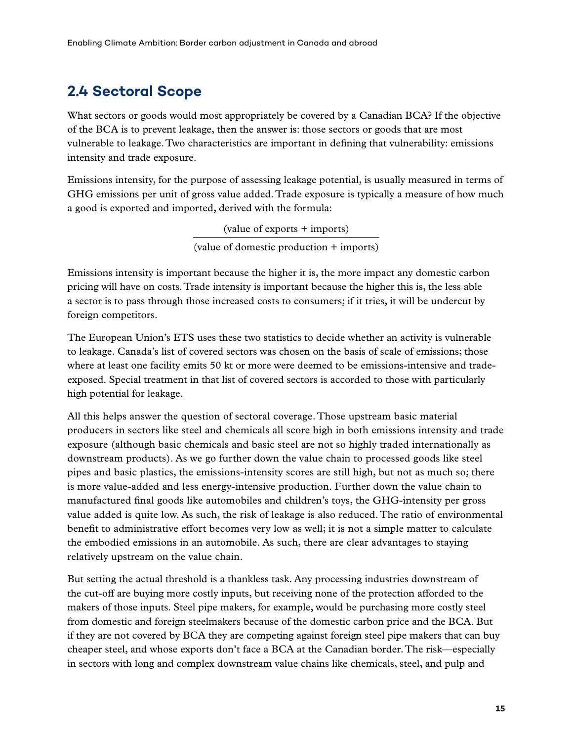## 2.4 Sectoral Scope

What sectors or goods would most appropriately be covered by a Canadian BCA? If the objective of the BCA is to prevent leakage, then the answer is: those sectors or goods that are most vulnerable to leakage. Two characteristics are important in defining that vulnerability: emissions intensity and trade exposure.

Emissions intensity, for the purpose of assessing leakage potential, is usually measured in terms of GHG emissions per unit of gross value added. Trade exposure is typically a measure of how much a good is exported and imported, derived with the formula:

$$\frac{\text{(value of exports + imports)}}{\text{(value of domestic production + imports)}}$$

Emissions intensity is important because the higher it is, the more impact any domestic carbon pricing will have on costs. Trade intensity is important because the higher this is, the less able a sector is to pass through those increased costs to consumers; if it tries, it will be undercut by foreign competitors.

The European Union's ETS uses these two statistics to decide whether an activity is vulnerable to leakage. Canada's list of covered sectors was chosen on the basis of scale of emissions; those where at least one facility emits 50 kt or more were deemed to be emissions-intensive and trade-exposed. Special treatment in that list of covered sectors is accorded to those with particularly high potential for leakage.

All this helps answer the question of sectoral coverage. Those upstream basic material producers in sectors like steel and chemicals all score high in both emissions intensity and trade exposure (although basic chemicals and basic steel are not so highly traded internationally as downstream products). As we go further down the value chain to processed goods like steel pipes and basic plastics, the emissions-intensity scores are still high, but not as much so; there is more value-added and less energy-intensive production. Further down the value chain to manufactured final goods like automobiles and children's toys, the GHG-intensity per gross value added is quite low. As such, the risk of leakage is also reduced. The ratio of environmental benefit to administrative effort becomes very low as well; it is not a simple matter to calculate the embodied emissions in an automobile. As such, there are clear advantages to staying relatively upstream on the value chain.

But setting the actual threshold is a thankless task. Any processing industries downstream of the cut-off are buying more costly inputs, but receiving none of the protection afforded to the makers of those inputs. Steel pipe makers, for example, would be purchasing more costly steel from domestic and foreign steelmakers because of the domestic carbon price and the BCA. But if they are not covered by BCA they are competing against foreign steel pipe makers that can buy cheaper steel, and whose exports don't face a BCA at the Canadian border. The risk—especially in sectors with long and complex downstream value chains like chemicals, steel, and pulp and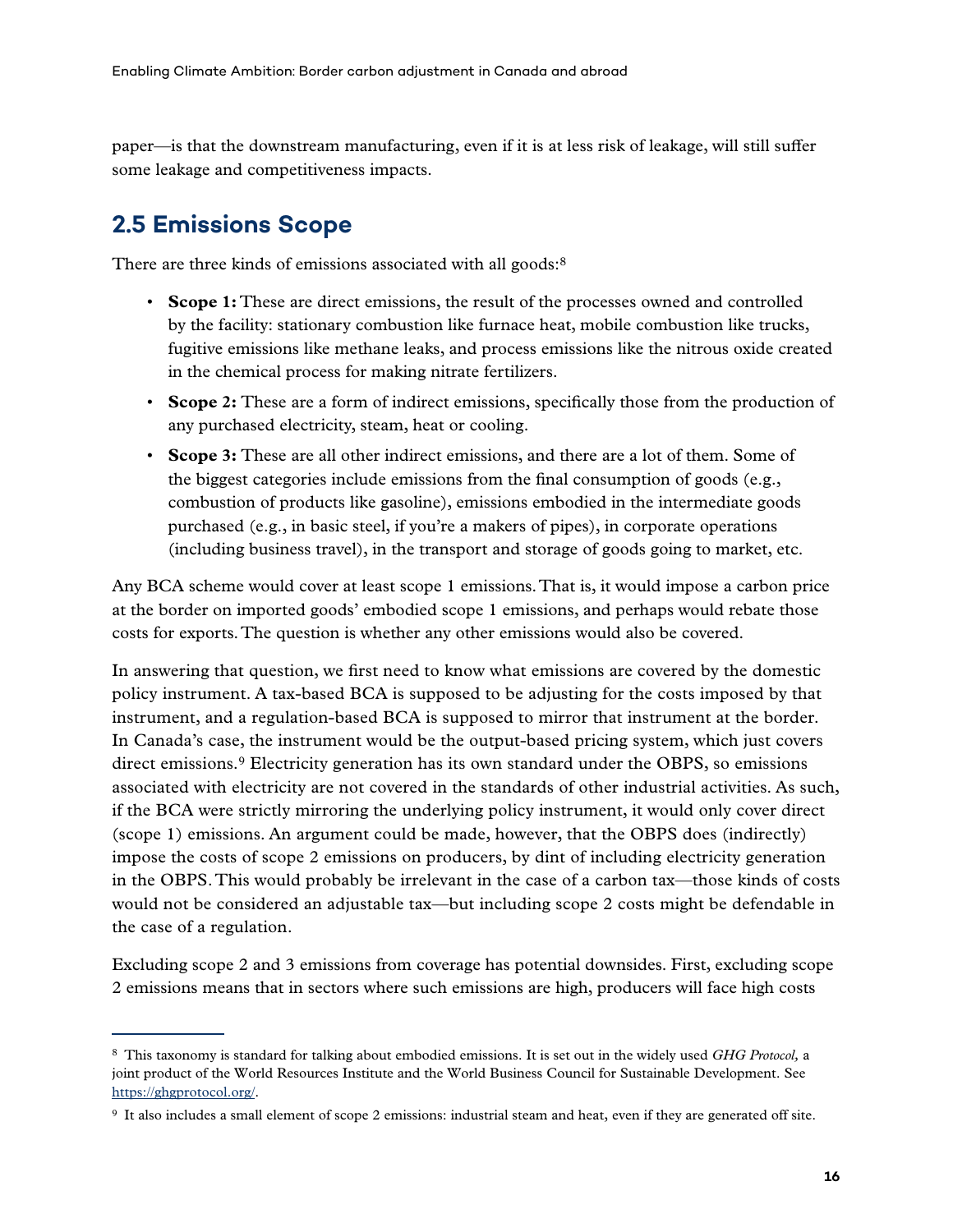paper—is that the downstream manufacturing, even if it is at less risk of leakage, will still suffer some leakage and competitiveness impacts.

## 2.5 Emissions Scope

There are three kinds of emissions associated with all goods:[8]

- **Scope 1:** These are direct emissions, the result of the processes owned and controlled by the facility: stationary combustion like furnace heat, mobile combustion like trucks, fugitive emissions like methane leaks, and process emissions like the nitrous oxide created in the chemical process for making nitrate fertilizers.
- **Scope 2:** These are a form of indirect emissions, specifically those from the production of any purchased electricity, steam, heat or cooling.
- **Scope 3:** These are all other indirect emissions, and there are a lot of them. Some of the biggest categories include emissions from the final consumption of goods (e.g., combustion of products like gasoline), emissions embodied in the intermediate goods purchased (e.g., in basic steel, if you're a makers of pipes), in corporate operations (including business travel), in the transport and storage of goods going to market, etc.

Any BCA scheme would cover at least scope 1 emissions. That is, it would impose a carbon price at the border on imported goods' embodied scope 1 emissions, and perhaps would rebate those costs for exports. The question is whether any other emissions would also be covered.

In answering that question, we first need to know what emissions are covered by the domestic policy instrument. A tax-based BCA is supposed to be adjusting for the costs imposed by that instrument, and a regulation-based BCA is supposed to mirror that instrument at the border. In Canada's case, the instrument would be the output-based pricing system, which just covers direct emissions.[9] Electricity generation has its own standard under the OBPS, so emissions associated with electricity are not covered in the standards of other industrial activities. As such, if the BCA were strictly mirroring the underlying policy instrument, it would only cover direct (scope 1) emissions. An argument could be made, however, that the OBPS does (indirectly) impose the costs of scope 2 emissions on producers, by dint of including electricity generation in the OBPS. This would probably be irrelevant in the case of a carbon tax—those kinds of costs would not be considered an adjustable tax—but including scope 2 costs might be defendable in the case of a regulation.

Excluding scope 2 and 3 emissions from coverage has potential downsides. First, excluding scope 2 emissions means that in sectors where such emissions are high, producers will face high costs

---

[8] This taxonomy is standard for talking about embodied emissions. It is set out in the widely used *GHG Protocol,* a joint product of the World Resources Institute and the World Business Council for Sustainable Development. See https://ghgprotocol.org/.

[9] It also includes a small element of scope 2 emissions: industrial steam and heat, even if they are generated off site.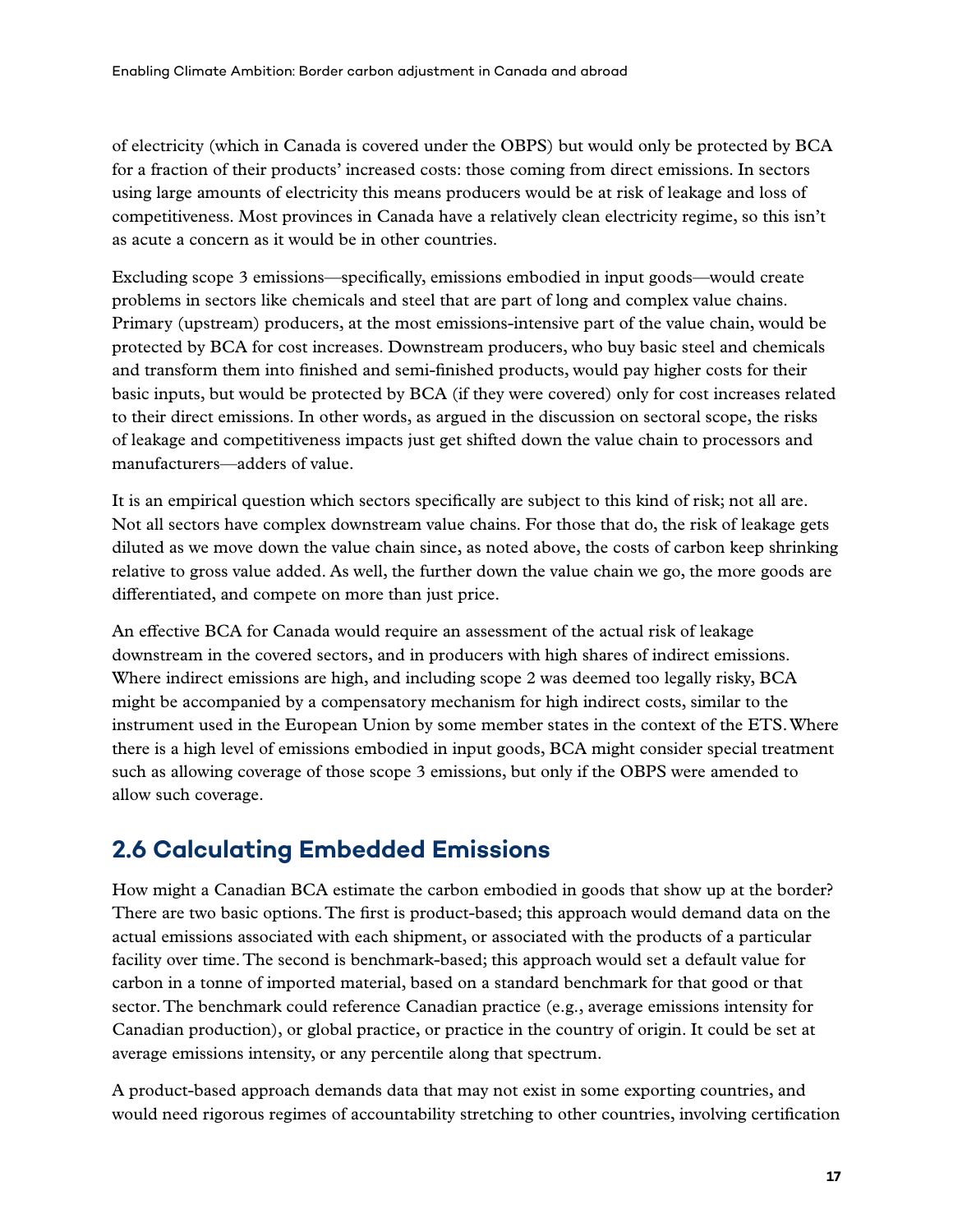of electricity (which in Canada is covered under the OBPS) but would only be protected by BCA for a fraction of their products' increased costs: those coming from direct emissions. In sectors using large amounts of electricity this means producers would be at risk of leakage and loss of competitiveness. Most provinces in Canada have a relatively clean electricity regime, so this isn't as acute a concern as it would be in other countries.

Excluding scope 3 emissions—specifically, emissions embodied in input goods—would create problems in sectors like chemicals and steel that are part of long and complex value chains. Primary (upstream) producers, at the most emissions-intensive part of the value chain, would be protected by BCA for cost increases. Downstream producers, who buy basic steel and chemicals and transform them into finished and semi-finished products, would pay higher costs for their basic inputs, but would be protected by BCA (if they were covered) only for cost increases related to their direct emissions. In other words, as argued in the discussion on sectoral scope, the risks of leakage and competitiveness impacts just get shifted down the value chain to processors and manufacturers—adders of value.

It is an empirical question which sectors specifically are subject to this kind of risk; not all are. Not all sectors have complex downstream value chains. For those that do, the risk of leakage gets diluted as we move down the value chain since, as noted above, the costs of carbon keep shrinking relative to gross value added. As well, the further down the value chain we go, the more goods are differentiated, and compete on more than just price.

An effective BCA for Canada would require an assessment of the actual risk of leakage downstream in the covered sectors, and in producers with high shares of indirect emissions. Where indirect emissions are high, and including scope 2 was deemed too legally risky, BCA might be accompanied by a compensatory mechanism for high indirect costs, similar to the instrument used in the European Union by some member states in the context of the ETS. Where there is a high level of emissions embodied in input goods, BCA might consider special treatment such as allowing coverage of those scope 3 emissions, but only if the OBPS were amended to allow such coverage.

## 2.6 Calculating Embedded Emissions

How might a Canadian BCA estimate the carbon embodied in goods that show up at the border? There are two basic options. The first is product-based; this approach would demand data on the actual emissions associated with each shipment, or associated with the products of a particular facility over time. The second is benchmark-based; this approach would set a default value for carbon in a tonne of imported material, based on a standard benchmark for that good or that sector. The benchmark could reference Canadian practice (e.g., average emissions intensity for Canadian production), or global practice, or practice in the country of origin. It could be set at average emissions intensity, or any percentile along that spectrum.

A product-based approach demands data that may not exist in some exporting countries, and would need rigorous regimes of accountability stretching to other countries, involving certification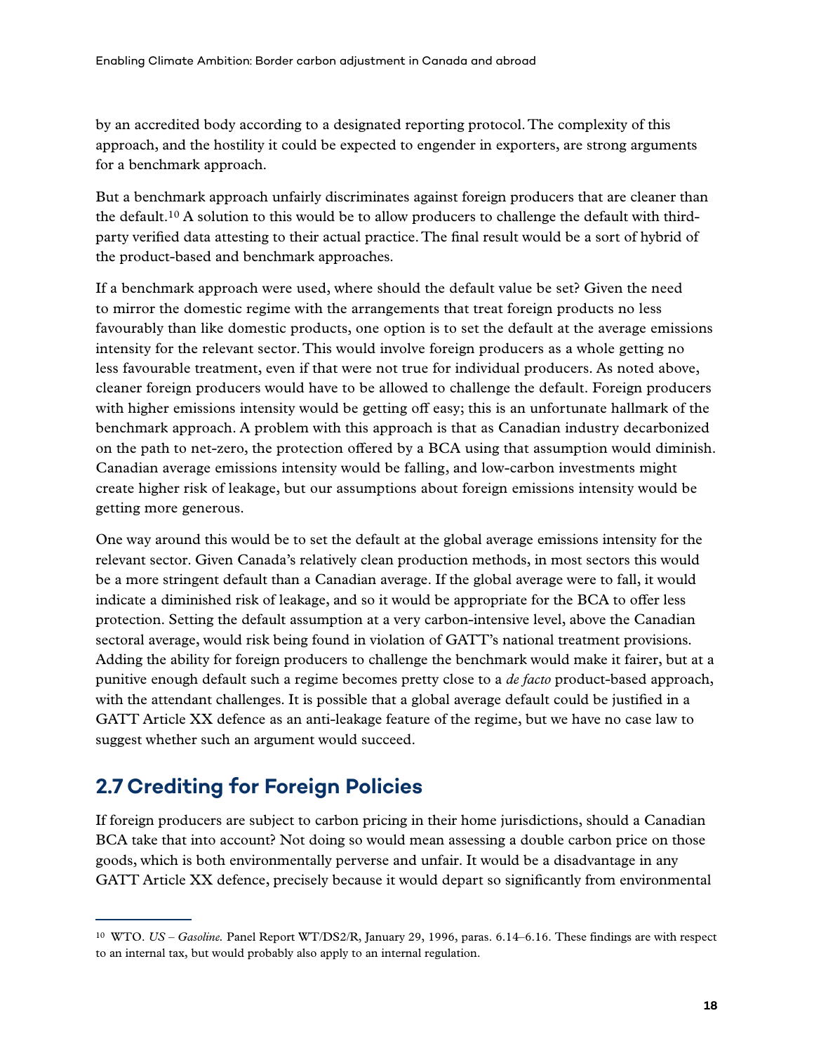by an accredited body according to a designated reporting protocol. The complexity of this approach, and the hostility it could be expected to engender in exporters, are strong arguments for a benchmark approach.

But a benchmark approach unfairly discriminates against foreign producers that are cleaner than the default.[10] A solution to this would be to allow producers to challenge the default with third-party verified data attesting to their actual practice. The final result would be a sort of hybrid of the product-based and benchmark approaches.

If a benchmark approach were used, where should the default value be set? Given the need to mirror the domestic regime with the arrangements that treat foreign products no less favourably than like domestic products, one option is to set the default at the average emissions intensity for the relevant sector. This would involve foreign producers as a whole getting no less favourable treatment, even if that were not true for individual producers. As noted above, cleaner foreign producers would have to be allowed to challenge the default. Foreign producers with higher emissions intensity would be getting off easy; this is an unfortunate hallmark of the benchmark approach. A problem with this approach is that as Canadian industry decarbonized on the path to net-zero, the protection offered by a BCA using that assumption would diminish. Canadian average emissions intensity would be falling, and low-carbon investments might create higher risk of leakage, but our assumptions about foreign emissions intensity would be getting more generous.

One way around this would be to set the default at the global average emissions intensity for the relevant sector. Given Canada's relatively clean production methods, in most sectors this would be a more stringent default than a Canadian average. If the global average were to fall, it would indicate a diminished risk of leakage, and so it would be appropriate for the BCA to offer less protection. Setting the default assumption at a very carbon-intensive level, above the Canadian sectoral average, would risk being found in violation of GATT's national treatment provisions. Adding the ability for foreign producers to challenge the benchmark would make it fairer, but at a punitive enough default such a regime becomes pretty close to a *de facto* product-based approach, with the attendant challenges. It is possible that a global average default could be justified in a GATT Article XX defence as an anti-leakage feature of the regime, but we have no case law to suggest whether such an argument would succeed.

## 2.7 Crediting for Foreign Policies

If foreign producers are subject to carbon pricing in their home jurisdictions, should a Canadian BCA take that into account? Not doing so would mean assessing a double carbon price on those goods, which is both environmentally perverse and unfair. It would be a disadvantage in any GATT Article XX defence, precisely because it would depart so significantly from environmental

[10] WTO. *US – Gasoline.* Panel Report WT/DS2/R, January 29, 1996, paras. 6.14–6.16. These findings are with respect to an internal tax, but would probably also apply to an internal regulation.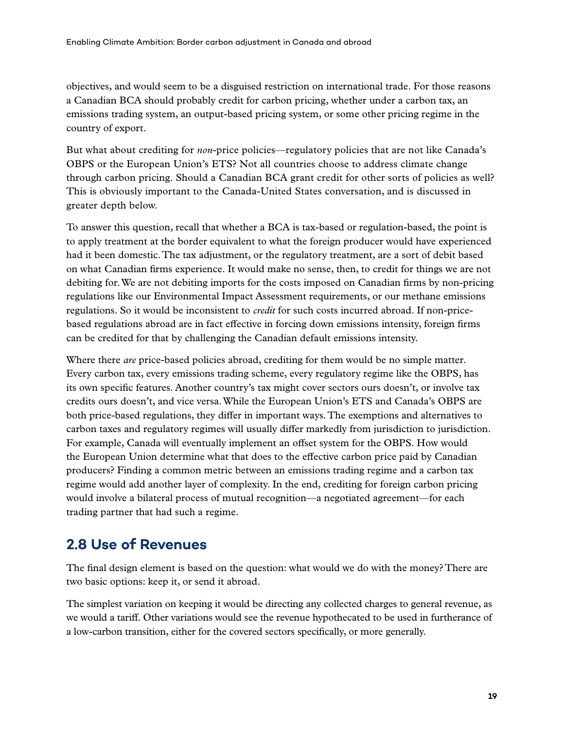objectives, and would seem to be a disguised restriction on international trade. For those reasons a Canadian BCA should probably credit for carbon pricing, whether under a carbon tax, an emissions trading system, an output-based pricing system, or some other pricing regime in the country of export.

But what about crediting for *non*-price policies—regulatory policies that are not like Canada's OBPS or the European Union's ETS? Not all countries choose to address climate change through carbon pricing. Should a Canadian BCA grant credit for other sorts of policies as well? This is obviously important to the Canada-United States conversation, and is discussed in greater depth below.

To answer this question, recall that whether a BCA is tax-based or regulation-based, the point is to apply treatment at the border equivalent to what the foreign producer would have experienced had it been domestic. The tax adjustment, or the regulatory treatment, are a sort of debit based on what Canadian firms experience. It would make no sense, then, to credit for things we are not debiting for. We are not debiting imports for the costs imposed on Canadian firms by non-pricing regulations like our Environmental Impact Assessment requirements, or our methane emissions regulations. So it would be inconsistent to *credit* for such costs incurred abroad. If non-price-based regulations abroad are in fact effective in forcing down emissions intensity, foreign firms can be credited for that by challenging the Canadian default emissions intensity.

Where there *are* price-based policies abroad, crediting for them would be no simple matter. Every carbon tax, every emissions trading scheme, every regulatory regime like the OBPS, has its own specific features. Another country's tax might cover sectors ours doesn't, or involve tax credits ours doesn't, and vice versa. While the European Union's ETS and Canada's OBPS are both price-based regulations, they differ in important ways. The exemptions and alternatives to carbon taxes and regulatory regimes will usually differ markedly from jurisdiction to jurisdiction. For example, Canada will eventually implement an offset system for the OBPS. How would the European Union determine what that does to the effective carbon price paid by Canadian producers? Finding a common metric between an emissions trading regime and a carbon tax regime would add another layer of complexity. In the end, crediting for foreign carbon pricing would involve a bilateral process of mutual recognition—a negotiated agreement—for each trading partner that had such a regime.

## 2.8 Use of Revenues

The final design element is based on the question: what would we do with the money? There are two basic options: keep it, or send it abroad.

The simplest variation on keeping it would be directing any collected charges to general revenue, as we would a tariff. Other variations would see the revenue hypothecated to be used in furtherance of a low-carbon transition, either for the covered sectors specifically, or more generally.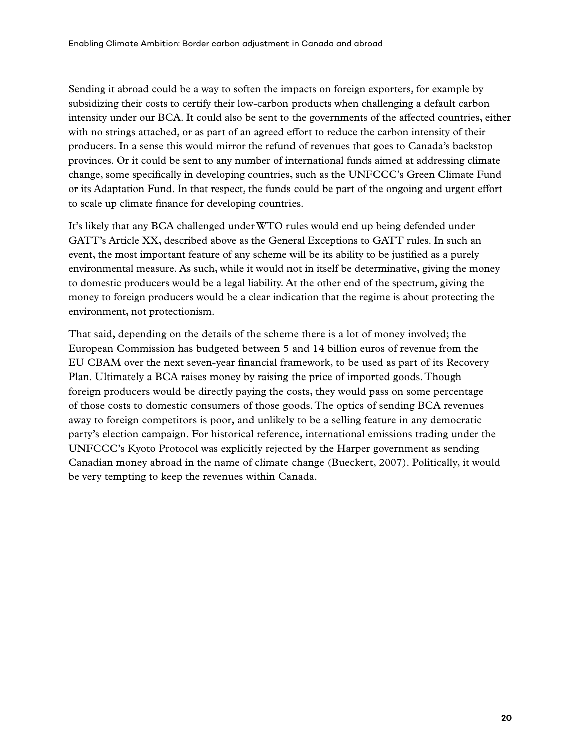Sending it abroad could be a way to soften the impacts on foreign exporters, for example by subsidizing their costs to certify their low-carbon products when challenging a default carbon intensity under our BCA. It could also be sent to the governments of the affected countries, either with no strings attached, or as part of an agreed effort to reduce the carbon intensity of their producers. In a sense this would mirror the refund of revenues that goes to Canada's backstop provinces. Or it could be sent to any number of international funds aimed at addressing climate change, some specifically in developing countries, such as the UNFCCC's Green Climate Fund or its Adaptation Fund. In that respect, the funds could be part of the ongoing and urgent effort to scale up climate finance for developing countries.

It's likely that any BCA challenged under WTO rules would end up being defended under GATT's Article XX, described above as the General Exceptions to GATT rules. In such an event, the most important feature of any scheme will be its ability to be justified as a purely environmental measure. As such, while it would not in itself be determinative, giving the money to domestic producers would be a legal liability. At the other end of the spectrum, giving the money to foreign producers would be a clear indication that the regime is about protecting the environment, not protectionism.

That said, depending on the details of the scheme there is a lot of money involved; the European Commission has budgeted between 5 and 14 billion euros of revenue from the EU CBAM over the next seven-year financial framework, to be used as part of its Recovery Plan. Ultimately a BCA raises money by raising the price of imported goods. Though foreign producers would be directly paying the costs, they would pass on some percentage of those costs to domestic consumers of those goods. The optics of sending BCA revenues away to foreign competitors is poor, and unlikely to be a selling feature in any democratic party's election campaign. For historical reference, international emissions trading under the UNFCCC's Kyoto Protocol was explicitly rejected by the Harper government as sending Canadian money abroad in the name of climate change (Bueckert, 2007). Politically, it would be very tempting to keep the revenues within Canada.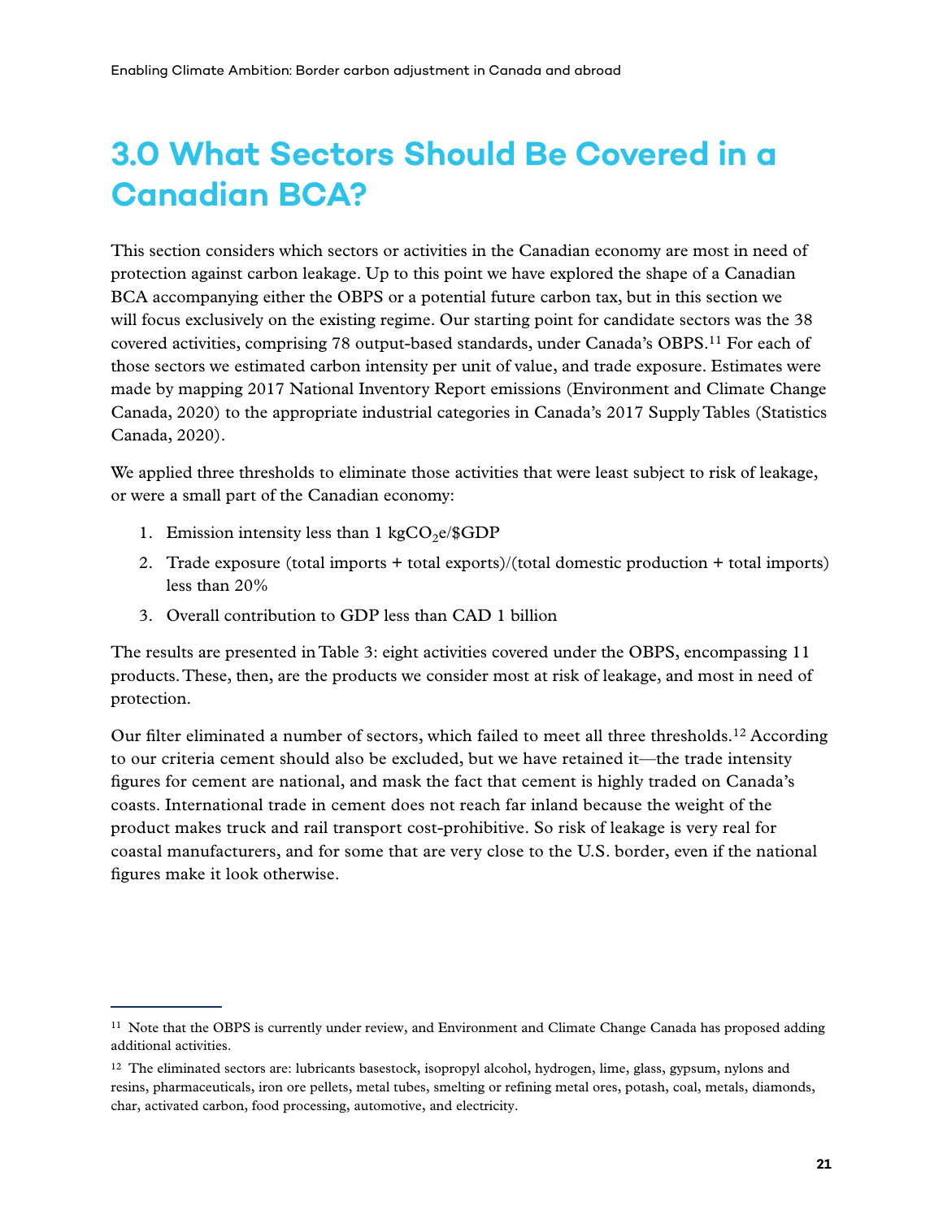# 3.0 What Sectors Should Be Covered in a Canadian BCA?

This section considers which sectors or activities in the Canadian economy are most in need of protection against carbon leakage. Up to this point we have explored the shape of a Canadian BCA accompanying either the OBPS or a potential future carbon tax, but in this section we will focus exclusively on the existing regime. Our starting point for candidate sectors was the 38 covered activities, comprising 78 output-based standards, under Canada's OBPS.[11] For each of those sectors we estimated carbon intensity per unit of value, and trade exposure. Estimates were made by mapping 2017 National Inventory Report emissions (Environment and Climate Change Canada, 2020) to the appropriate industrial categories in Canada's 2017 Supply Tables (Statistics Canada, 2020).

We applied three thresholds to eliminate those activities that were least subject to risk of leakage, or were a small part of the Canadian economy:

1. Emission intensity less than 1 kg$CO_2$e/$GDP
2. Trade exposure (total imports + total exports)/(total domestic production + total imports) less than 20%
3. Overall contribution to GDP less than CAD 1 billion

The results are presented in Table 3: eight activities covered under the OBPS, encompassing 11 products. These, then, are the products we consider most at risk of leakage, and most in need of protection.

Our filter eliminated a number of sectors, which failed to meet all three thresholds.[12] According to our criteria cement should also be excluded, but we have retained it—the trade intensity figures for cement are national, and mask the fact that cement is highly traded on Canada's coasts. International trade in cement does not reach far inland because the weight of the product makes truck and rail transport cost-prohibitive. So risk of leakage is very real for coastal manufacturers, and for some that are very close to the U.S. border, even if the national figures make it look otherwise.

---

[11] Note that the OBPS is currently under review, and Environment and Climate Change Canada has proposed adding additional activities.

[12] The eliminated sectors are: lubricants basestock, isopropyl alcohol, hydrogen, lime, glass, gypsum, nylons and resins, pharmaceuticals, iron ore pellets, metal tubes, smelting or refining metal ores, potash, coal, metals, diamonds, char, activated carbon, food processing, automotive, and electricity.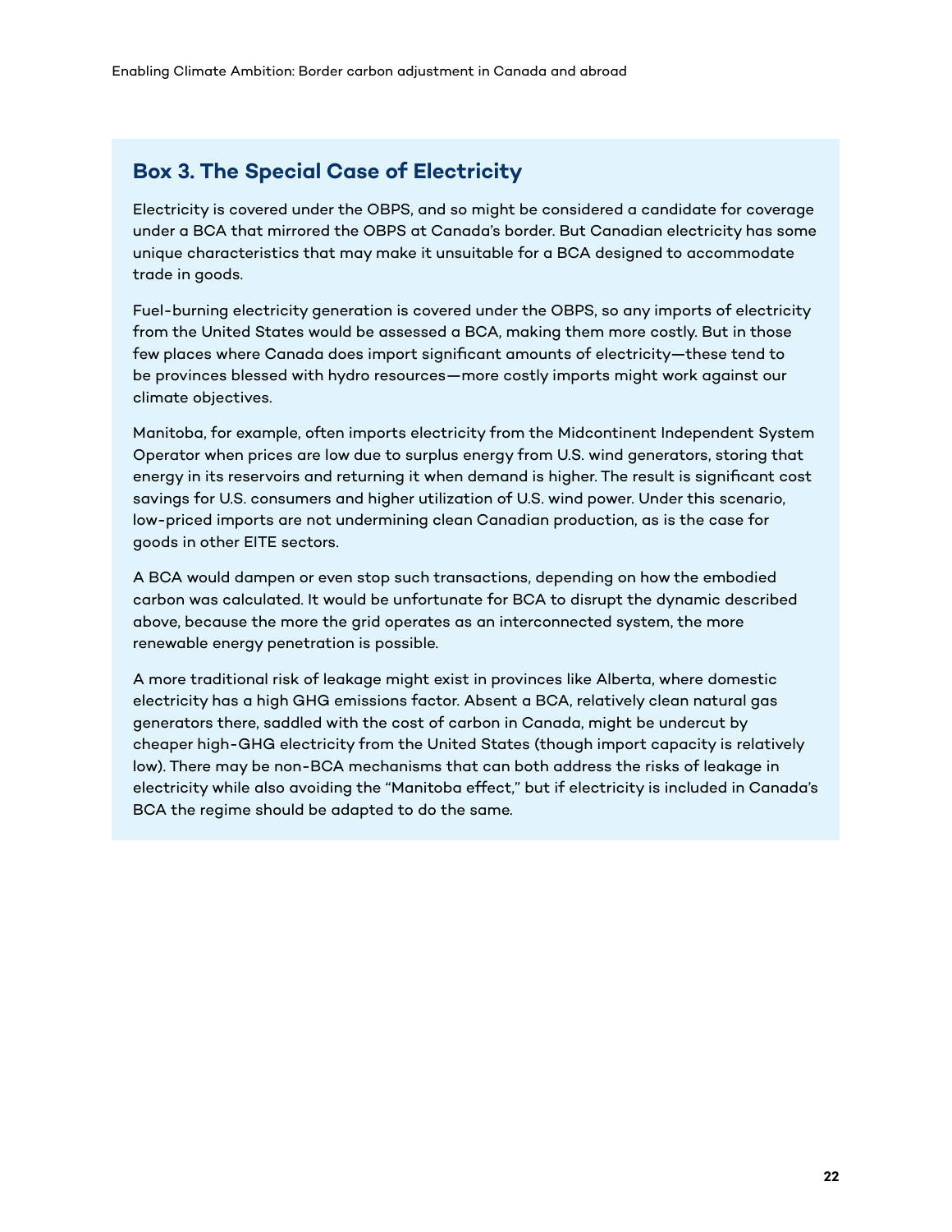## Box 3. The Special Case of Electricity

Electricity is covered under the OBPS, and so might be considered a candidate for coverage under a BCA that mirrored the OBPS at Canada's border. But Canadian electricity has some unique characteristics that may make it unsuitable for a BCA designed to accommodate trade in goods.

Fuel-burning electricity generation is covered under the OBPS, so any imports of electricity from the United States would be assessed a BCA, making them more costly. But in those few places where Canada does import significant amounts of electricity—these tend to be provinces blessed with hydro resources—more costly imports might work against our climate objectives.

Manitoba, for example, often imports electricity from the Midcontinent Independent System Operator when prices are low due to surplus energy from U.S. wind generators, storing that energy in its reservoirs and returning it when demand is higher. The result is significant cost savings for U.S. consumers and higher utilization of U.S. wind power. Under this scenario, low-priced imports are not undermining clean Canadian production, as is the case for goods in other EITE sectors.

A BCA would dampen or even stop such transactions, depending on how the embodied carbon was calculated. It would be unfortunate for BCA to disrupt the dynamic described above, because the more the grid operates as an interconnected system, the more renewable energy penetration is possible.

A more traditional risk of leakage might exist in provinces like Alberta, where domestic electricity has a high GHG emissions factor. Absent a BCA, relatively clean natural gas generators there, saddled with the cost of carbon in Canada, might be undercut by cheaper high-GHG electricity from the United States (though import capacity is relatively low). There may be non-BCA mechanisms that can both address the risks of leakage in electricity while also avoiding the "Manitoba effect," but if electricity is included in Canada's BCA the regime should be adapted to do the same.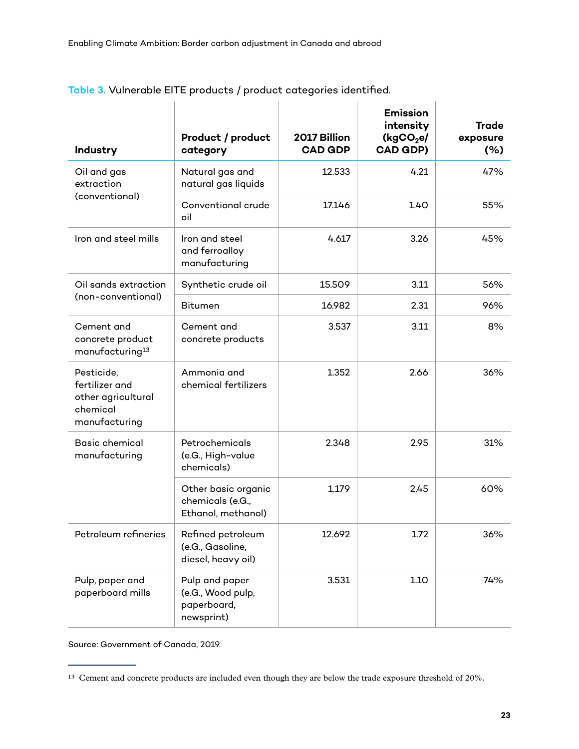**Table 3.** Vulnerable EITE products / product categories identified.

| Industry | Product / product category | 2017 Billion CAD GDP | Emission intensity (kg$CO_2$e/ CAD GDP) | Trade exposure (%) |
|---|---|---|---|---|
| Oil and gas extraction (conventional) | Natural gas and natural gas liquids | 12.533 | 4.21 | 47% |
| | Conventional crude oil | 17.146 | 1.40 | 55% |
| Iron and steel mills | Iron and steel and ferroalloy manufacturing | 4.617 | 3.26 | 45% |
| Oil sands extraction (non-conventional) | Synthetic crude oil | 15.509 | 3.11 | 56% |
| | Bitumen | 16.982 | 2.31 | 96% |
| Cement and concrete product manufacturing[13] | Cement and concrete products | 3.537 | 3.11 | 8% |
| Pesticide, fertilizer and other agricultural chemical manufacturing | Ammonia and chemical fertilizers | 1.352 | 2.66 | 36% |
| Basic chemical manufacturing | Petrochemicals (e.G., High-value chemicals) | 2.348 | 2.95 | 31% |
| | Other basic organic chemicals (e.G., Ethanol, methanol) | 1.179 | 2.45 | 60% |
| Petroleum refineries | Refined petroleum (e.G., Gasoline, diesel, heavy oil) | 12.692 | 1.72 | 36% |
| Pulp, paper and paperboard mills | Pulp and paper (e.G., Wood pulp, paperboard, newsprint) | 3.531 | 1.10 | 74% |

Source: Government of Canada, 2019.

[13] Cement and concrete products are included even though they are below the trade exposure threshold of 20%.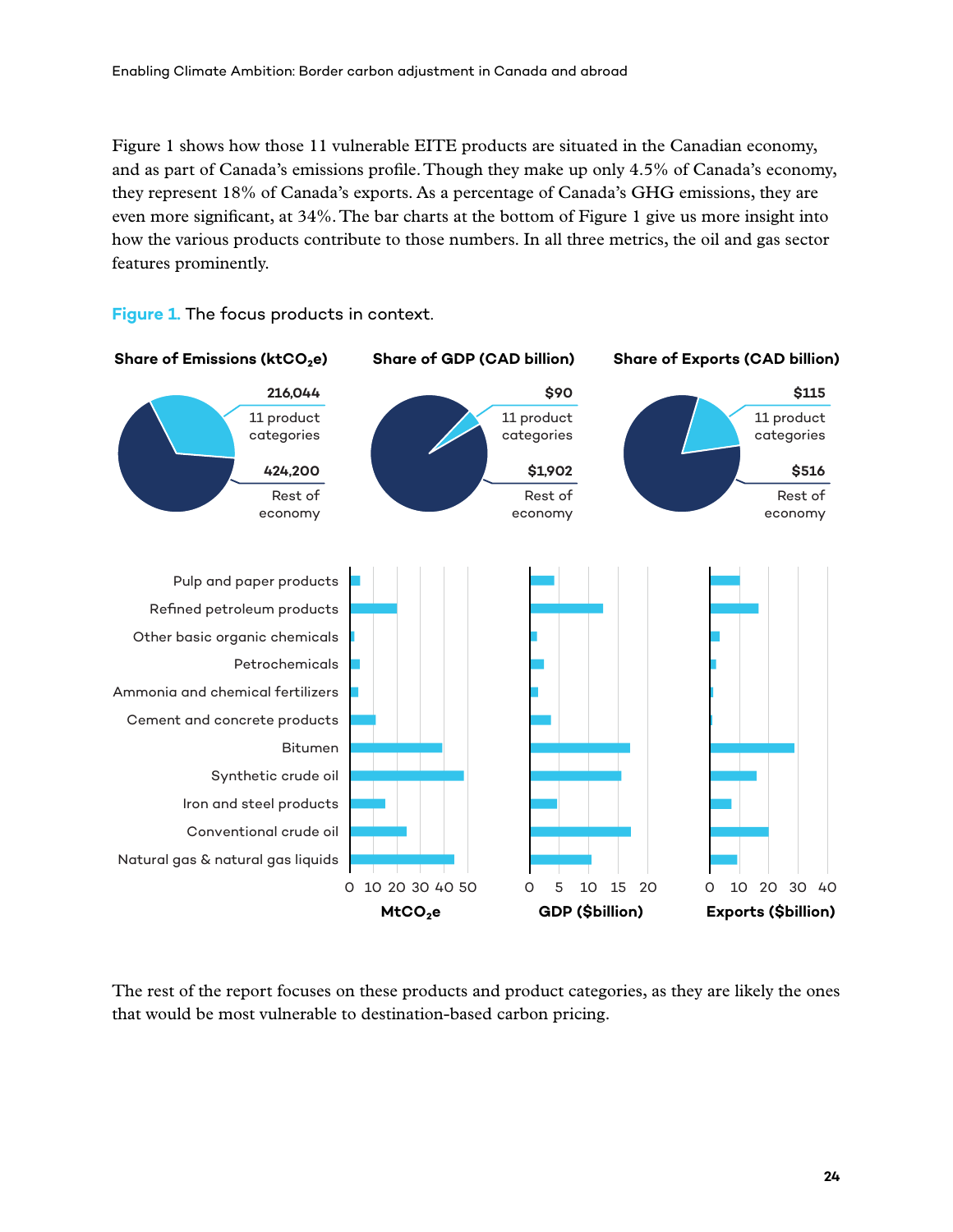Figure 1 shows how those 11 vulnerable EITE products are situated in the Canadian economy, and as part of Canada's emissions profile. Though they make up only 4.5% of Canada's economy, they represent 18% of Canada's exports. As a percentage of Canada's GHG emissions, they are even more significant, at 34%. The bar charts at the bottom of Figure 1 give us more insight into how the various products contribute to those numbers. In all three metrics, the oil and gas sector features prominently.

**Figure 1.** The focus products in context.

| | Share of Emissions ($ktCO_2e$) | Share of GDP (CAD billion) | Share of Exports (CAD billion) |
|---|---|---|---|
| 11 product categories | 216,044 | $90 | $115 |
| Rest of economy | 424,200 | $1,902 | $516 |

Bar charts by product (axes: $MtCO_2e$ 0–50; GDP ($billion) 0–20; Exports ($billion) 0–40): Pulp and paper products; Refined petroleum products; Other basic organic chemicals; Petrochemicals; Ammonia and chemical fertilizers; Cement and concrete products; Bitumen; Synthetic crude oil; Iron and steel products; Conventional crude oil; Natural gas & natural gas liquids.

The rest of the report focuses on these products and product categories, as they are likely the ones that would be most vulnerable to destination-based carbon pricing.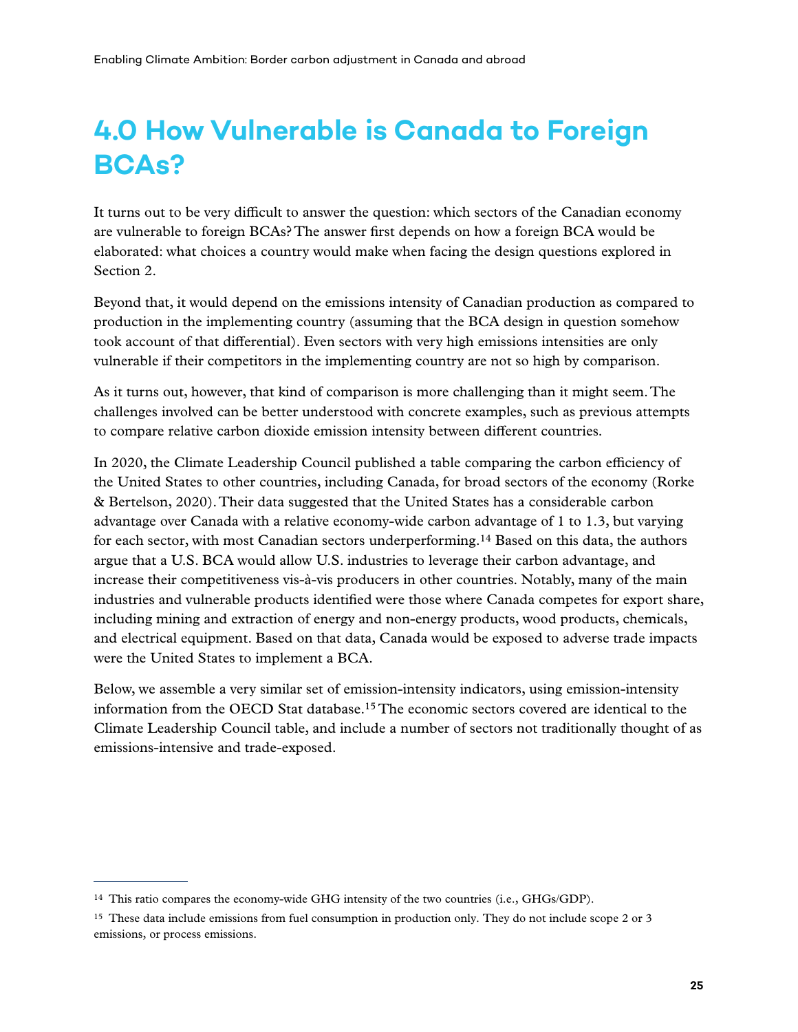# 4.0 How Vulnerable is Canada to Foreign BCAs?

It turns out to be very difficult to answer the question: which sectors of the Canadian economy are vulnerable to foreign BCAs? The answer first depends on how a foreign BCA would be elaborated: what choices a country would make when facing the design questions explored in Section 2.

Beyond that, it would depend on the emissions intensity of Canadian production as compared to production in the implementing country (assuming that the BCA design in question somehow took account of that differential). Even sectors with very high emissions intensities are only vulnerable if their competitors in the implementing country are not so high by comparison.

As it turns out, however, that kind of comparison is more challenging than it might seem. The challenges involved can be better understood with concrete examples, such as previous attempts to compare relative carbon dioxide emission intensity between different countries.

In 2020, the Climate Leadership Council published a table comparing the carbon efficiency of the United States to other countries, including Canada, for broad sectors of the economy (Rorke & Bertelson, 2020). Their data suggested that the United States has a considerable carbon advantage over Canada with a relative economy-wide carbon advantage of 1 to 1.3, but varying for each sector, with most Canadian sectors underperforming.[14] Based on this data, the authors argue that a U.S. BCA would allow U.S. industries to leverage their carbon advantage, and increase their competitiveness vis-à-vis producers in other countries. Notably, many of the main industries and vulnerable products identified were those where Canada competes for export share, including mining and extraction of energy and non-energy products, wood products, chemicals, and electrical equipment. Based on that data, Canada would be exposed to adverse trade impacts were the United States to implement a BCA.

Below, we assemble a very similar set of emission-intensity indicators, using emission-intensity information from the OECD Stat database.[15] The economic sectors covered are identical to the Climate Leadership Council table, and include a number of sectors not traditionally thought of as emissions-intensive and trade-exposed.

---

[14] This ratio compares the economy-wide GHG intensity of the two countries (i.e., GHGs/GDP).

[15] These data include emissions from fuel consumption in production only. They do not include scope 2 or 3 emissions, or process emissions.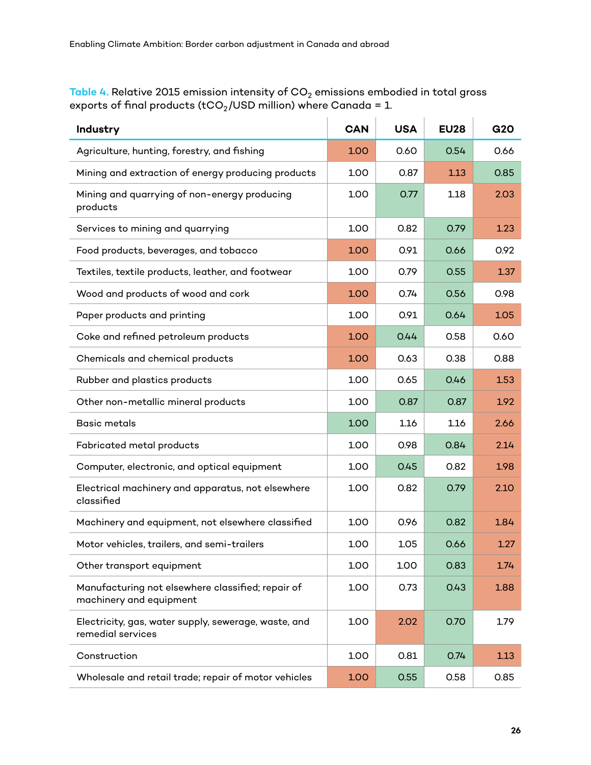**Table 4.** Relative 2015 emission intensity of $CO_2$ emissions embodied in total gross exports of final products ($tCO_2$/USD million) where Canada = 1.

| Industry | CAN | USA | EU28 | G20 |
|---|---|---|---|---|
| Agriculture, hunting, forestry, and fishing | 1.00 | 0.60 | 0.54 | 0.66 |
| Mining and extraction of energy producing products | 1.00 | 0.87 | 1.13 | 0.85 |
| Mining and quarrying of non-energy producing products | 1.00 | 0.77 | 1.18 | 2.03 |
| Services to mining and quarrying | 1.00 | 0.82 | 0.79 | 1.23 |
| Food products, beverages, and tobacco | 1.00 | 0.91 | 0.66 | 0.92 |
| Textiles, textile products, leather, and footwear | 1.00 | 0.79 | 0.55 | 1.37 |
| Wood and products of wood and cork | 1.00 | 0.74 | 0.56 | 0.98 |
| Paper products and printing | 1.00 | 0.91 | 0.64 | 1.05 |
| Coke and refined petroleum products | 1.00 | 0.44 | 0.58 | 0.60 |
| Chemicals and chemical products | 1.00 | 0.63 | 0.38 | 0.88 |
| Rubber and plastics products | 1.00 | 0.65 | 0.46 | 1.53 |
| Other non-metallic mineral products | 1.00 | 0.87 | 0.87 | 1.92 |
| Basic metals | 1.00 | 1.16 | 1.16 | 2.66 |
| Fabricated metal products | 1.00 | 0.98 | 0.84 | 2.14 |
| Computer, electronic, and optical equipment | 1.00 | 0.45 | 0.82 | 1.98 |
| Electrical machinery and apparatus, not elsewhere classified | 1.00 | 0.82 | 0.79 | 2.10 |
| Machinery and equipment, not elsewhere classified | 1.00 | 0.96 | 0.82 | 1.84 |
| Motor vehicles, trailers, and semi-trailers | 1.00 | 1.05 | 0.66 | 1.27 |
| Other transport equipment | 1.00 | 1.00 | 0.83 | 1.74 |
| Manufacturing not elsewhere classified; repair of machinery and equipment | 1.00 | 0.73 | 0.43 | 1.88 |
| Electricity, gas, water supply, sewerage, waste, and remedial services | 1.00 | 2.02 | 0.70 | 1.79 |
| Construction | 1.00 | 0.81 | 0.74 | 1.13 |
| Wholesale and retail trade; repair of motor vehicles | 1.00 | 0.55 | 0.58 | 0.85 |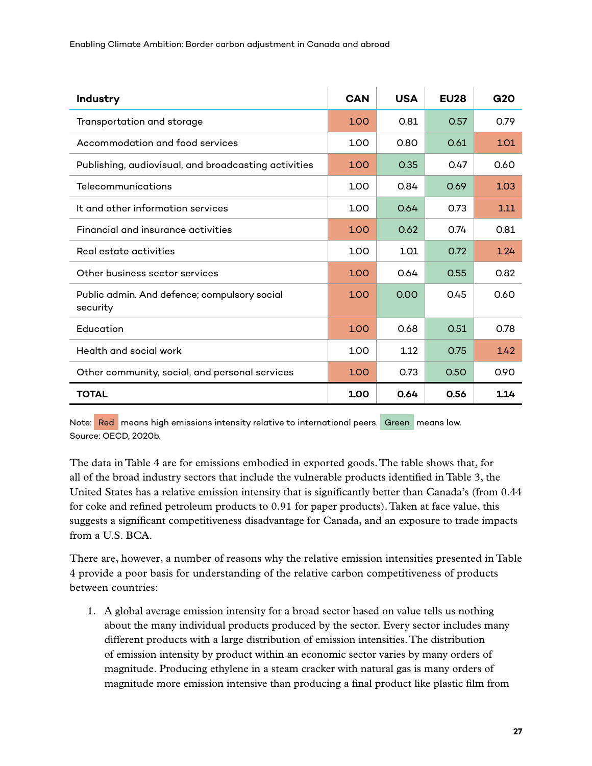| Industry | CAN | USA | EU28 | G20 |
|---|---|---|---|---|
| Transportation and storage | 1.00 | 0.81 | 0.57 | 0.79 |
| Accommodation and food services | 1.00 | 0.80 | 0.61 | 1.01 |
| Publishing, audiovisual, and broadcasting activities | 1.00 | 0.35 | 0.47 | 0.60 |
| Telecommunications | 1.00 | 0.84 | 0.69 | 1.03 |
| It and other information services | 1.00 | 0.64 | 0.73 | 1.11 |
| Financial and insurance activities | 1.00 | 0.62 | 0.74 | 0.81 |
| Real estate activities | 1.00 | 1.01 | 0.72 | 1.24 |
| Other business sector services | 1.00 | 0.64 | 0.55 | 0.82 |
| Public admin. And defence; compulsory social security | 1.00 | 0.00 | 0.45 | 0.60 |
| Education | 1.00 | 0.68 | 0.51 | 0.78 |
| Health and social work | 1.00 | 1.12 | 0.75 | 1.42 |
| Other community, social, and personal services | 1.00 | 0.73 | 0.50 | 0.90 |
| **TOTAL** | **1.00** | **0.64** | **0.56** | **1.14** |

Note: Red means high emissions intensity relative to international peers. Green means low.
Source: OECD, 2020b.

The data in Table 4 are for emissions embodied in exported goods. The table shows that, for all of the broad industry sectors that include the vulnerable products identified in Table 3, the United States has a relative emission intensity that is significantly better than Canada's (from 0.44 for coke and refined petroleum products to 0.91 for paper products). Taken at face value, this suggests a significant competitiveness disadvantage for Canada, and an exposure to trade impacts from a U.S. BCA.

There are, however, a number of reasons why the relative emission intensities presented in Table 4 provide a poor basis for understanding of the relative carbon competitiveness of products between countries:

1. A global average emission intensity for a broad sector based on value tells us nothing about the many individual products produced by the sector. Every sector includes many different products with a large distribution of emission intensities. The distribution of emission intensity by product within an economic sector varies by many orders of magnitude. Producing ethylene in a steam cracker with natural gas is many orders of magnitude more emission intensive than producing a final product like plastic film from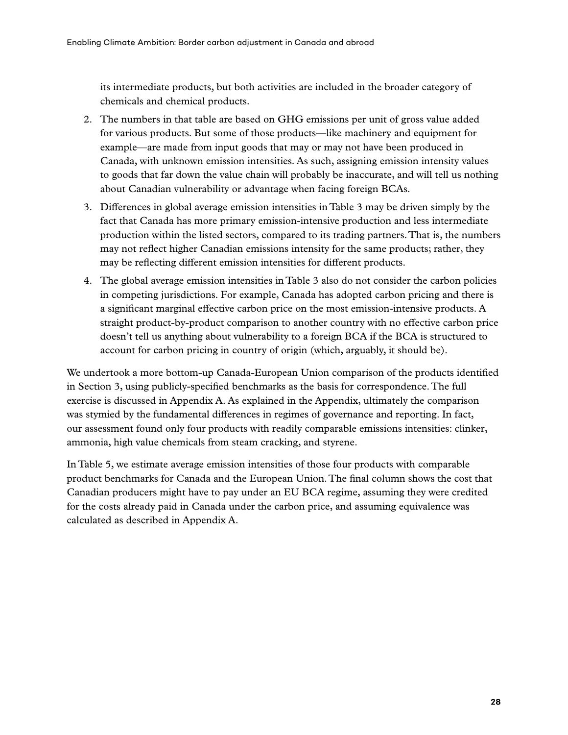its intermediate products, but both activities are included in the broader category of chemicals and chemical products.

2. The numbers in that table are based on GHG emissions per unit of gross value added for various products. But some of those products—like machinery and equipment for example—are made from input goods that may or may not have been produced in Canada, with unknown emission intensities. As such, assigning emission intensity values to goods that far down the value chain will probably be inaccurate, and will tell us nothing about Canadian vulnerability or advantage when facing foreign BCAs.
3. Differences in global average emission intensities in Table 3 may be driven simply by the fact that Canada has more primary emission-intensive production and less intermediate production within the listed sectors, compared to its trading partners. That is, the numbers may not reflect higher Canadian emissions intensity for the same products; rather, they may be reflecting different emission intensities for different products.
4. The global average emission intensities in Table 3 also do not consider the carbon policies in competing jurisdictions. For example, Canada has adopted carbon pricing and there is a significant marginal effective carbon price on the most emission-intensive products. A straight product-by-product comparison to another country with no effective carbon price doesn't tell us anything about vulnerability to a foreign BCA if the BCA is structured to account for carbon pricing in country of origin (which, arguably, it should be).

We undertook a more bottom-up Canada-European Union comparison of the products identified in Section 3, using publicly-specified benchmarks as the basis for correspondence. The full exercise is discussed in Appendix A. As explained in the Appendix, ultimately the comparison was stymied by the fundamental differences in regimes of governance and reporting. In fact, our assessment found only four products with readily comparable emissions intensities: clinker, ammonia, high value chemicals from steam cracking, and styrene.

In Table 5, we estimate average emission intensities of those four products with comparable product benchmarks for Canada and the European Union. The final column shows the cost that Canadian producers might have to pay under an EU BCA regime, assuming they were credited for the costs already paid in Canada under the carbon price, and assuming equivalence was calculated as described in Appendix A.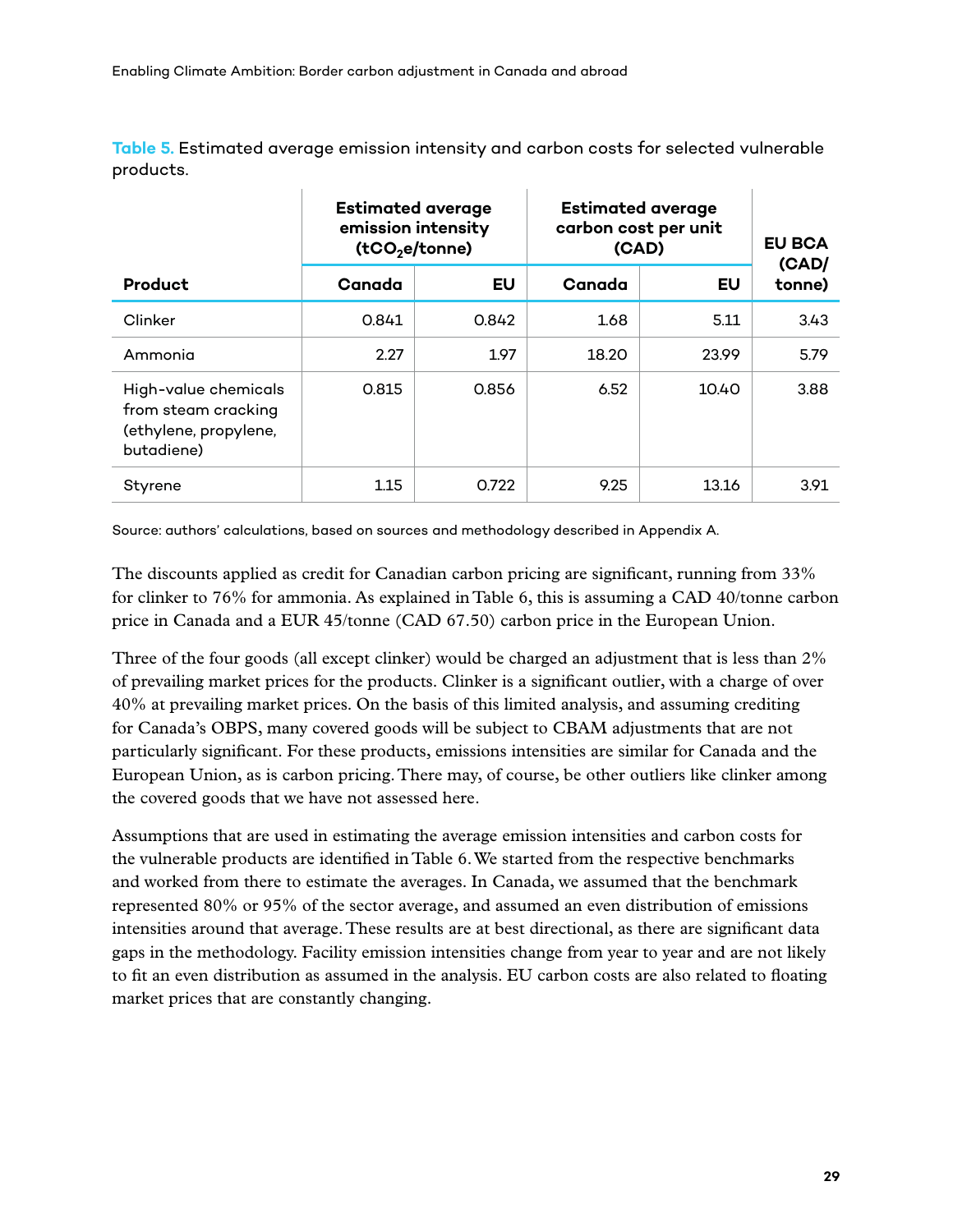**Table 5.** Estimated average emission intensity and carbon costs for selected vulnerable products.

| Product | Estimated average emission intensity ($tCO_2e$/tonne) | | Estimated average carbon cost per unit (CAD) | | EU BCA (CAD/ tonne) |
|---|---|---|---|---|---|
| | Canada | EU | Canada | EU | |
| Clinker | 0.841 | 0.842 | 1.68 | 5.11 | 3.43 |
| Ammonia | 2.27 | 1.97 | 18.20 | 23.99 | 5.79 |
| High-value chemicals from steam cracking (ethylene, propylene, butadiene) | 0.815 | 0.856 | 6.52 | 10.40 | 3.88 |
| Styrene | 1.15 | 0.722 | 9.25 | 13.16 | 3.91 |

Source: authors' calculations, based on sources and methodology described in Appendix A.

The discounts applied as credit for Canadian carbon pricing are significant, running from 33% for clinker to 76% for ammonia. As explained in Table 6, this is assuming a CAD 40/tonne carbon price in Canada and a EUR 45/tonne (CAD 67.50) carbon price in the European Union.

Three of the four goods (all except clinker) would be charged an adjustment that is less than 2% of prevailing market prices for the products. Clinker is a significant outlier, with a charge of over 40% at prevailing market prices. On the basis of this limited analysis, and assuming crediting for Canada's OBPS, many covered goods will be subject to CBAM adjustments that are not particularly significant. For these products, emissions intensities are similar for Canada and the European Union, as is carbon pricing. There may, of course, be other outliers like clinker among the covered goods that we have not assessed here.

Assumptions that are used in estimating the average emission intensities and carbon costs for the vulnerable products are identified in Table 6. We started from the respective benchmarks and worked from there to estimate the averages. In Canada, we assumed that the benchmark represented 80% or 95% of the sector average, and assumed an even distribution of emissions intensities around that average. These results are at best directional, as there are significant data gaps in the methodology. Facility emission intensities change from year to year and are not likely to fit an even distribution as assumed in the analysis. EU carbon costs are also related to floating market prices that are constantly changing.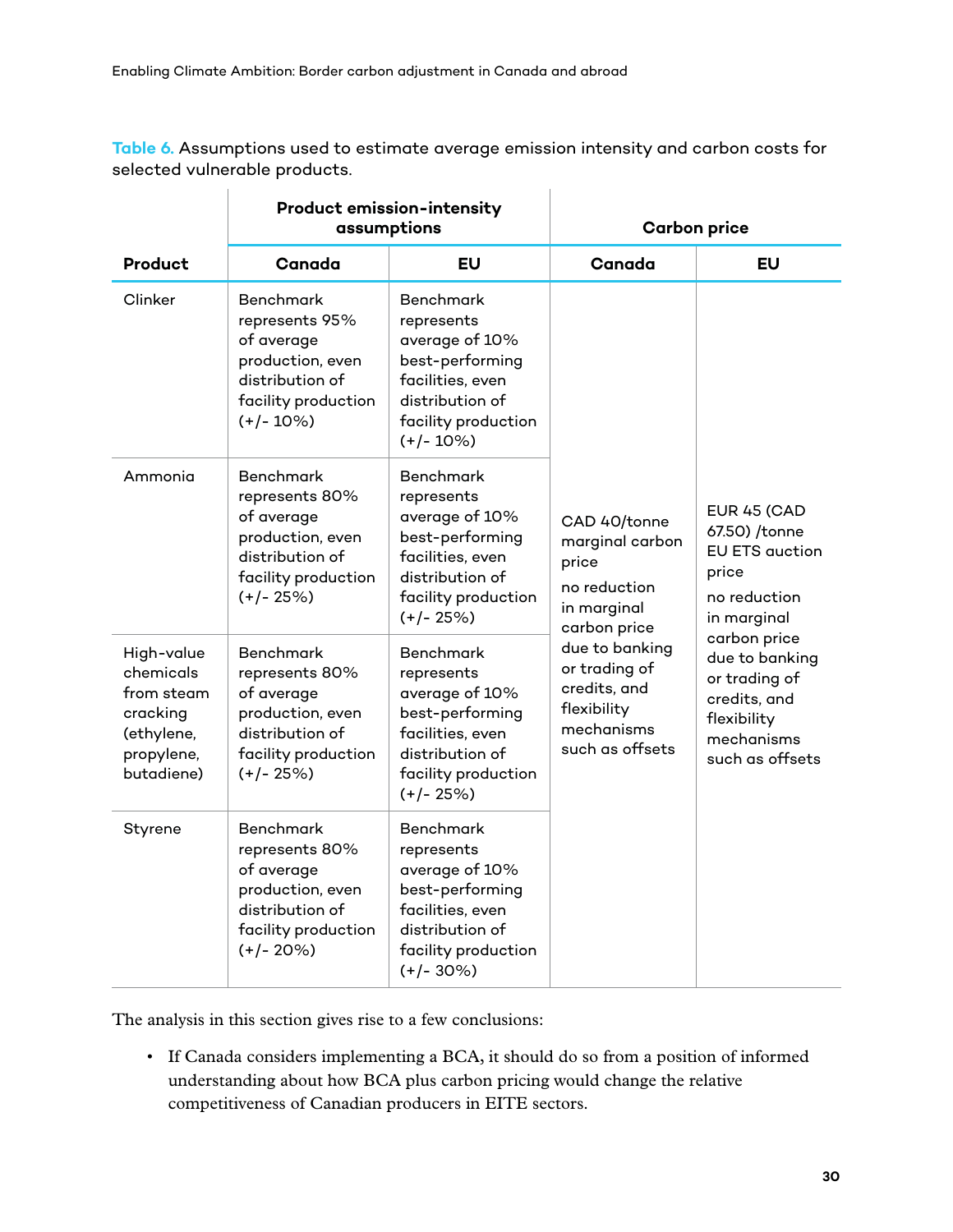**Table 6.** Assumptions used to estimate average emission intensity and carbon costs for selected vulnerable products.

| Product | Product emission-intensity assumptions | | Carbon price | |
|---|---|---|---|---|
| | **Canada** | **EU** | **Canada** | **EU** |
| Clinker | Benchmark represents 95% of average production, even distribution of facility production (+/- 10%) | Benchmark represents average of 10% best-performing facilities, even distribution of facility production (+/- 10%) | CAD 40/tonne marginal carbon price<br>no reduction in marginal carbon price due to banking or trading of credits, and flexibility mechanisms such as offsets | EUR 45 (CAD 67.50) /tonne EU ETS auction price<br>no reduction in marginal carbon price due to banking or trading of credits, and flexibility mechanisms such as offsets |
| Ammonia | Benchmark represents 80% of average production, even distribution of facility production (+/- 25%) | Benchmark represents average of 10% best-performing facilities, even distribution of facility production (+/- 25%) | | |
| High-value chemicals from steam cracking (ethylene, propylene, butadiene) | Benchmark represents 80% of average production, even distribution of facility production (+/- 25%) | Benchmark represents average of 10% best-performing facilities, even distribution of facility production (+/- 25%) | | |
| Styrene | Benchmark represents 80% of average production, even distribution of facility production (+/- 20%) | Benchmark represents average of 10% best-performing facilities, even distribution of facility production (+/- 30%) | | |

The analysis in this section gives rise to a few conclusions:

- If Canada considers implementing a BCA, it should do so from a position of informed understanding about how BCA plus carbon pricing would change the relative competitiveness of Canadian producers in EITE sectors.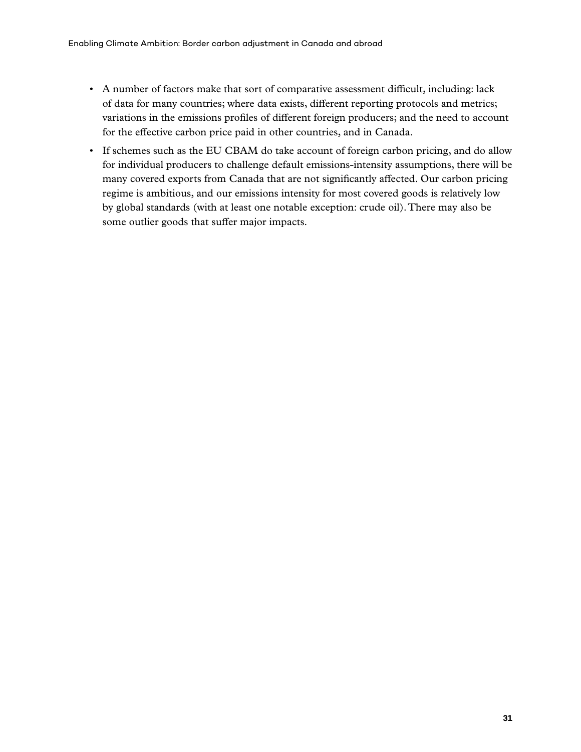- A number of factors make that sort of comparative assessment difficult, including: lack of data for many countries; where data exists, different reporting protocols and metrics; variations in the emissions profiles of different foreign producers; and the need to account for the effective carbon price paid in other countries, and in Canada.
- If schemes such as the EU CBAM do take account of foreign carbon pricing, and do allow for individual producers to challenge default emissions-intensity assumptions, there will be many covered exports from Canada that are not significantly affected. Our carbon pricing regime is ambitious, and our emissions intensity for most covered goods is relatively low by global standards (with at least one notable exception: crude oil). There may also be some outlier goods that suffer major impacts.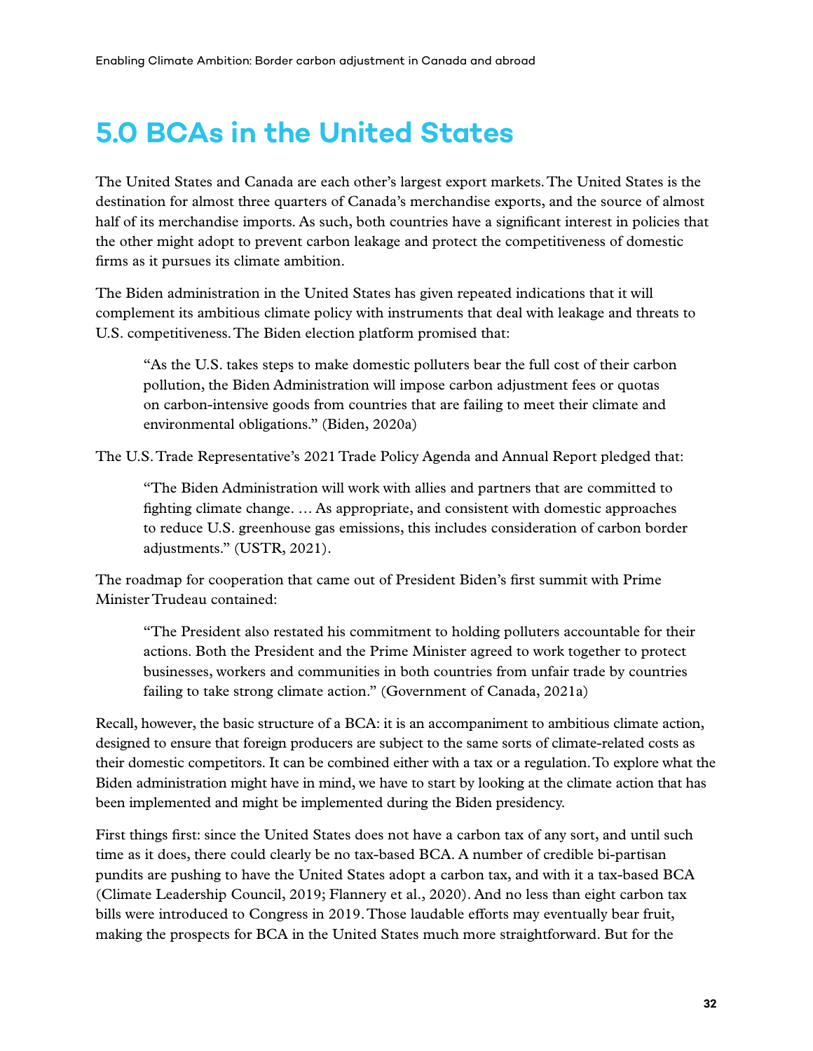# 5.0 BCAs in the United States

The United States and Canada are each other's largest export markets. The United States is the destination for almost three quarters of Canada's merchandise exports, and the source of almost half of its merchandise imports. As such, both countries have a significant interest in policies that the other might adopt to prevent carbon leakage and protect the competitiveness of domestic firms as it pursues its climate ambition.

The Biden administration in the United States has given repeated indications that it will complement its ambitious climate policy with instruments that deal with leakage and threats to U.S. competitiveness. The Biden election platform promised that:

> "As the U.S. takes steps to make domestic polluters bear the full cost of their carbon pollution, the Biden Administration will impose carbon adjustment fees or quotas on carbon-intensive goods from countries that are failing to meet their climate and environmental obligations." (Biden, 2020a)

The U.S. Trade Representative's 2021 Trade Policy Agenda and Annual Report pledged that:

> "The Biden Administration will work with allies and partners that are committed to fighting climate change. … As appropriate, and consistent with domestic approaches to reduce U.S. greenhouse gas emissions, this includes consideration of carbon border adjustments." (USTR, 2021).

The roadmap for cooperation that came out of President Biden's first summit with Prime Minister Trudeau contained:

> "The President also restated his commitment to holding polluters accountable for their actions. Both the President and the Prime Minister agreed to work together to protect businesses, workers and communities in both countries from unfair trade by countries failing to take strong climate action." (Government of Canada, 2021a)

Recall, however, the basic structure of a BCA: it is an accompaniment to ambitious climate action, designed to ensure that foreign producers are subject to the same sorts of climate-related costs as their domestic competitors. It can be combined either with a tax or a regulation. To explore what the Biden administration might have in mind, we have to start by looking at the climate action that has been implemented and might be implemented during the Biden presidency.

First things first: since the United States does not have a carbon tax of any sort, and until such time as it does, there could clearly be no tax-based BCA. A number of credible bi-partisan pundits are pushing to have the United States adopt a carbon tax, and with it a tax-based BCA (Climate Leadership Council, 2019; Flannery et al., 2020). And no less than eight carbon tax bills were introduced to Congress in 2019. Those laudable efforts may eventually bear fruit, making the prospects for BCA in the United States much more straightforward. But for the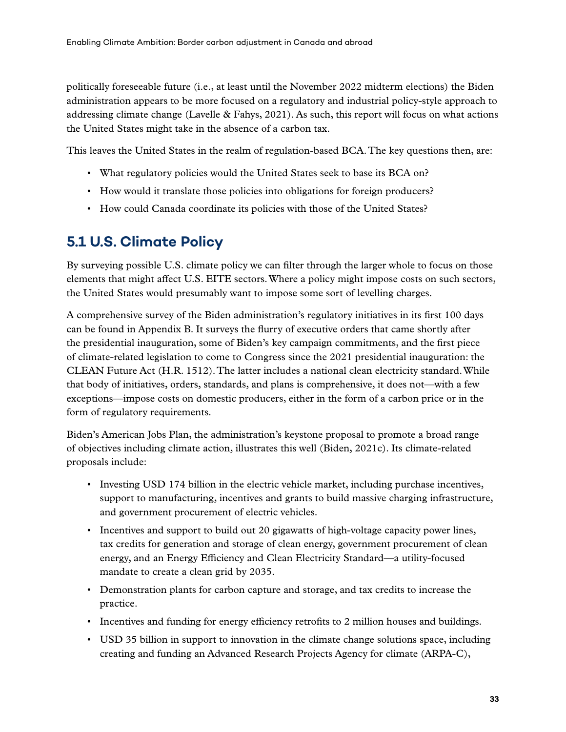politically foreseeable future (i.e., at least until the November 2022 midterm elections) the Biden administration appears to be more focused on a regulatory and industrial policy-style approach to addressing climate change (Lavelle & Fahys, 2021). As such, this report will focus on what actions the United States might take in the absence of a carbon tax.

This leaves the United States in the realm of regulation-based BCA. The key questions then, are:

- What regulatory policies would the United States seek to base its BCA on?
- How would it translate those policies into obligations for foreign producers?
- How could Canada coordinate its policies with those of the United States?

## 5.1 U.S. Climate Policy

By surveying possible U.S. climate policy we can filter through the larger whole to focus on those elements that might affect U.S. EITE sectors. Where a policy might impose costs on such sectors, the United States would presumably want to impose some sort of levelling charges.

A comprehensive survey of the Biden administration's regulatory initiatives in its first 100 days can be found in Appendix B. It surveys the flurry of executive orders that came shortly after the presidential inauguration, some of Biden's key campaign commitments, and the first piece of climate-related legislation to come to Congress since the 2021 presidential inauguration: the CLEAN Future Act (H.R. 1512). The latter includes a national clean electricity standard. While that body of initiatives, orders, standards, and plans is comprehensive, it does not—with a few exceptions—impose costs on domestic producers, either in the form of a carbon price or in the form of regulatory requirements.

Biden's American Jobs Plan, the administration's keystone proposal to promote a broad range of objectives including climate action, illustrates this well (Biden, 2021c). Its climate-related proposals include:

- Investing USD 174 billion in the electric vehicle market, including purchase incentives, support to manufacturing, incentives and grants to build massive charging infrastructure, and government procurement of electric vehicles.
- Incentives and support to build out 20 gigawatts of high-voltage capacity power lines, tax credits for generation and storage of clean energy, government procurement of clean energy, and an Energy Efficiency and Clean Electricity Standard—a utility-focused mandate to create a clean grid by 2035.
- Demonstration plants for carbon capture and storage, and tax credits to increase the practice.
- Incentives and funding for energy efficiency retrofits to 2 million houses and buildings.
- USD 35 billion in support to innovation in the climate change solutions space, including creating and funding an Advanced Research Projects Agency for climate (ARPA-C),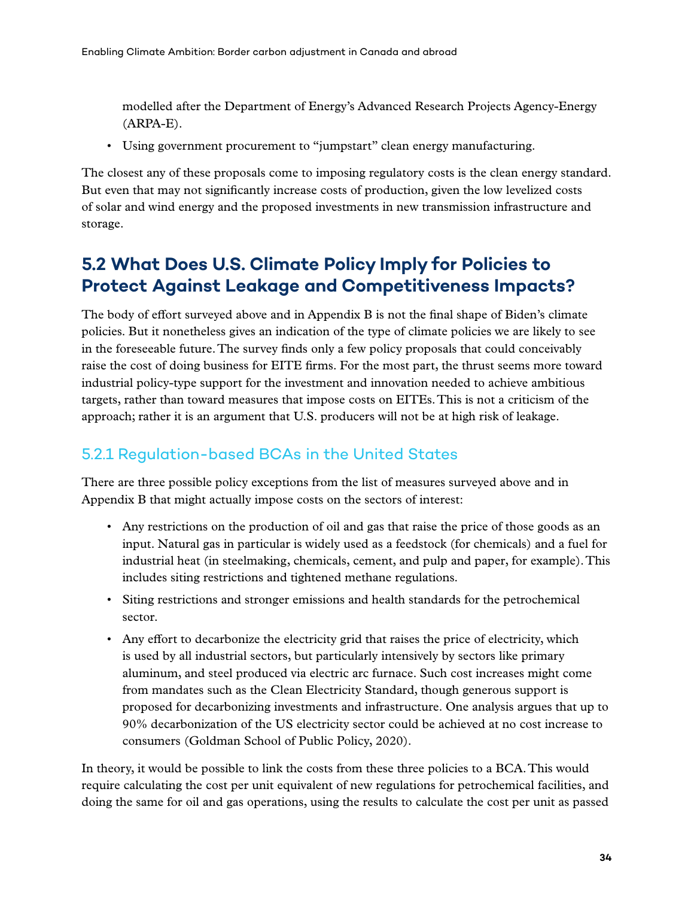modelled after the Department of Energy's Advanced Research Projects Agency-Energy (ARPA-E).

- Using government procurement to "jumpstart" clean energy manufacturing.

The closest any of these proposals come to imposing regulatory costs is the clean energy standard. But even that may not significantly increase costs of production, given the low levelized costs of solar and wind energy and the proposed investments in new transmission infrastructure and storage.

## 5.2 What Does U.S. Climate Policy Imply for Policies to Protect Against Leakage and Competitiveness Impacts?

The body of effort surveyed above and in Appendix B is not the final shape of Biden's climate policies. But it nonetheless gives an indication of the type of climate policies we are likely to see in the foreseeable future. The survey finds only a few policy proposals that could conceivably raise the cost of doing business for EITE firms. For the most part, the thrust seems more toward industrial policy-type support for the investment and innovation needed to achieve ambitious targets, rather than toward measures that impose costs on EITEs. This is not a criticism of the approach; rather it is an argument that U.S. producers will not be at high risk of leakage.

### 5.2.1 Regulation-based BCAs in the United States

There are three possible policy exceptions from the list of measures surveyed above and in Appendix B that might actually impose costs on the sectors of interest:

- Any restrictions on the production of oil and gas that raise the price of those goods as an input. Natural gas in particular is widely used as a feedstock (for chemicals) and a fuel for industrial heat (in steelmaking, chemicals, cement, and pulp and paper, for example). This includes siting restrictions and tightened methane regulations.
- Siting restrictions and stronger emissions and health standards for the petrochemical sector.
- Any effort to decarbonize the electricity grid that raises the price of electricity, which is used by all industrial sectors, but particularly intensively by sectors like primary aluminum, and steel produced via electric arc furnace. Such cost increases might come from mandates such as the Clean Electricity Standard, though generous support is proposed for decarbonizing investments and infrastructure. One analysis argues that up to 90% decarbonization of the US electricity sector could be achieved at no cost increase to consumers (Goldman School of Public Policy, 2020).

In theory, it would be possible to link the costs from these three policies to a BCA. This would require calculating the cost per unit equivalent of new regulations for petrochemical facilities, and doing the same for oil and gas operations, using the results to calculate the cost per unit as passed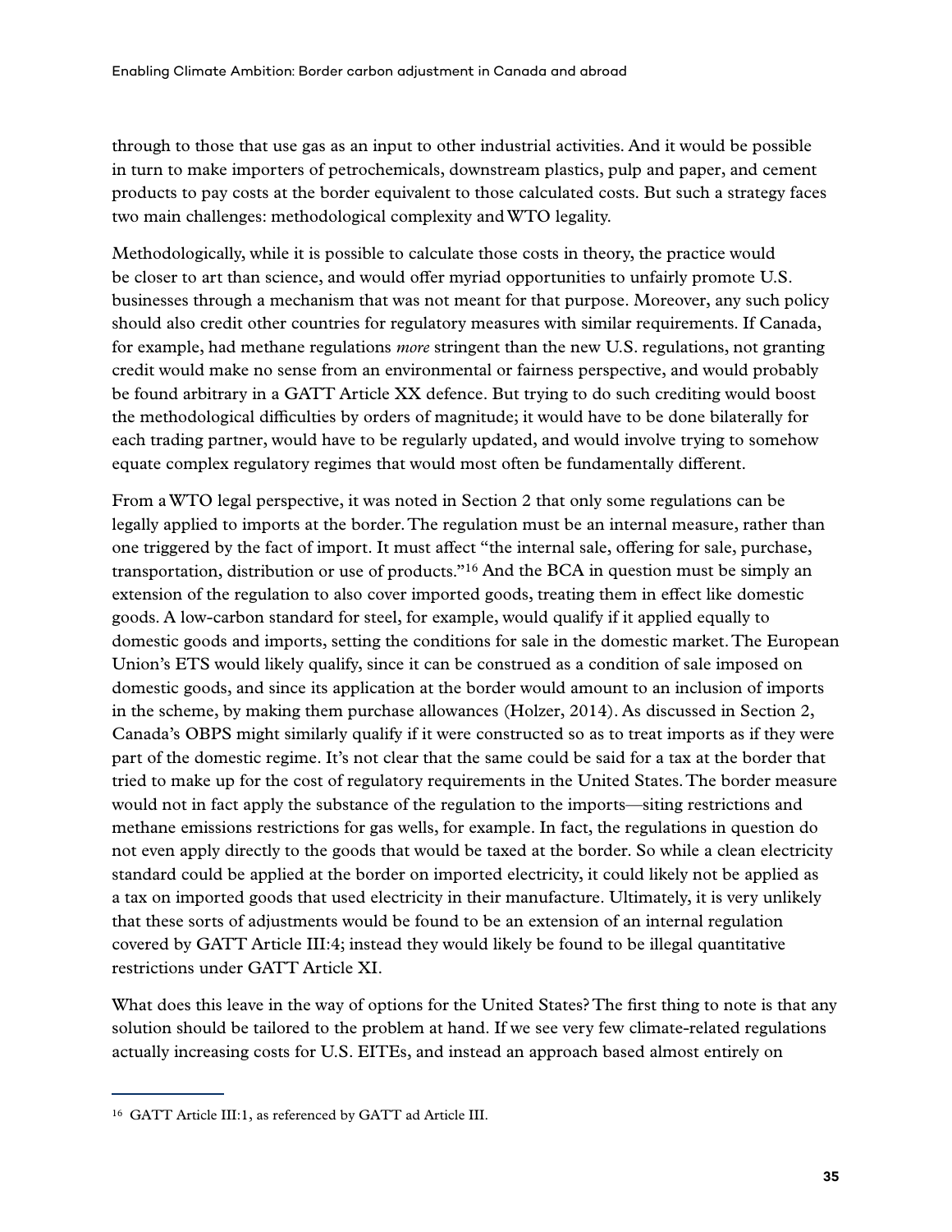through to those that use gas as an input to other industrial activities. And it would be possible in turn to make importers of petrochemicals, downstream plastics, pulp and paper, and cement products to pay costs at the border equivalent to those calculated costs. But such a strategy faces two main challenges: methodological complexity and WTO legality.

Methodologically, while it is possible to calculate those costs in theory, the practice would be closer to art than science, and would offer myriad opportunities to unfairly promote U.S. businesses through a mechanism that was not meant for that purpose. Moreover, any such policy should also credit other countries for regulatory measures with similar requirements. If Canada, for example, had methane regulations *more* stringent than the new U.S. regulations, not granting credit would make no sense from an environmental or fairness perspective, and would probably be found arbitrary in a GATT Article XX defence. But trying to do such crediting would boost the methodological difficulties by orders of magnitude; it would have to be done bilaterally for each trading partner, would have to be regularly updated, and would involve trying to somehow equate complex regulatory regimes that would most often be fundamentally different.

From a WTO legal perspective, it was noted in Section 2 that only some regulations can be legally applied to imports at the border. The regulation must be an internal measure, rather than one triggered by the fact of import. It must affect "the internal sale, offering for sale, purchase, transportation, distribution or use of products."[16] And the BCA in question must be simply an extension of the regulation to also cover imported goods, treating them in effect like domestic goods. A low-carbon standard for steel, for example, would qualify if it applied equally to domestic goods and imports, setting the conditions for sale in the domestic market. The European Union's ETS would likely qualify, since it can be construed as a condition of sale imposed on domestic goods, and since its application at the border would amount to an inclusion of imports in the scheme, by making them purchase allowances (Holzer, 2014). As discussed in Section 2, Canada's OBPS might similarly qualify if it were constructed so as to treat imports as if they were part of the domestic regime. It's not clear that the same could be said for a tax at the border that tried to make up for the cost of regulatory requirements in the United States. The border measure would not in fact apply the substance of the regulation to the imports—siting restrictions and methane emissions restrictions for gas wells, for example. In fact, the regulations in question do not even apply directly to the goods that would be taxed at the border. So while a clean electricity standard could be applied at the border on imported electricity, it could likely not be applied as a tax on imported goods that used electricity in their manufacture. Ultimately, it is very unlikely that these sorts of adjustments would be found to be an extension of an internal regulation covered by GATT Article III:4; instead they would likely be found to be illegal quantitative restrictions under GATT Article XI.

What does this leave in the way of options for the United States? The first thing to note is that any solution should be tailored to the problem at hand. If we see very few climate-related regulations actually increasing costs for U.S. EITEs, and instead an approach based almost entirely on

---

[16] GATT Article III:1, as referenced by GATT ad Article III.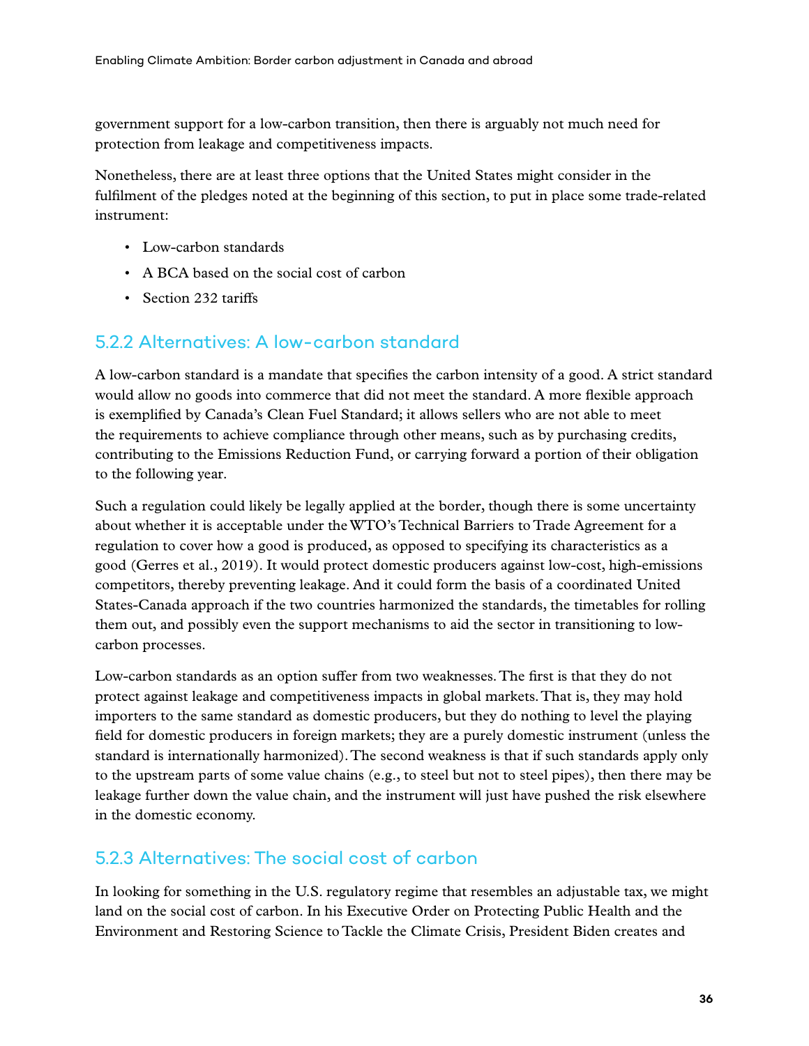government support for a low-carbon transition, then there is arguably not much need for protection from leakage and competitiveness impacts.

Nonetheless, there are at least three options that the United States might consider in the fulfilment of the pledges noted at the beginning of this section, to put in place some trade-related instrument:

- Low-carbon standards
- A BCA based on the social cost of carbon
- Section 232 tariffs

### 5.2.2 Alternatives: A low-carbon standard

A low-carbon standard is a mandate that specifies the carbon intensity of a good. A strict standard would allow no goods into commerce that did not meet the standard. A more flexible approach is exemplified by Canada's Clean Fuel Standard; it allows sellers who are not able to meet the requirements to achieve compliance through other means, such as by purchasing credits, contributing to the Emissions Reduction Fund, or carrying forward a portion of their obligation to the following year.

Such a regulation could likely be legally applied at the border, though there is some uncertainty about whether it is acceptable under the WTO's Technical Barriers to Trade Agreement for a regulation to cover how a good is produced, as opposed to specifying its characteristics as a good (Gerres et al., 2019). It would protect domestic producers against low-cost, high-emissions competitors, thereby preventing leakage. And it could form the basis of a coordinated United States-Canada approach if the two countries harmonized the standards, the timetables for rolling them out, and possibly even the support mechanisms to aid the sector in transitioning to low-carbon processes.

Low-carbon standards as an option suffer from two weaknesses. The first is that they do not protect against leakage and competitiveness impacts in global markets. That is, they may hold importers to the same standard as domestic producers, but they do nothing to level the playing field for domestic producers in foreign markets; they are a purely domestic instrument (unless the standard is internationally harmonized). The second weakness is that if such standards apply only to the upstream parts of some value chains (e.g., to steel but not to steel pipes), then there may be leakage further down the value chain, and the instrument will just have pushed the risk elsewhere in the domestic economy.

### 5.2.3 Alternatives: The social cost of carbon

In looking for something in the U.S. regulatory regime that resembles an adjustable tax, we might land on the social cost of carbon. In his Executive Order on Protecting Public Health and the Environment and Restoring Science to Tackle the Climate Crisis, President Biden creates and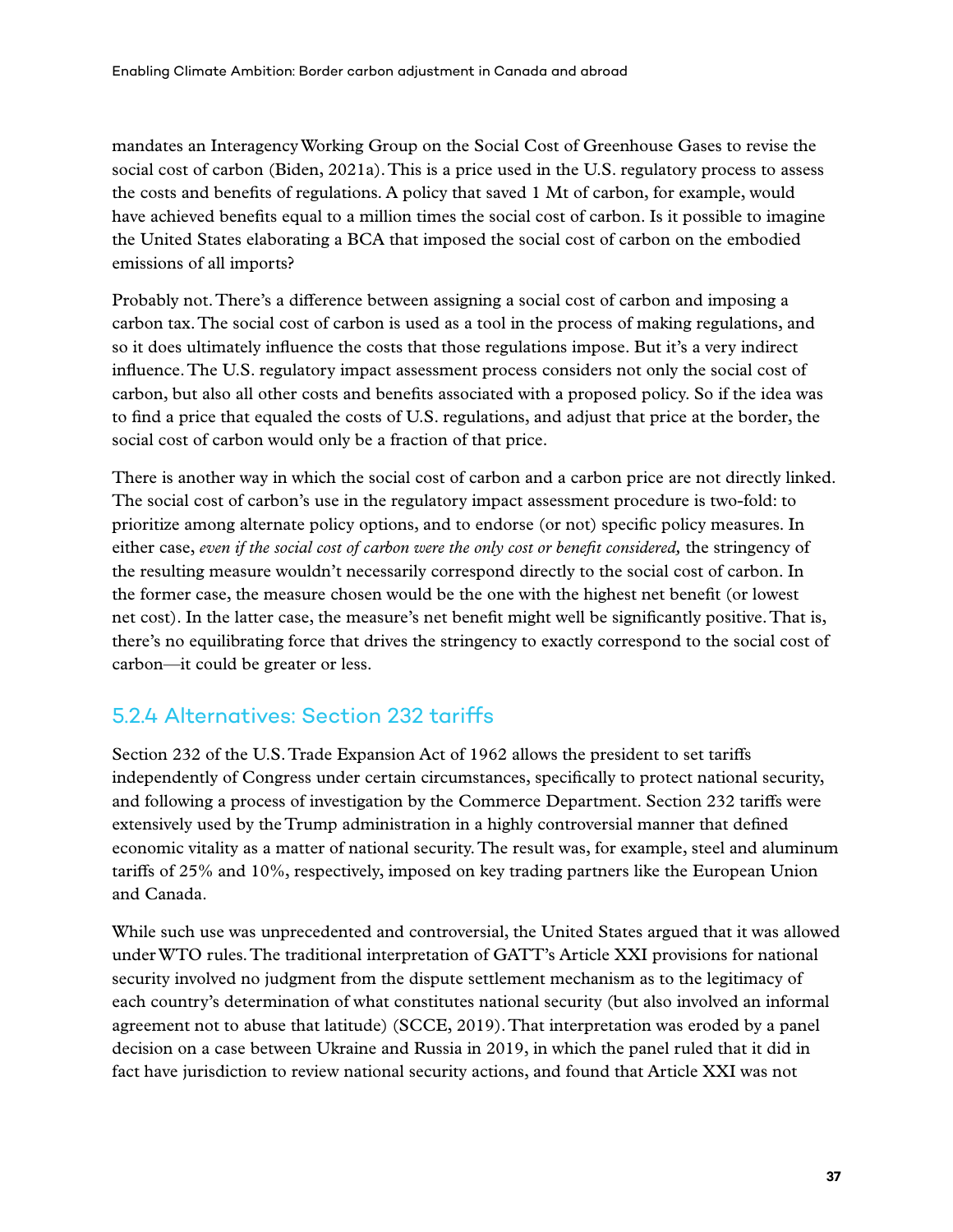mandates an Interagency Working Group on the Social Cost of Greenhouse Gases to revise the social cost of carbon (Biden, 2021a). This is a price used in the U.S. regulatory process to assess the costs and benefits of regulations. A policy that saved 1 Mt of carbon, for example, would have achieved benefits equal to a million times the social cost of carbon. Is it possible to imagine the United States elaborating a BCA that imposed the social cost of carbon on the embodied emissions of all imports?

Probably not. There's a difference between assigning a social cost of carbon and imposing a carbon tax. The social cost of carbon is used as a tool in the process of making regulations, and so it does ultimately influence the costs that those regulations impose. But it's a very indirect influence. The U.S. regulatory impact assessment process considers not only the social cost of carbon, but also all other costs and benefits associated with a proposed policy. So if the idea was to find a price that equaled the costs of U.S. regulations, and adjust that price at the border, the social cost of carbon would only be a fraction of that price.

There is another way in which the social cost of carbon and a carbon price are not directly linked. The social cost of carbon's use in the regulatory impact assessment procedure is two-fold: to prioritize among alternate policy options, and to endorse (or not) specific policy measures. In either case, *even if the social cost of carbon were the only cost or benefit considered,* the stringency of the resulting measure wouldn't necessarily correspond directly to the social cost of carbon. In the former case, the measure chosen would be the one with the highest net benefit (or lowest net cost). In the latter case, the measure's net benefit might well be significantly positive. That is, there's no equilibrating force that drives the stringency to exactly correspond to the social cost of carbon—it could be greater or less.

### 5.2.4 Alternatives: Section 232 tariffs

Section 232 of the U.S. Trade Expansion Act of 1962 allows the president to set tariffs independently of Congress under certain circumstances, specifically to protect national security, and following a process of investigation by the Commerce Department. Section 232 tariffs were extensively used by the Trump administration in a highly controversial manner that defined economic vitality as a matter of national security. The result was, for example, steel and aluminum tariffs of 25% and 10%, respectively, imposed on key trading partners like the European Union and Canada.

While such use was unprecedented and controversial, the United States argued that it was allowed under WTO rules. The traditional interpretation of GATT's Article XXI provisions for national security involved no judgment from the dispute settlement mechanism as to the legitimacy of each country's determination of what constitutes national security (but also involved an informal agreement not to abuse that latitude) (SCCE, 2019). That interpretation was eroded by a panel decision on a case between Ukraine and Russia in 2019, in which the panel ruled that it did in fact have jurisdiction to review national security actions, and found that Article XXI was not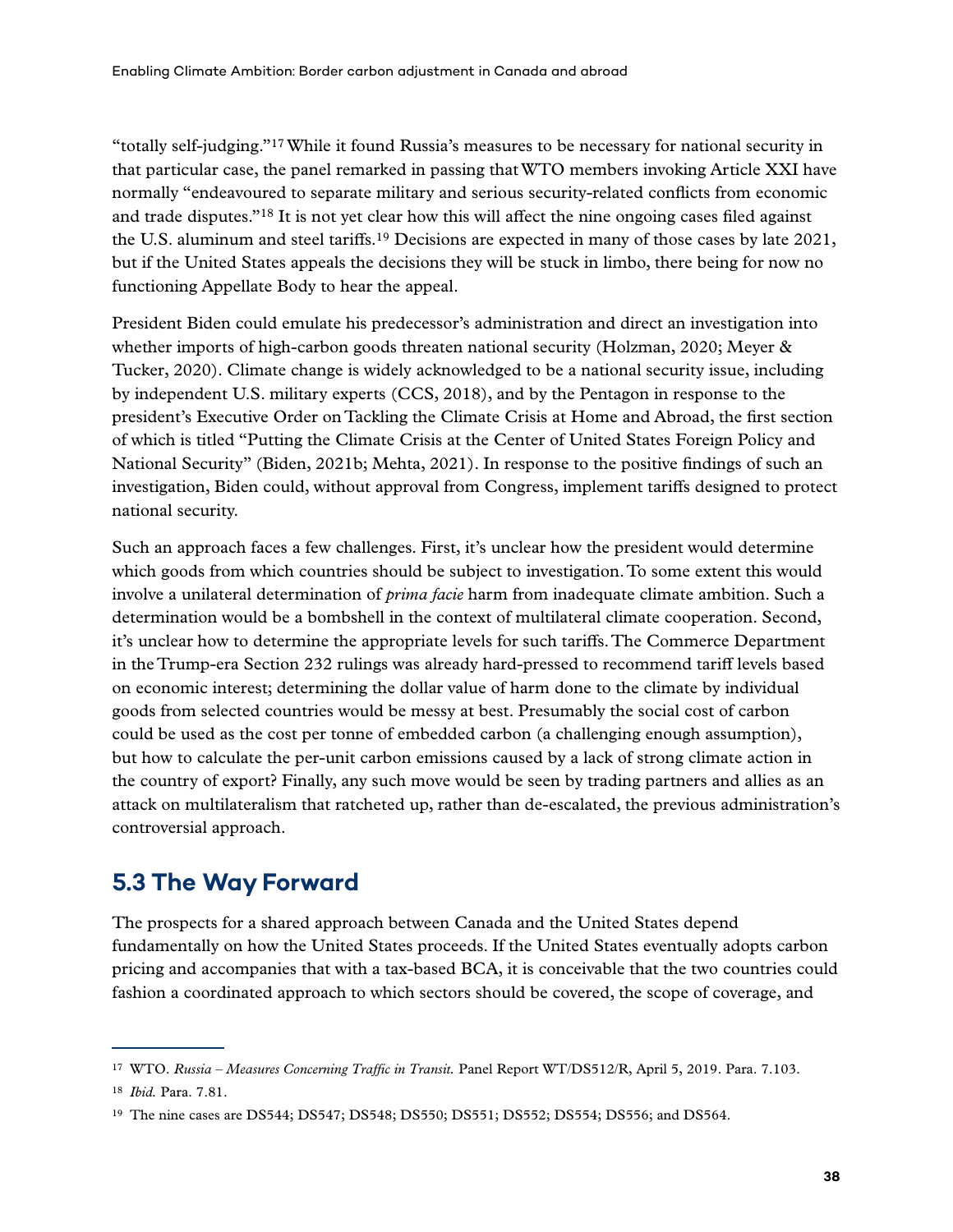"totally self-judging."[17] While it found Russia's measures to be necessary for national security in that particular case, the panel remarked in passing that WTO members invoking Article XXI have normally "endeavoured to separate military and serious security-related conflicts from economic and trade disputes."[18] It is not yet clear how this will affect the nine ongoing cases filed against the U.S. aluminum and steel tariffs.[19] Decisions are expected in many of those cases by late 2021, but if the United States appeals the decisions they will be stuck in limbo, there being for now no functioning Appellate Body to hear the appeal.

President Biden could emulate his predecessor's administration and direct an investigation into whether imports of high-carbon goods threaten national security (Holzman, 2020; Meyer & Tucker, 2020). Climate change is widely acknowledged to be a national security issue, including by independent U.S. military experts (CCS, 2018), and by the Pentagon in response to the president's Executive Order on Tackling the Climate Crisis at Home and Abroad, the first section of which is titled "Putting the Climate Crisis at the Center of United States Foreign Policy and National Security" (Biden, 2021b; Mehta, 2021). In response to the positive findings of such an investigation, Biden could, without approval from Congress, implement tariffs designed to protect national security.

Such an approach faces a few challenges. First, it's unclear how the president would determine which goods from which countries should be subject to investigation. To some extent this would involve a unilateral determination of *prima facie* harm from inadequate climate ambition. Such a determination would be a bombshell in the context of multilateral climate cooperation. Second, it's unclear how to determine the appropriate levels for such tariffs. The Commerce Department in the Trump-era Section 232 rulings was already hard-pressed to recommend tariff levels based on economic interest; determining the dollar value of harm done to the climate by individual goods from selected countries would be messy at best. Presumably the social cost of carbon could be used as the cost per tonne of embedded carbon (a challenging enough assumption), but how to calculate the per-unit carbon emissions caused by a lack of strong climate action in the country of export? Finally, any such move would be seen by trading partners and allies as an attack on multilateralism that ratcheted up, rather than de-escalated, the previous administration's controversial approach.

## 5.3 The Way Forward

The prospects for a shared approach between Canada and the United States depend fundamentally on how the United States proceeds. If the United States eventually adopts carbon pricing and accompanies that with a tax-based BCA, it is conceivable that the two countries could fashion a coordinated approach to which sectors should be covered, the scope of coverage, and

---

[17] WTO. *Russia – Measures Concerning Traffic in Transit.* Panel Report WT/DS512/R, April 5, 2019. Para. 7.103.

[18] *Ibid.* Para. 7.81.

[19] The nine cases are DS544; DS547; DS548; DS550; DS551; DS552; DS554; DS556; and DS564.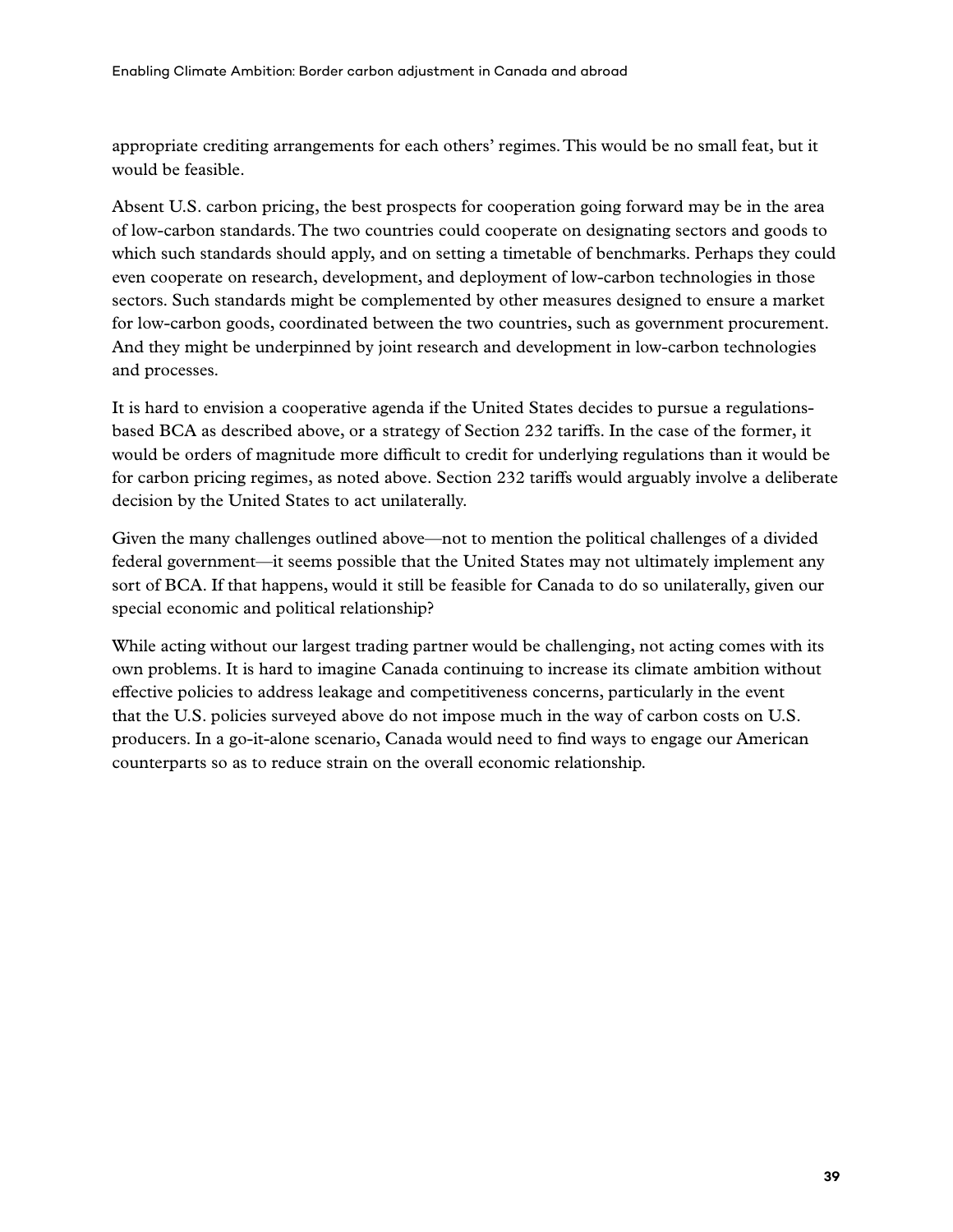appropriate crediting arrangements for each others' regimes. This would be no small feat, but it would be feasible.

Absent U.S. carbon pricing, the best prospects for cooperation going forward may be in the area of low-carbon standards. The two countries could cooperate on designating sectors and goods to which such standards should apply, and on setting a timetable of benchmarks. Perhaps they could even cooperate on research, development, and deployment of low-carbon technologies in those sectors. Such standards might be complemented by other measures designed to ensure a market for low-carbon goods, coordinated between the two countries, such as government procurement. And they might be underpinned by joint research and development in low-carbon technologies and processes.

It is hard to envision a cooperative agenda if the United States decides to pursue a regulations-based BCA as described above, or a strategy of Section 232 tariffs. In the case of the former, it would be orders of magnitude more difficult to credit for underlying regulations than it would be for carbon pricing regimes, as noted above. Section 232 tariffs would arguably involve a deliberate decision by the United States to act unilaterally.

Given the many challenges outlined above—not to mention the political challenges of a divided federal government—it seems possible that the United States may not ultimately implement any sort of BCA. If that happens, would it still be feasible for Canada to do so unilaterally, given our special economic and political relationship?

While acting without our largest trading partner would be challenging, not acting comes with its own problems. It is hard to imagine Canada continuing to increase its climate ambition without effective policies to address leakage and competitiveness concerns, particularly in the event that the U.S. policies surveyed above do not impose much in the way of carbon costs on U.S. producers. In a go-it-alone scenario, Canada would need to find ways to engage our American counterparts so as to reduce strain on the overall economic relationship.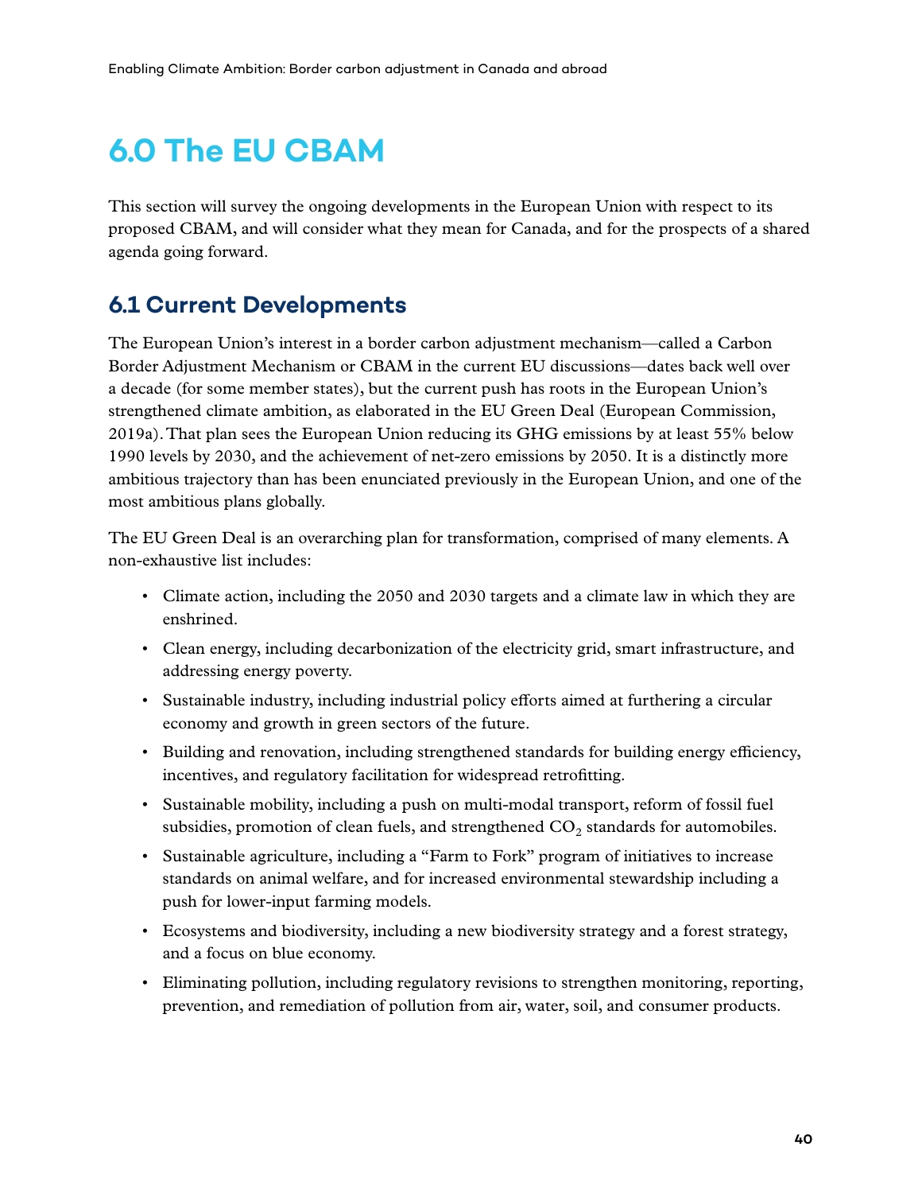# 6.0 The EU CBAM

This section will survey the ongoing developments in the European Union with respect to its proposed CBAM, and will consider what they mean for Canada, and for the prospects of a shared agenda going forward.

## 6.1 Current Developments

The European Union's interest in a border carbon adjustment mechanism—called a Carbon Border Adjustment Mechanism or CBAM in the current EU discussions—dates back well over a decade (for some member states), but the current push has roots in the European Union's strengthened climate ambition, as elaborated in the EU Green Deal (European Commission, 2019a). That plan sees the European Union reducing its GHG emissions by at least 55% below 1990 levels by 2030, and the achievement of net-zero emissions by 2050. It is a distinctly more ambitious trajectory than has been enunciated previously in the European Union, and one of the most ambitious plans globally.

The EU Green Deal is an overarching plan for transformation, comprised of many elements. A non-exhaustive list includes:

- Climate action, including the 2050 and 2030 targets and a climate law in which they are enshrined.
- Clean energy, including decarbonization of the electricity grid, smart infrastructure, and addressing energy poverty.
- Sustainable industry, including industrial policy efforts aimed at furthering a circular economy and growth in green sectors of the future.
- Building and renovation, including strengthened standards for building energy efficiency, incentives, and regulatory facilitation for widespread retrofitting.
- Sustainable mobility, including a push on multi-modal transport, reform of fossil fuel subsidies, promotion of clean fuels, and strengthened $CO_2$ standards for automobiles.
- Sustainable agriculture, including a "Farm to Fork" program of initiatives to increase standards on animal welfare, and for increased environmental stewardship including a push for lower-input farming models.
- Ecosystems and biodiversity, including a new biodiversity strategy and a forest strategy, and a focus on blue economy.
- Eliminating pollution, including regulatory revisions to strengthen monitoring, reporting, prevention, and remediation of pollution from air, water, soil, and consumer products.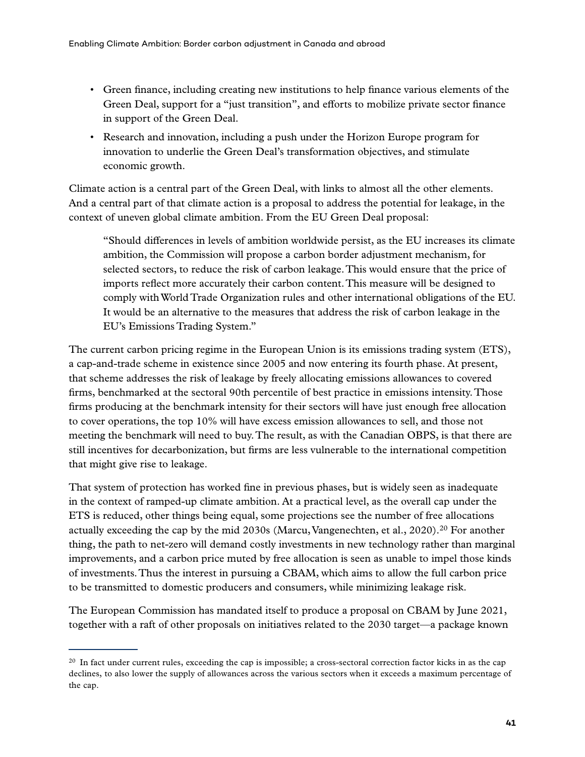- Green finance, including creating new institutions to help finance various elements of the Green Deal, support for a "just transition", and efforts to mobilize private sector finance in support of the Green Deal.
- Research and innovation, including a push under the Horizon Europe program for innovation to underlie the Green Deal's transformation objectives, and stimulate economic growth.

Climate action is a central part of the Green Deal, with links to almost all the other elements. And a central part of that climate action is a proposal to address the potential for leakage, in the context of uneven global climate ambition. From the EU Green Deal proposal:

> "Should differences in levels of ambition worldwide persist, as the EU increases its climate ambition, the Commission will propose a carbon border adjustment mechanism, for selected sectors, to reduce the risk of carbon leakage. This would ensure that the price of imports reflect more accurately their carbon content. This measure will be designed to comply with World Trade Organization rules and other international obligations of the EU. It would be an alternative to the measures that address the risk of carbon leakage in the EU's Emissions Trading System."

The current carbon pricing regime in the European Union is its emissions trading system (ETS), a cap-and-trade scheme in existence since 2005 and now entering its fourth phase. At present, that scheme addresses the risk of leakage by freely allocating emissions allowances to covered firms, benchmarked at the sectoral 90th percentile of best practice in emissions intensity. Those firms producing at the benchmark intensity for their sectors will have just enough free allocation to cover operations, the top 10% will have excess emission allowances to sell, and those not meeting the benchmark will need to buy. The result, as with the Canadian OBPS, is that there are still incentives for decarbonization, but firms are less vulnerable to the international competition that might give rise to leakage.

That system of protection has worked fine in previous phases, but is widely seen as inadequate in the context of ramped-up climate ambition. At a practical level, as the overall cap under the ETS is reduced, other things being equal, some projections see the number of free allocations actually exceeding the cap by the mid 2030s (Marcu, Vangenechten, et al., 2020).[20] For another thing, the path to net-zero will demand costly investments in new technology rather than marginal improvements, and a carbon price muted by free allocation is seen as unable to impel those kinds of investments. Thus the interest in pursuing a CBAM, which aims to allow the full carbon price to be transmitted to domestic producers and consumers, while minimizing leakage risk.

The European Commission has mandated itself to produce a proposal on CBAM by June 2021, together with a raft of other proposals on initiatives related to the 2030 target—a package known

---

[20] In fact under current rules, exceeding the cap is impossible; a cross-sectoral correction factor kicks in as the cap declines, to also lower the supply of allowances across the various sectors when it exceeds a maximum percentage of the cap.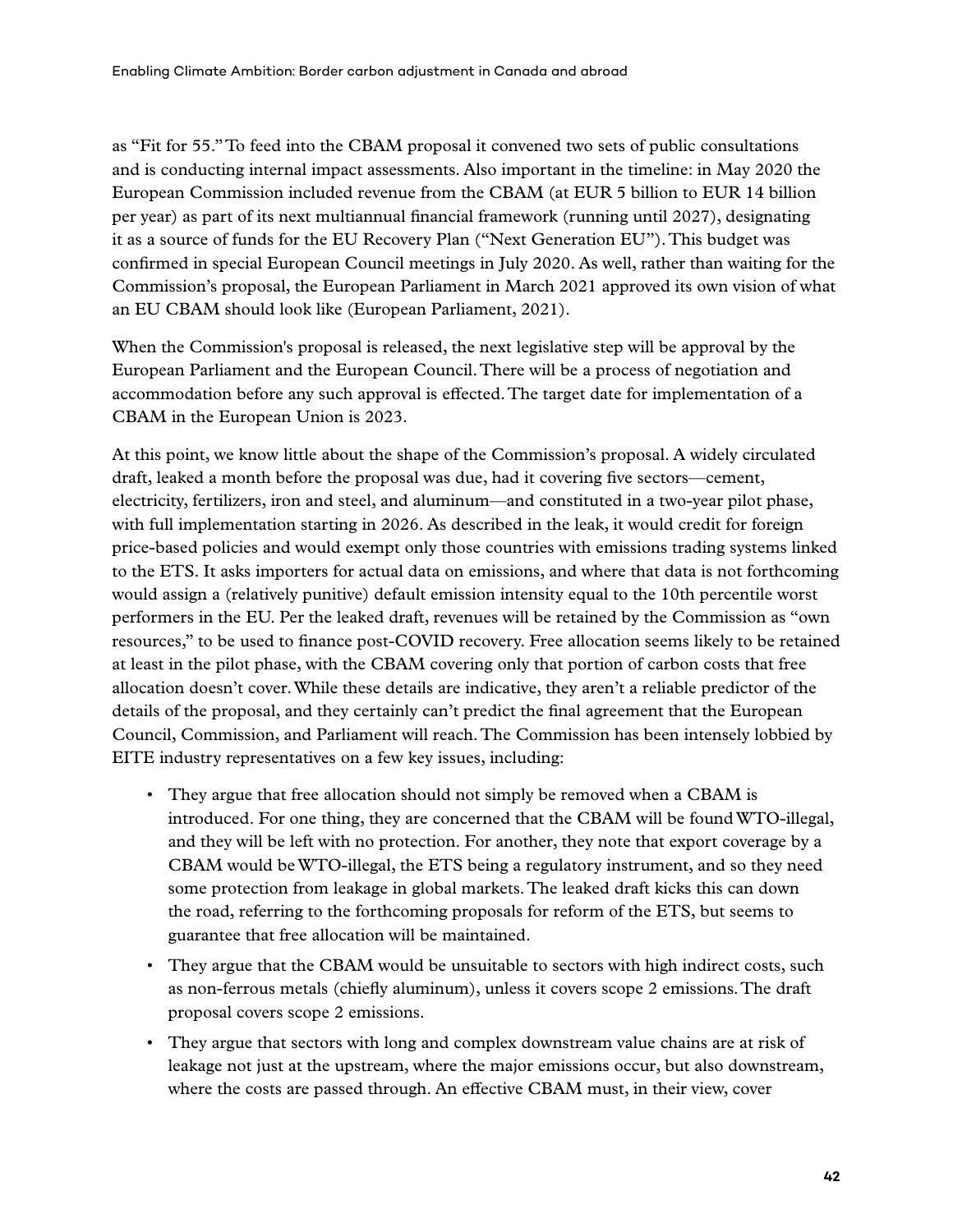as "Fit for 55." To feed into the CBAM proposal it convened two sets of public consultations and is conducting internal impact assessments. Also important in the timeline: in May 2020 the European Commission included revenue from the CBAM (at EUR 5 billion to EUR 14 billion per year) as part of its next multiannual financial framework (running until 2027), designating it as a source of funds for the EU Recovery Plan ("Next Generation EU"). This budget was confirmed in special European Council meetings in July 2020. As well, rather than waiting for the Commission's proposal, the European Parliament in March 2021 approved its own vision of what an EU CBAM should look like (European Parliament, 2021).

When the Commission's proposal is released, the next legislative step will be approval by the European Parliament and the European Council. There will be a process of negotiation and accommodation before any such approval is effected. The target date for implementation of a CBAM in the European Union is 2023.

At this point, we know little about the shape of the Commission's proposal. A widely circulated draft, leaked a month before the proposal was due, had it covering five sectors—cement, electricity, fertilizers, iron and steel, and aluminum—and constituted in a two-year pilot phase, with full implementation starting in 2026. As described in the leak, it would credit for foreign price-based policies and would exempt only those countries with emissions trading systems linked to the ETS. It asks importers for actual data on emissions, and where that data is not forthcoming would assign a (relatively punitive) default emission intensity equal to the 10th percentile worst performers in the EU. Per the leaked draft, revenues will be retained by the Commission as "own resources," to be used to finance post-COVID recovery. Free allocation seems likely to be retained at least in the pilot phase, with the CBAM covering only that portion of carbon costs that free allocation doesn't cover. While these details are indicative, they aren't a reliable predictor of the details of the proposal, and they certainly can't predict the final agreement that the European Council, Commission, and Parliament will reach. The Commission has been intensely lobbied by EITE industry representatives on a few key issues, including:

- They argue that free allocation should not simply be removed when a CBAM is introduced. For one thing, they are concerned that the CBAM will be found WTO-illegal, and they will be left with no protection. For another, they note that export coverage by a CBAM would be WTO-illegal, the ETS being a regulatory instrument, and so they need some protection from leakage in global markets. The leaked draft kicks this can down the road, referring to the forthcoming proposals for reform of the ETS, but seems to guarantee that free allocation will be maintained.
- They argue that the CBAM would be unsuitable to sectors with high indirect costs, such as non-ferrous metals (chiefly aluminum), unless it covers scope 2 emissions. The draft proposal covers scope 2 emissions.
- They argue that sectors with long and complex downstream value chains are at risk of leakage not just at the upstream, where the major emissions occur, but also downstream, where the costs are passed through. An effective CBAM must, in their view, cover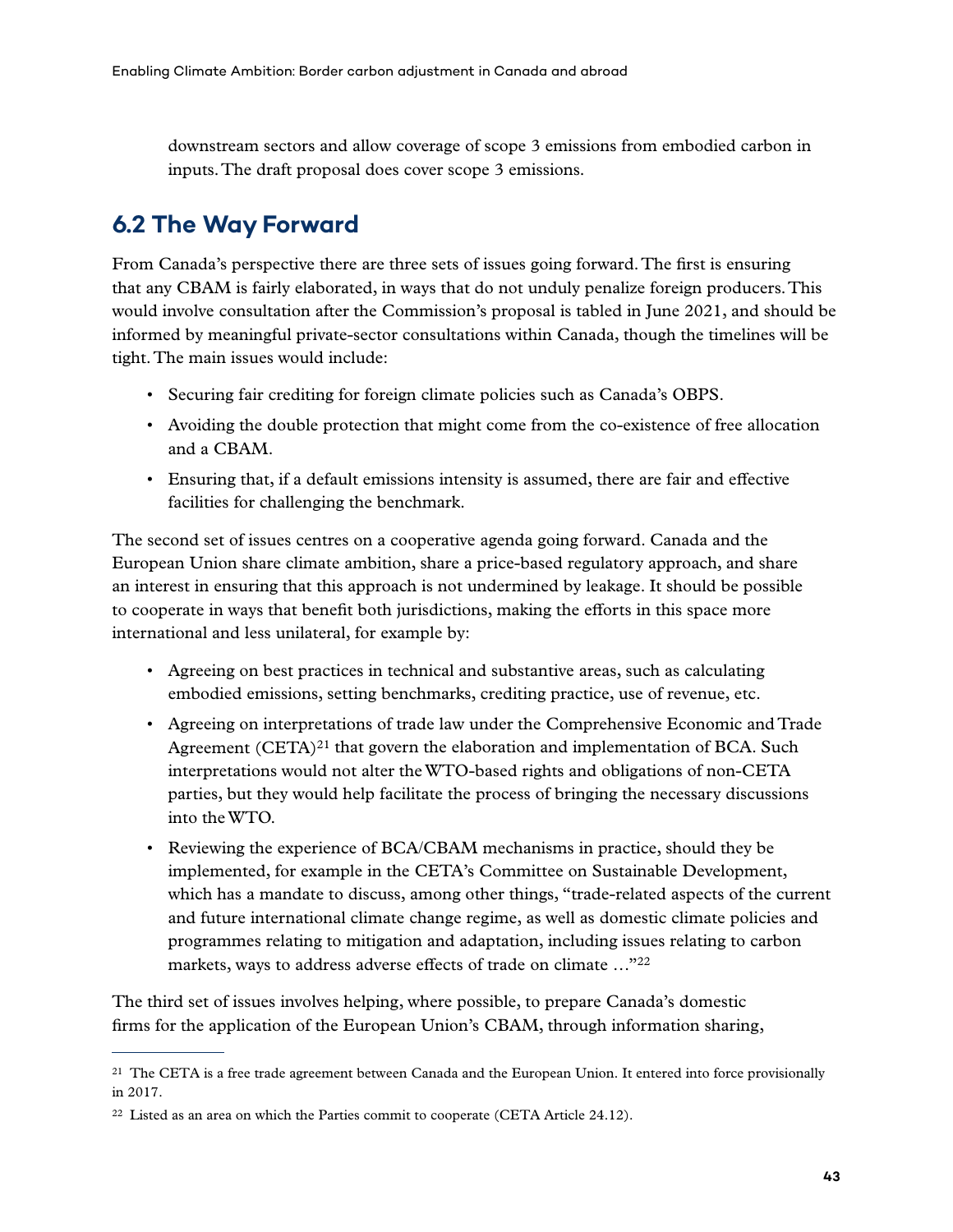downstream sectors and allow coverage of scope 3 emissions from embodied carbon in inputs. The draft proposal does cover scope 3 emissions.

## 6.2 The Way Forward

From Canada's perspective there are three sets of issues going forward. The first is ensuring that any CBAM is fairly elaborated, in ways that do not unduly penalize foreign producers. This would involve consultation after the Commission's proposal is tabled in June 2021, and should be informed by meaningful private-sector consultations within Canada, though the timelines will be tight. The main issues would include:

- Securing fair crediting for foreign climate policies such as Canada's OBPS.
- Avoiding the double protection that might come from the co-existence of free allocation and a CBAM.
- Ensuring that, if a default emissions intensity is assumed, there are fair and effective facilities for challenging the benchmark.

The second set of issues centres on a cooperative agenda going forward. Canada and the European Union share climate ambition, share a price-based regulatory approach, and share an interest in ensuring that this approach is not undermined by leakage. It should be possible to cooperate in ways that benefit both jurisdictions, making the efforts in this space more international and less unilateral, for example by:

- Agreeing on best practices in technical and substantive areas, such as calculating embodied emissions, setting benchmarks, crediting practice, use of revenue, etc.
- Agreeing on interpretations of trade law under the Comprehensive Economic and Trade Agreement (CETA)[21] that govern the elaboration and implementation of BCA. Such interpretations would not alter the WTO-based rights and obligations of non-CETA parties, but they would help facilitate the process of bringing the necessary discussions into the WTO.
- Reviewing the experience of BCA/CBAM mechanisms in practice, should they be implemented, for example in the CETA's Committee on Sustainable Development, which has a mandate to discuss, among other things, "trade-related aspects of the current and future international climate change regime, as well as domestic climate policies and programmes relating to mitigation and adaptation, including issues relating to carbon markets, ways to address adverse effects of trade on climate …"[22]

The third set of issues involves helping, where possible, to prepare Canada's domestic firms for the application of the European Union's CBAM, through information sharing,

[21] The CETA is a free trade agreement between Canada and the European Union. It entered into force provisionally in 2017.

[22] Listed as an area on which the Parties commit to cooperate (CETA Article 24.12).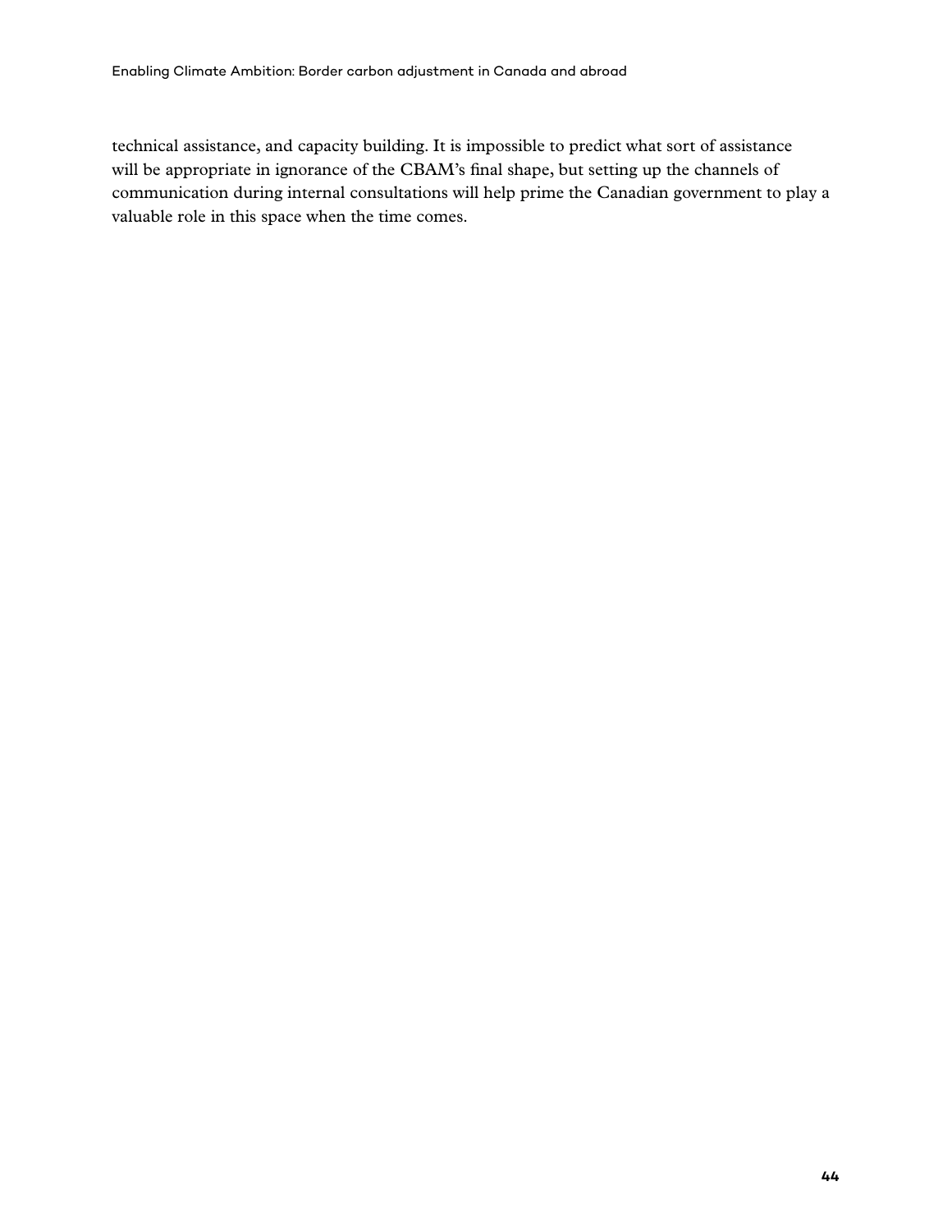technical assistance, and capacity building. It is impossible to predict what sort of assistance will be appropriate in ignorance of the CBAM's final shape, but setting up the channels of communication during internal consultations will help prime the Canadian government to play a valuable role in this space when the time comes.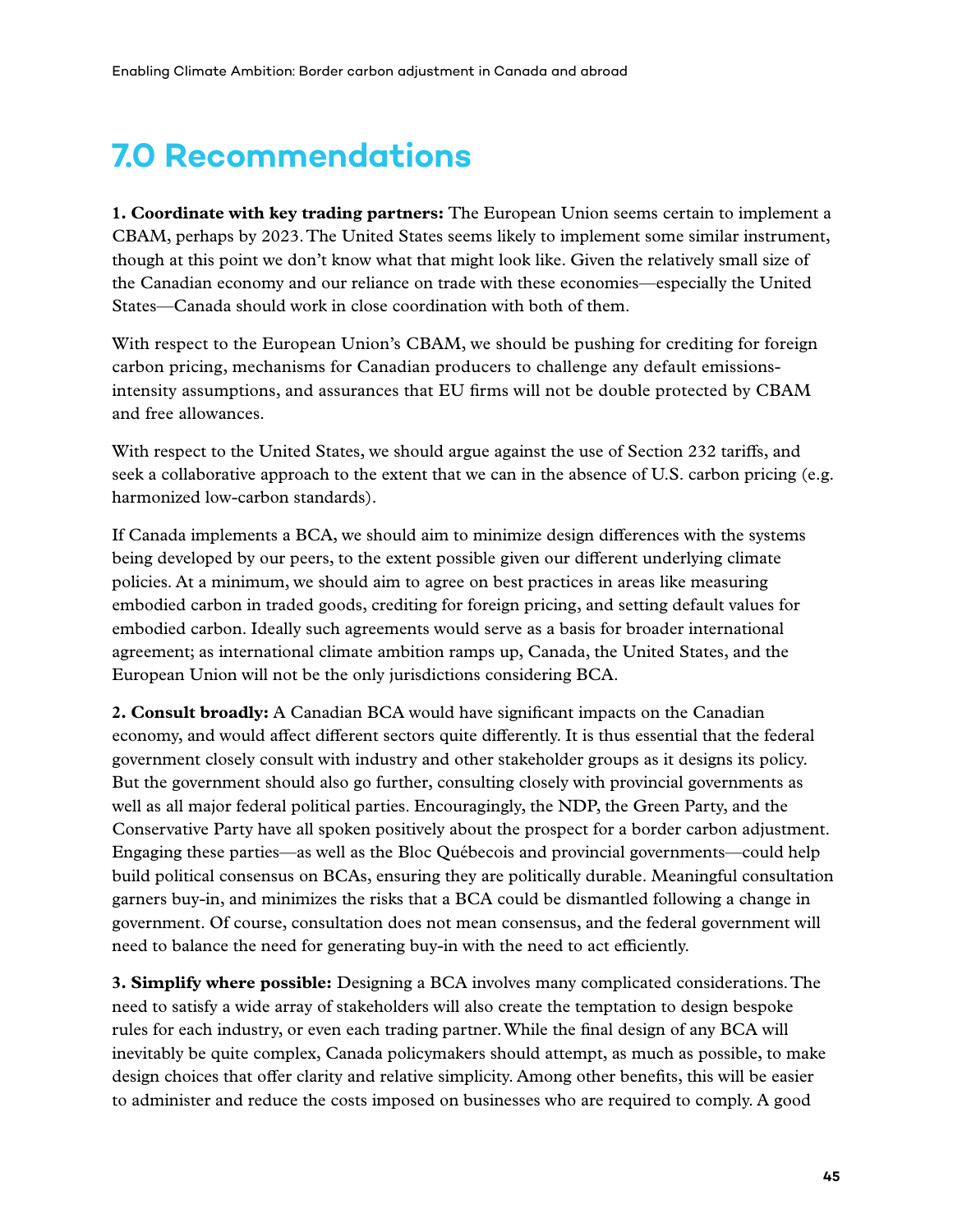# 7.0 Recommendations

**1. Coordinate with key trading partners:** The European Union seems certain to implement a CBAM, perhaps by 2023. The United States seems likely to implement some similar instrument, though at this point we don't know what that might look like. Given the relatively small size of the Canadian economy and our reliance on trade with these economies—especially the United States—Canada should work in close coordination with both of them.

With respect to the European Union's CBAM, we should be pushing for crediting for foreign carbon pricing, mechanisms for Canadian producers to challenge any default emissions-intensity assumptions, and assurances that EU firms will not be double protected by CBAM and free allowances.

With respect to the United States, we should argue against the use of Section 232 tariffs, and seek a collaborative approach to the extent that we can in the absence of U.S. carbon pricing (e.g. harmonized low-carbon standards).

If Canada implements a BCA, we should aim to minimize design differences with the systems being developed by our peers, to the extent possible given our different underlying climate policies. At a minimum, we should aim to agree on best practices in areas like measuring embodied carbon in traded goods, crediting for foreign pricing, and setting default values for embodied carbon. Ideally such agreements would serve as a basis for broader international agreement; as international climate ambition ramps up, Canada, the United States, and the European Union will not be the only jurisdictions considering BCA.

**2. Consult broadly:** A Canadian BCA would have significant impacts on the Canadian economy, and would affect different sectors quite differently. It is thus essential that the federal government closely consult with industry and other stakeholder groups as it designs its policy. But the government should also go further, consulting closely with provincial governments as well as all major federal political parties. Encouragingly, the NDP, the Green Party, and the Conservative Party have all spoken positively about the prospect for a border carbon adjustment. Engaging these parties—as well as the Bloc Québecois and provincial governments—could help build political consensus on BCAs, ensuring they are politically durable. Meaningful consultation garners buy-in, and minimizes the risks that a BCA could be dismantled following a change in government. Of course, consultation does not mean consensus, and the federal government will need to balance the need for generating buy-in with the need to act efficiently.

**3. Simplify where possible:** Designing a BCA involves many complicated considerations. The need to satisfy a wide array of stakeholders will also create the temptation to design bespoke rules for each industry, or even each trading partner. While the final design of any BCA will inevitably be quite complex, Canada policymakers should attempt, as much as possible, to make design choices that offer clarity and relative simplicity. Among other benefits, this will be easier to administer and reduce the costs imposed on businesses who are required to comply. A good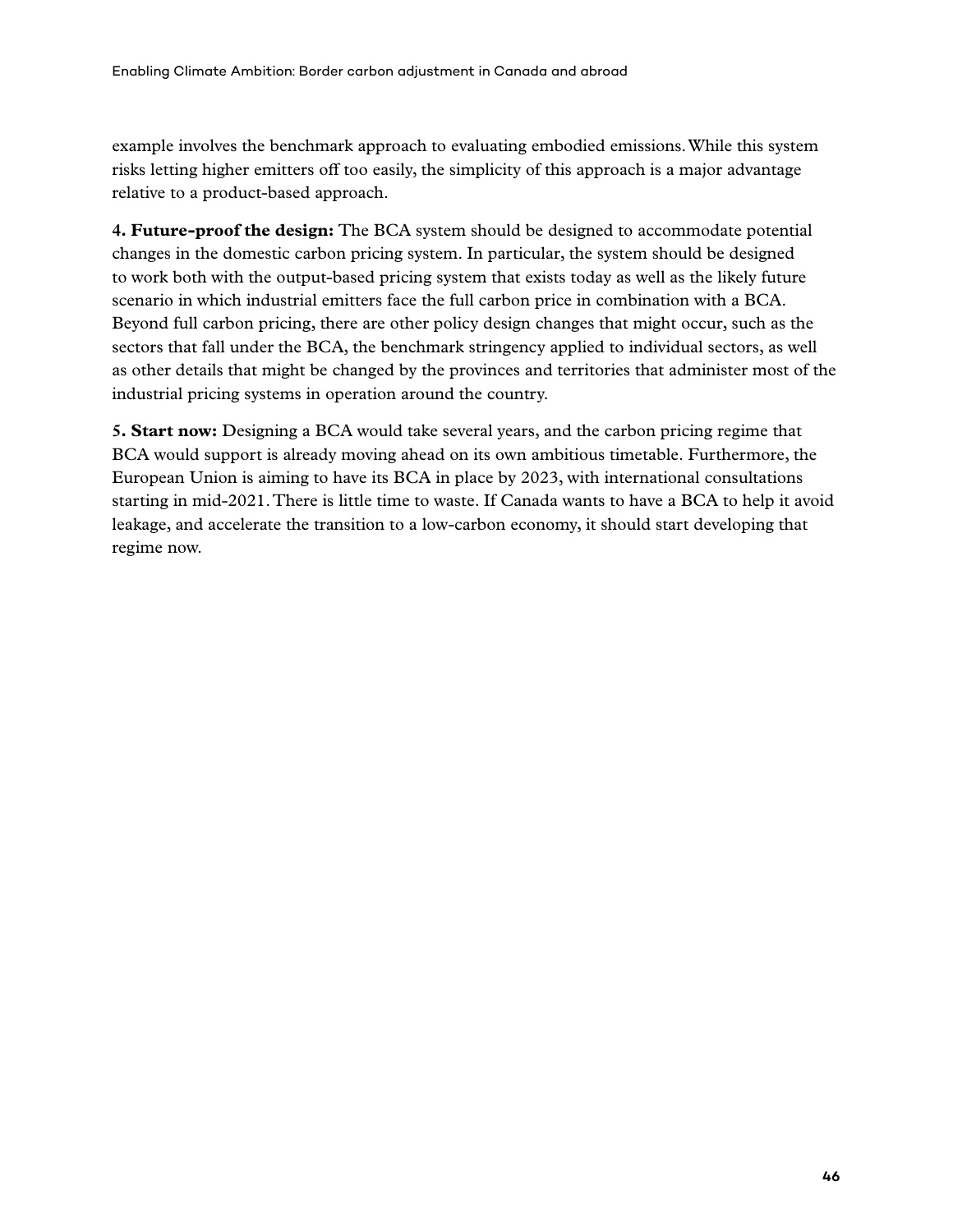example involves the benchmark approach to evaluating embodied emissions. While this system risks letting higher emitters off too easily, the simplicity of this approach is a major advantage relative to a product-based approach.

**4. Future-proof the design:** The BCA system should be designed to accommodate potential changes in the domestic carbon pricing system. In particular, the system should be designed to work both with the output-based pricing system that exists today as well as the likely future scenario in which industrial emitters face the full carbon price in combination with a BCA. Beyond full carbon pricing, there are other policy design changes that might occur, such as the sectors that fall under the BCA, the benchmark stringency applied to individual sectors, as well as other details that might be changed by the provinces and territories that administer most of the industrial pricing systems in operation around the country.

**5. Start now:** Designing a BCA would take several years, and the carbon pricing regime that BCA would support is already moving ahead on its own ambitious timetable. Furthermore, the European Union is aiming to have its BCA in place by 2023, with international consultations starting in mid-2021. There is little time to waste. If Canada wants to have a BCA to help it avoid leakage, and accelerate the transition to a low-carbon economy, it should start developing that regime now.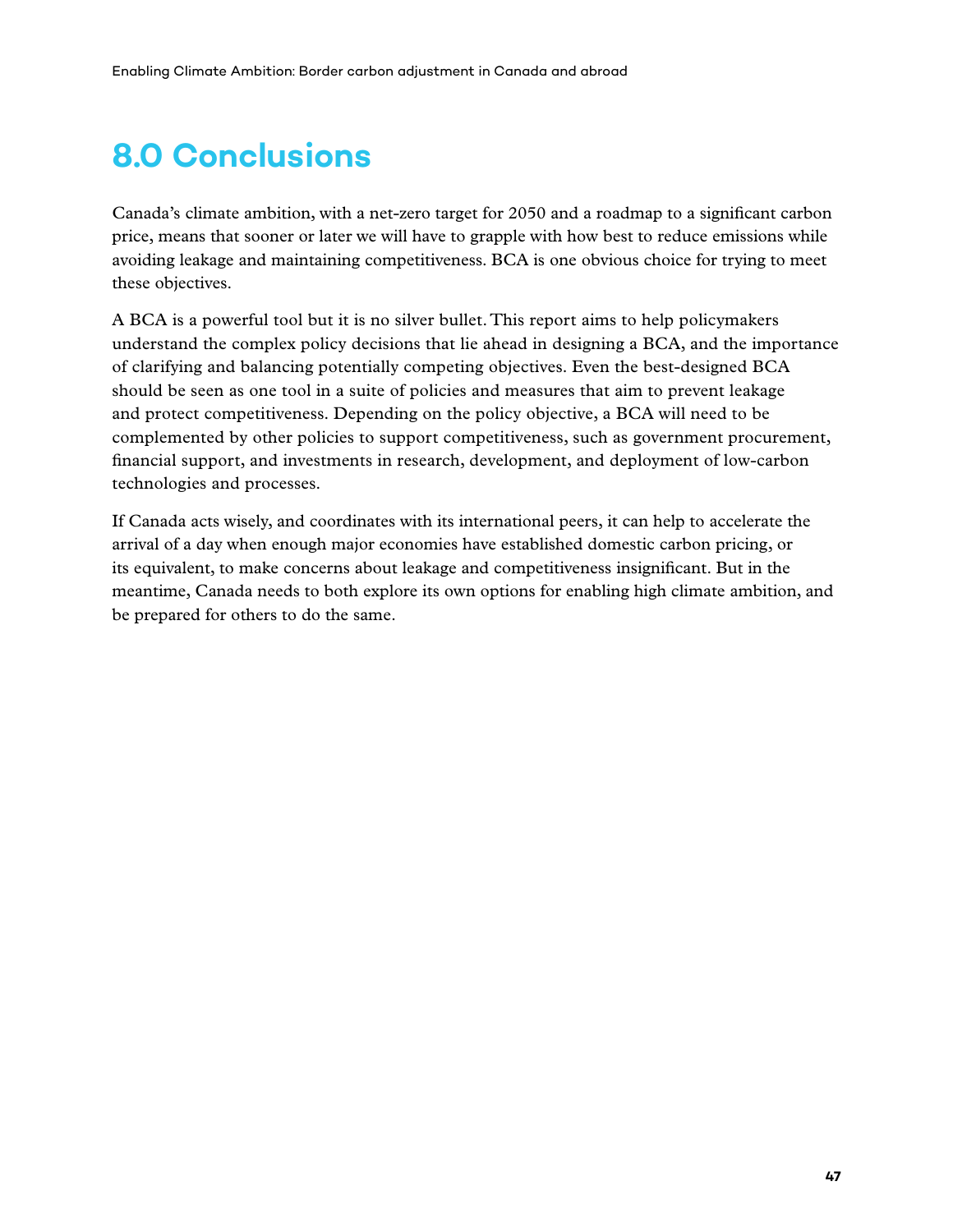# 8.0 Conclusions

Canada's climate ambition, with a net-zero target for 2050 and a roadmap to a significant carbon price, means that sooner or later we will have to grapple with how best to reduce emissions while avoiding leakage and maintaining competitiveness. BCA is one obvious choice for trying to meet these objectives.

A BCA is a powerful tool but it is no silver bullet. This report aims to help policymakers understand the complex policy decisions that lie ahead in designing a BCA, and the importance of clarifying and balancing potentially competing objectives. Even the best-designed BCA should be seen as one tool in a suite of policies and measures that aim to prevent leakage and protect competitiveness. Depending on the policy objective, a BCA will need to be complemented by other policies to support competitiveness, such as government procurement, financial support, and investments in research, development, and deployment of low-carbon technologies and processes.

If Canada acts wisely, and coordinates with its international peers, it can help to accelerate the arrival of a day when enough major economies have established domestic carbon pricing, or its equivalent, to make concerns about leakage and competitiveness insignificant. But in the meantime, Canada needs to both explore its own options for enabling high climate ambition, and be prepared for others to do the same.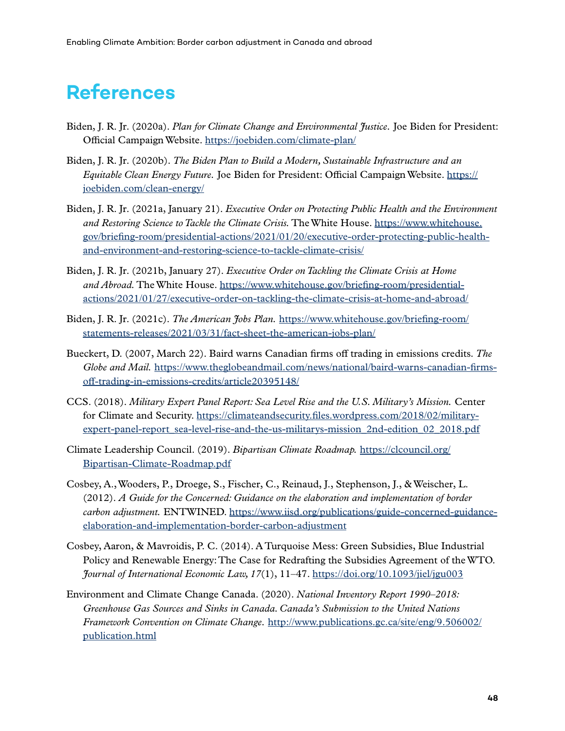# References

Biden, J. R. Jr. (2020a). *Plan for Climate Change and Environmental Justice*. Joe Biden for President: Official Campaign Website. https://joebiden.com/climate-plan/

Biden, J. R. Jr. (2020b). *The Biden Plan to Build a Modern, Sustainable Infrastructure and an Equitable Clean Energy Future*. Joe Biden for President: Official Campaign Website. https://joebiden.com/clean-energy/

Biden, J. R. Jr. (2021a, January 21). *Executive Order on Protecting Public Health and the Environment and Restoring Science to Tackle the Climate Crisis*. The White House. https://www.whitehouse.gov/briefing-room/presidential-actions/2021/01/20/executive-order-protecting-public-health-and-environment-and-restoring-science-to-tackle-climate-crisis/

Biden, J. R. Jr. (2021b, January 27). *Executive Order on Tackling the Climate Crisis at Home and Abroad*. The White House. https://www.whitehouse.gov/briefing-room/presidential-actions/2021/01/27/executive-order-on-tackling-the-climate-crisis-at-home-and-abroad/

Biden, J. R. Jr. (2021c). *The American Jobs Plan*. https://www.whitehouse.gov/briefing-room/statements-releases/2021/03/31/fact-sheet-the-american-jobs-plan/

Bueckert, D. (2007, March 22). Baird warns Canadian firms off trading in emissions credits. *The Globe and Mail*. https://www.theglobeandmail.com/news/national/baird-warns-canadian-firms-off-trading-in-emissions-credits/article20395148/

CCS. (2018). *Military Expert Panel Report: Sea Level Rise and the U.S. Military's Mission*. Center for Climate and Security. https://climateandsecurity.files.wordpress.com/2018/02/military-expert-panel-report_sea-level-rise-and-the-us-militarys-mission_2nd-edition_02_2018.pdf

Climate Leadership Council. (2019). *Bipartisan Climate Roadmap*. https://clcouncil.org/Bipartisan-Climate-Roadmap.pdf

Cosbey, A., Wooders, P., Droege, S., Fischer, C., Reinaud, J., Stephenson, J., & Weischer, L. (2012). *A Guide for the Concerned: Guidance on the elaboration and implementation of border carbon adjustment*. ENTWINED. https://www.iisd.org/publications/guide-concerned-guidance-elaboration-and-implementation-border-carbon-adjustment

Cosbey, Aaron, & Mavroidis, P. C. (2014). A Turquoise Mess: Green Subsidies, Blue Industrial Policy and Renewable Energy: The Case for Redrafting the Subsidies Agreement of the WTO. *Journal of International Economic Law, 17*(1), 11–47. https://doi.org/10.1093/jiel/jgu003

Environment and Climate Change Canada. (2020). *National Inventory Report 1990–2018: Greenhouse Gas Sources and Sinks in Canada. Canada's Submission to the United Nations Framework Convention on Climate Change*. http://www.publications.gc.ca/site/eng/9.506002/publication.html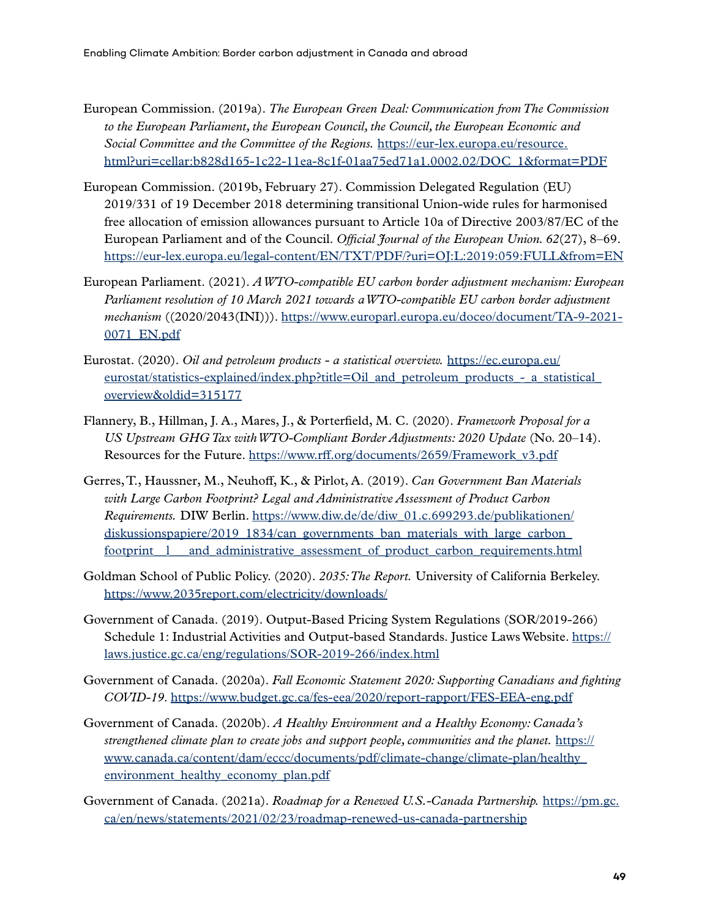European Commission. (2019a). *The European Green Deal: Communication from The Commission to the European Parliament, the European Council, the Council, the European Economic and Social Committee and the Committee of the Regions.* https://eur-lex.europa.eu/resource.html?uri=cellar:b828d165-1c22-11ea-8c1f-01aa75ed71a1.0002.02/DOC_1&format=PDF

European Commission. (2019b, February 27). Commission Delegated Regulation (EU) 2019/331 of 19 December 2018 determining transitional Union-wide rules for harmonised free allocation of emission allowances pursuant to Article 10a of Directive 2003/87/EC of the European Parliament and of the Council. *Official Journal of the European Union. 62*(27), 8–69. https://eur-lex.europa.eu/legal-content/EN/TXT/PDF/?uri=OJ:L:2019:059:FULL&from=EN

European Parliament. (2021). *A WTO-compatible EU carbon border adjustment mechanism: European Parliament resolution of 10 March 2021 towards a WTO-compatible EU carbon border adjustment mechanism* ((2020/2043(INI))). https://www.europarl.europa.eu/doceo/document/TA-9-2021-0071_EN.pdf

Eurostat. (2020). *Oil and petroleum products - a statistical overview.* https://ec.europa.eu/eurostat/statistics-explained/index.php?title=Oil_and_petroleum_products_-_a_statistical_overview&oldid=315177

Flannery, B., Hillman, J. A., Mares, J., & Porterfield, M. C. (2020). *Framework Proposal for a US Upstream GHG Tax with WTO-Compliant Border Adjustments: 2020 Update* (No. 20–14). Resources for the Future. https://www.rff.org/documents/2659/Framework_v3.pdf

Gerres, T., Haussner, M., Neuhoff, K., & Pirlot, A. (2019). *Can Government Ban Materials with Large Carbon Footprint? Legal and Administrative Assessment of Product Carbon Requirements.* DIW Berlin. https://www.diw.de/de/diw_01.c.699293.de/publikationen/diskussionspapiere/2019_1834/can_governments_ban_materials_with_large_carbon_footprint__l___and_administrative_assessment_of_product_carbon_requirements.html

Goldman School of Public Policy. (2020). *2035: The Report.* University of California Berkeley. https://www.2035report.com/electricity/downloads/

Government of Canada. (2019). Output-Based Pricing System Regulations (SOR/2019-266) Schedule 1: Industrial Activities and Output-based Standards. Justice Laws Website. https://laws.justice.gc.ca/eng/regulations/SOR-2019-266/index.html

Government of Canada. (2020a). *Fall Economic Statement 2020: Supporting Canadians and fighting COVID-19.* https://www.budget.gc.ca/fes-eea/2020/report-rapport/FES-EEA-eng.pdf

Government of Canada. (2020b). *A Healthy Environment and a Healthy Economy: Canada's strengthened climate plan to create jobs and support people, communities and the planet.* https://www.canada.ca/content/dam/eccc/documents/pdf/climate-change/climate-plan/healthy_environment_healthy_economy_plan.pdf

Government of Canada. (2021a). *Roadmap for a Renewed U.S.-Canada Partnership.* https://pm.gc.ca/en/news/statements/2021/02/23/roadmap-renewed-us-canada-partnership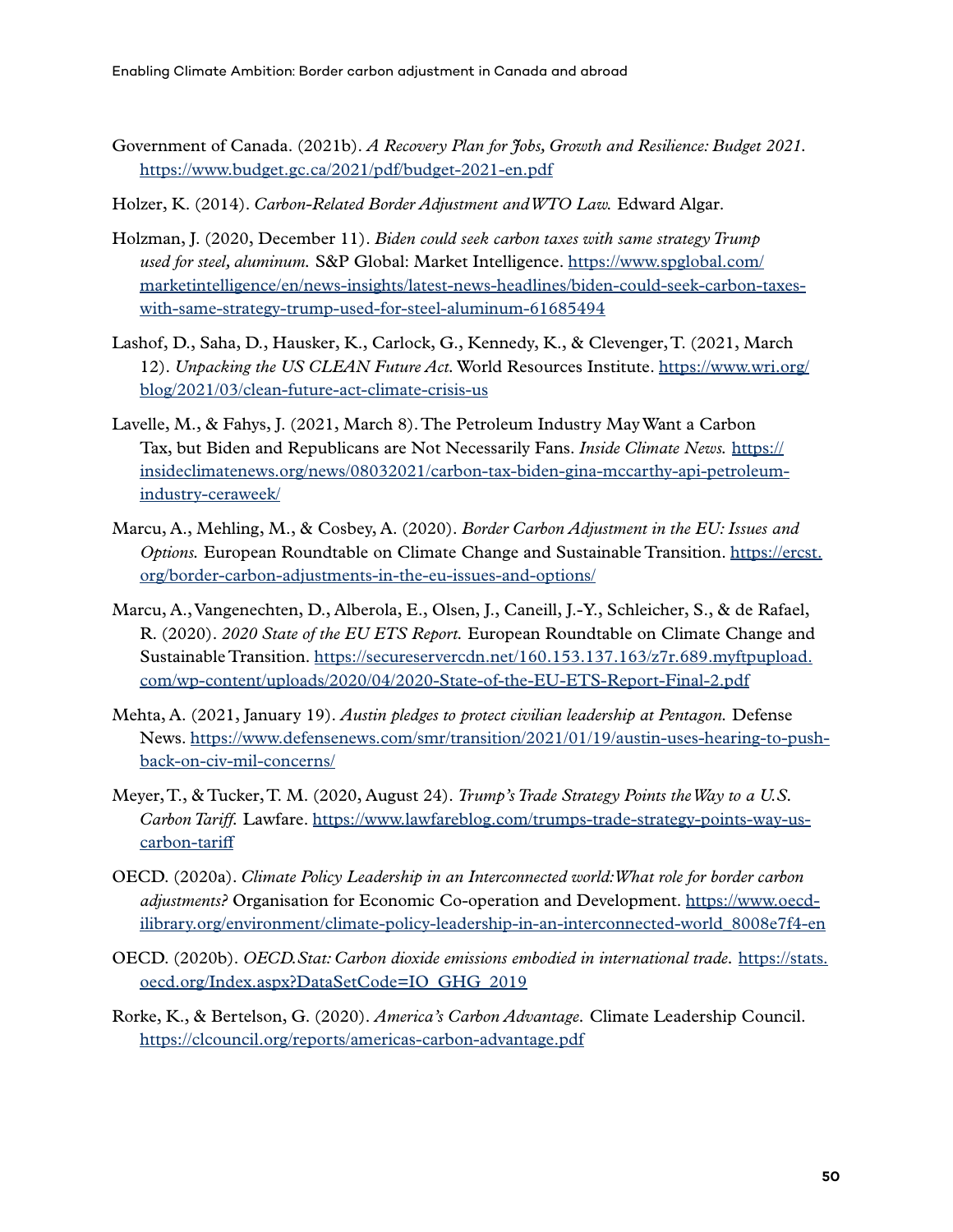Government of Canada. (2021b). *A Recovery Plan for Jobs, Growth and Resilience: Budget 2021.* https://www.budget.gc.ca/2021/pdf/budget-2021-en.pdf

Holzer, K. (2014). *Carbon-Related Border Adjustment and WTO Law.* Edward Algar.

Holzman, J. (2020, December 11). *Biden could seek carbon taxes with same strategy Trump used for steel, aluminum.* S&P Global: Market Intelligence. https://www.spglobal.com/marketintelligence/en/news-insights/latest-news-headlines/biden-could-seek-carbon-taxes-with-same-strategy-trump-used-for-steel-aluminum-61685494

Lashof, D., Saha, D., Hausker, K., Carlock, G., Kennedy, K., & Clevenger, T. (2021, March 12). *Unpacking the US CLEAN Future Act.* World Resources Institute. https://www.wri.org/blog/2021/03/clean-future-act-climate-crisis-us

Lavelle, M., & Fahys, J. (2021, March 8). The Petroleum Industry May Want a Carbon Tax, but Biden and Republicans are Not Necessarily Fans. *Inside Climate News.* https://insideclimatenews.org/news/08032021/carbon-tax-biden-gina-mccarthy-api-petroleum-industry-ceraweek/

Marcu, A., Mehling, M., & Cosbey, A. (2020). *Border Carbon Adjustment in the EU: Issues and Options.* European Roundtable on Climate Change and Sustainable Transition. https://ercst.org/border-carbon-adjustments-in-the-eu-issues-and-options/

Marcu, A., Vangenechten, D., Alberola, E., Olsen, J., Caneill, J.-Y., Schleicher, S., & de Rafael, R. (2020). *2020 State of the EU ETS Report.* European Roundtable on Climate Change and Sustainable Transition. https://secureservercdn.net/160.153.137.163/z7r.689.myftpupload.com/wp-content/uploads/2020/04/2020-State-of-the-EU-ETS-Report-Final-2.pdf

Mehta, A. (2021, January 19). *Austin pledges to protect civilian leadership at Pentagon.* Defense News. https://www.defensenews.com/smr/transition/2021/01/19/austin-uses-hearing-to-push-back-on-civ-mil-concerns/

Meyer, T., & Tucker, T. M. (2020, August 24). *Trump's Trade Strategy Points the Way to a U.S. Carbon Tariff.* Lawfare. https://www.lawfareblog.com/trumps-trade-strategy-points-way-us-carbon-tariff

OECD. (2020a). *Climate Policy Leadership in an Interconnected world: What role for border carbon adjustments?* Organisation for Economic Co-operation and Development. https://www.oecd-ilibrary.org/environment/climate-policy-leadership-in-an-interconnected-world_8008e7f4-en

OECD. (2020b). *OECD.Stat: Carbon dioxide emissions embodied in international trade.* https://stats.oecd.org/Index.aspx?DataSetCode=IO_GHG_2019

Rorke, K., & Bertelson, G. (2020). *America's Carbon Advantage.* Climate Leadership Council. https://clcouncil.org/reports/americas-carbon-advantage.pdf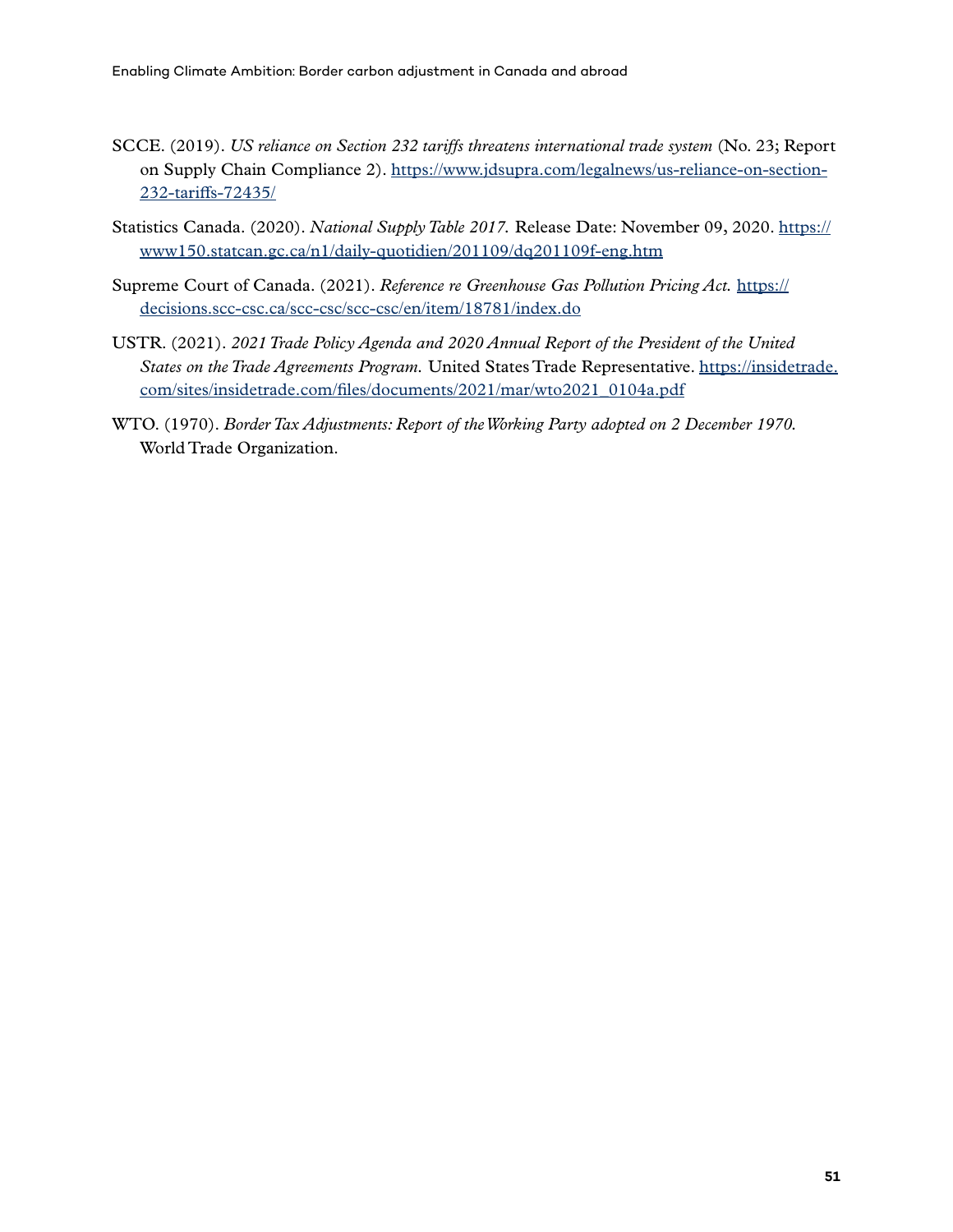SCCE. (2019). *US reliance on Section 232 tariffs threatens international trade system* (No. 23; Report on Supply Chain Compliance 2). https://www.jdsupra.com/legalnews/us-reliance-on-section-232-tariffs-72435/

Statistics Canada. (2020). *National Supply Table 2017.* Release Date: November 09, 2020. https://www150.statcan.gc.ca/n1/daily-quotidien/201109/dq201109f-eng.htm

Supreme Court of Canada. (2021). *Reference re Greenhouse Gas Pollution Pricing Act.* https://decisions.scc-csc.ca/scc-csc/scc-csc/en/item/18781/index.do

USTR. (2021). *2021 Trade Policy Agenda and 2020 Annual Report of the President of the United States on the Trade Agreements Program.* United States Trade Representative. https://insidetrade.com/sites/insidetrade.com/files/documents/2021/mar/wto2021_0104a.pdf

WTO. (1970). *Border Tax Adjustments: Report of the Working Party adopted on 2 December 1970.* World Trade Organization.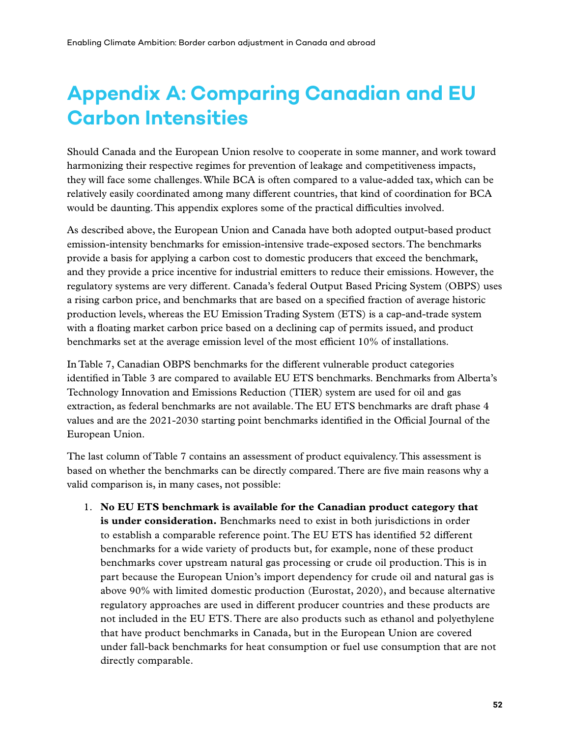# Appendix A: Comparing Canadian and EU Carbon Intensities

Should Canada and the European Union resolve to cooperate in some manner, and work toward harmonizing their respective regimes for prevention of leakage and competitiveness impacts, they will face some challenges. While BCA is often compared to a value-added tax, which can be relatively easily coordinated among many different countries, that kind of coordination for BCA would be daunting. This appendix explores some of the practical difficulties involved.

As described above, the European Union and Canada have both adopted output-based product emission-intensity benchmarks for emission-intensive trade-exposed sectors. The benchmarks provide a basis for applying a carbon cost to domestic producers that exceed the benchmark, and they provide a price incentive for industrial emitters to reduce their emissions. However, the regulatory systems are very different. Canada's federal Output Based Pricing System (OBPS) uses a rising carbon price, and benchmarks that are based on a specified fraction of average historic production levels, whereas the EU Emission Trading System (ETS) is a cap-and-trade system with a floating market carbon price based on a declining cap of permits issued, and product benchmarks set at the average emission level of the most efficient 10% of installations.

In Table 7, Canadian OBPS benchmarks for the different vulnerable product categories identified in Table 3 are compared to available EU ETS benchmarks. Benchmarks from Alberta's Technology Innovation and Emissions Reduction (TIER) system are used for oil and gas extraction, as federal benchmarks are not available. The EU ETS benchmarks are draft phase 4 values and are the 2021-2030 starting point benchmarks identified in the Official Journal of the European Union.

The last column of Table 7 contains an assessment of product equivalency. This assessment is based on whether the benchmarks can be directly compared. There are five main reasons why a valid comparison is, in many cases, not possible:

1. **No EU ETS benchmark is available for the Canadian product category that is under consideration.** Benchmarks need to exist in both jurisdictions in order to establish a comparable reference point. The EU ETS has identified 52 different benchmarks for a wide variety of products but, for example, none of these product benchmarks cover upstream natural gas processing or crude oil production. This is in part because the European Union's import dependency for crude oil and natural gas is above 90% with limited domestic production (Eurostat, 2020), and because alternative regulatory approaches are used in different producer countries and these products are not included in the EU ETS. There are also products such as ethanol and polyethylene that have product benchmarks in Canada, but in the European Union are covered under fall-back benchmarks for heat consumption or fuel use consumption that are not directly comparable.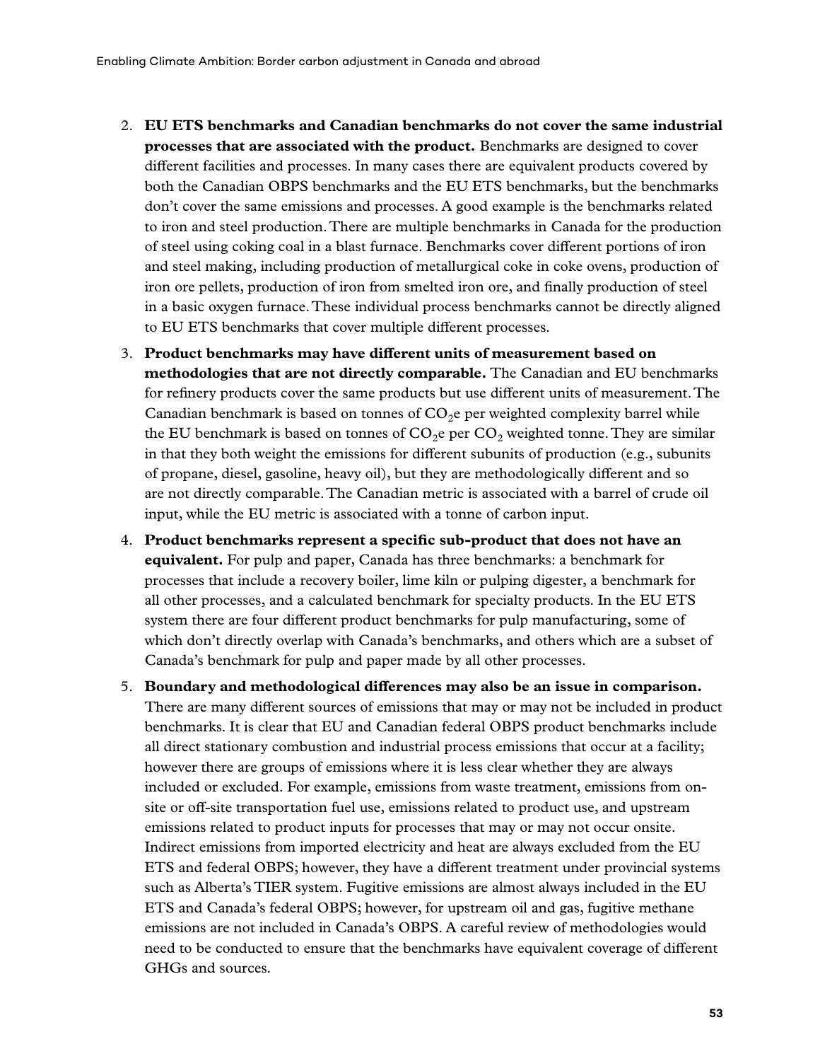2. **EU ETS benchmarks and Canadian benchmarks do not cover the same industrial processes that are associated with the product.** Benchmarks are designed to cover different facilities and processes. In many cases there are equivalent products covered by both the Canadian OBPS benchmarks and the EU ETS benchmarks, but the benchmarks don't cover the same emissions and processes. A good example is the benchmarks related to iron and steel production. There are multiple benchmarks in Canada for the production of steel using coking coal in a blast furnace. Benchmarks cover different portions of iron and steel making, including production of metallurgical coke in coke ovens, production of iron ore pellets, production of iron from smelted iron ore, and finally production of steel in a basic oxygen furnace. These individual process benchmarks cannot be directly aligned to EU ETS benchmarks that cover multiple different processes.
3. **Product benchmarks may have different units of measurement based on methodologies that are not directly comparable.** The Canadian and EU benchmarks for refinery products cover the same products but use different units of measurement. The Canadian benchmark is based on tonnes of $CO_2$e per weighted complexity barrel while the EU benchmark is based on tonnes of $CO_2$e per $CO_2$ weighted tonne. They are similar in that they both weight the emissions for different subunits of production (e.g., subunits of propane, diesel, gasoline, heavy oil), but they are methodologically different and so are not directly comparable. The Canadian metric is associated with a barrel of crude oil input, while the EU metric is associated with a tonne of carbon input.
4. **Product benchmarks represent a specific sub-product that does not have an equivalent.** For pulp and paper, Canada has three benchmarks: a benchmark for processes that include a recovery boiler, lime kiln or pulping digester, a benchmark for all other processes, and a calculated benchmark for specialty products. In the EU ETS system there are four different product benchmarks for pulp manufacturing, some of which don't directly overlap with Canada's benchmarks, and others which are a subset of Canada's benchmark for pulp and paper made by all other processes.
5. **Boundary and methodological differences may also be an issue in comparison.** There are many different sources of emissions that may or may not be included in product benchmarks. It is clear that EU and Canadian federal OBPS product benchmarks include all direct stationary combustion and industrial process emissions that occur at a facility; however there are groups of emissions where it is less clear whether they are always included or excluded. For example, emissions from waste treatment, emissions from on-site or off-site transportation fuel use, emissions related to product use, and upstream emissions related to product inputs for processes that may or may not occur onsite. Indirect emissions from imported electricity and heat are always excluded from the EU ETS and federal OBPS; however, they have a different treatment under provincial systems such as Alberta's TIER system. Fugitive emissions are almost always included in the EU ETS and Canada's federal OBPS; however, for upstream oil and gas, fugitive methane emissions are not included in Canada's OBPS. A careful review of methodologies would need to be conducted to ensure that the benchmarks have equivalent coverage of different GHGs and sources.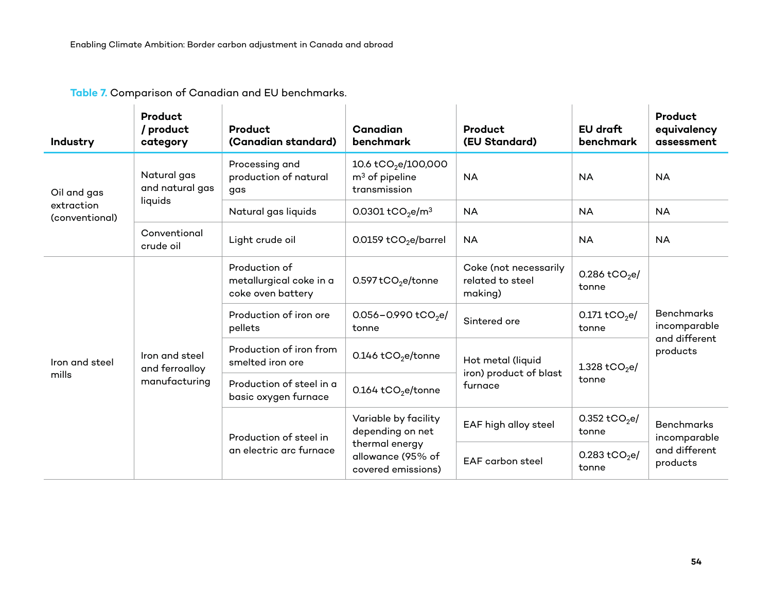**Table 7.** Comparison of Canadian and EU benchmarks.

| Industry | Product / product category | Product (Canadian standard) | Canadian benchmark | Product (EU Standard) | EU draft benchmark | Product equivalency assessment |
|---|---|---|---|---|---|---|
| Oil and gas extraction (conventional) | Natural gas and natural gas liquids | Processing and production of natural gas | 10.6 $tCO_2e$/100,000 $m^3$ of pipeline transmission | NA | NA | NA |
| | | Natural gas liquids | 0.0301 $tCO_2e/m^3$ | NA | NA | NA |
| | Conventional crude oil | Light crude oil | 0.0159 $tCO_2e$/barrel | NA | NA | NA |
| Iron and steel mills | Iron and steel and ferroalloy manufacturing | Production of metallurgical coke in a coke oven battery | 0.597 $tCO_2e$/tonne | Coke (not necessarily related to steel making) | 0.286 $tCO_2e$/tonne | Benchmarks incomparable and different products |
| | | Production of iron ore pellets | 0.056–0.990 $tCO_2e$/tonne | Sintered ore | 0.171 $tCO_2e$/tonne | |
| | | Production of iron from smelted iron ore | 0.146 $tCO_2e$/tonne | Hot metal (liquid iron) product of blast furnace | 1.328 $tCO_2e$/tonne | |
| | | Production of steel in a basic oxygen furnace | 0.164 $tCO_2e$/tonne | | | |
| | | Production of steel in an electric arc furnace | Variable by facility depending on net thermal energy allowance (95% of covered emissions) | EAF high alloy steel | 0.352 $tCO_2e$/tonne | Benchmarks incomparable and different products |
| | | | | EAF carbon steel | 0.283 $tCO_2e$/tonne | |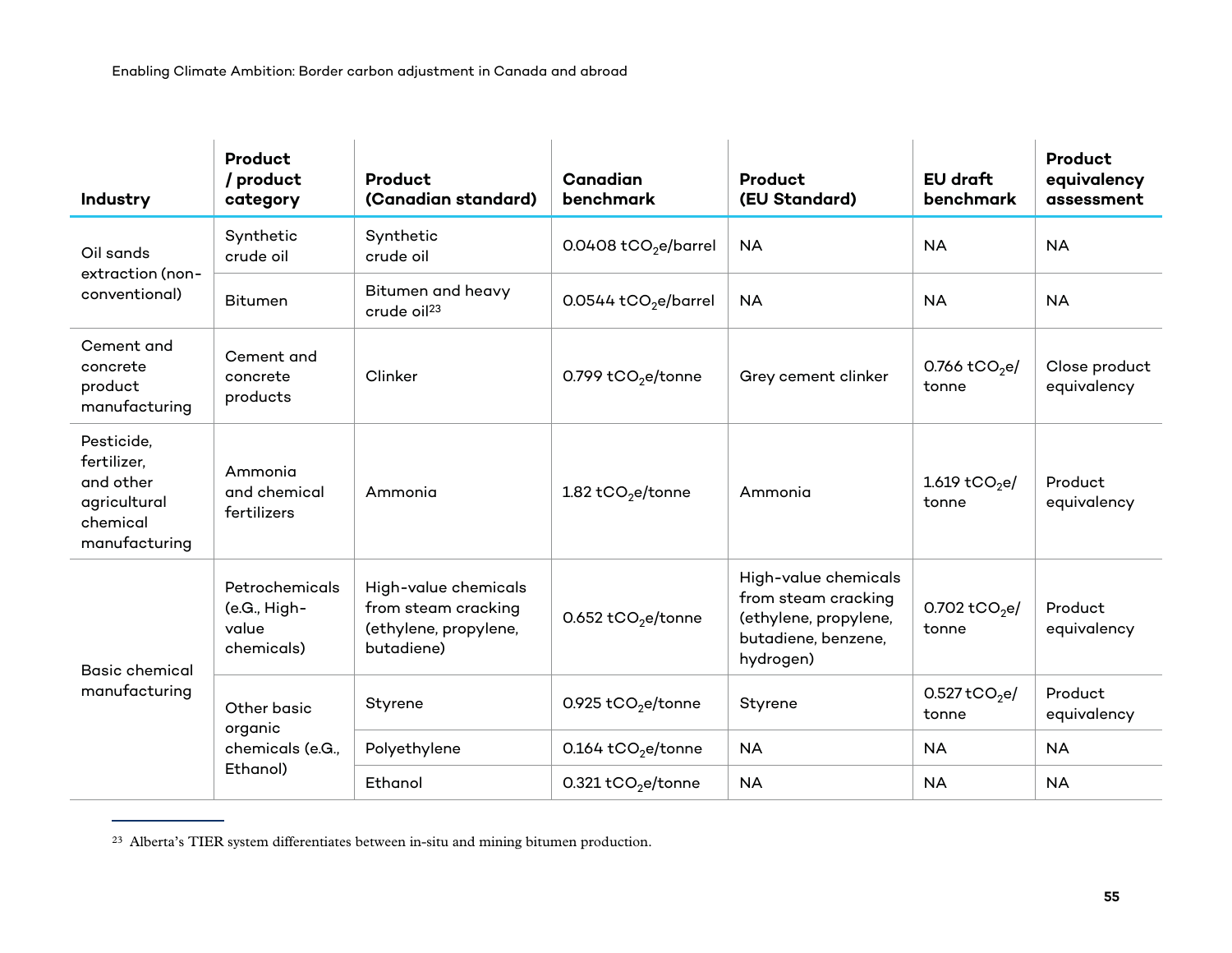| Industry | Product / product category | Product (Canadian standard) | Canadian benchmark | Product (EU Standard) | EU draft benchmark | Product equivalency assessment |
|---|---|---|---|---|---|---|
| Oil sands extraction (non-conventional) | Synthetic crude oil | Synthetic crude oil | 0.0408 $tCO_2e$/barrel | NA | NA | NA |
| | Bitumen | Bitumen and heavy crude oil[23] | 0.0544 $tCO_2e$/barrel | NA | NA | NA |
| Cement and concrete product manufacturing | Cement and concrete products | Clinker | 0.799 $tCO_2e$/tonne | Grey cement clinker | 0.766 $tCO_2e$/tonne | Close product equivalency |
| Pesticide, fertilizer, and other agricultural chemical manufacturing | Ammonia and chemical fertilizers | Ammonia | 1.82 $tCO_2e$/tonne | Ammonia | 1.619 $tCO_2e$/tonne | Product equivalency |
| Basic chemical manufacturing | Petrochemicals (e.G., High-value chemicals) | High-value chemicals from steam cracking (ethylene, propylene, butadiene) | 0.652 $tCO_2e$/tonne | High-value chemicals from steam cracking (ethylene, propylene, butadiene, benzene, hydrogen) | 0.702 $tCO_2e$/tonne | Product equivalency |
| | Other basic organic chemicals (e.G., Ethanol) | Styrene | 0.925 $tCO_2e$/tonne | Styrene | 0.527 $tCO_2e$/tonne | Product equivalency |
| | | Polyethylene | 0.164 $tCO_2e$/tonne | NA | NA | NA |
| | | Ethanol | 0.321 $tCO_2e$/tonne | NA | NA | NA |

[23] Alberta's TIER system differentiates between in-situ and mining bitumen production.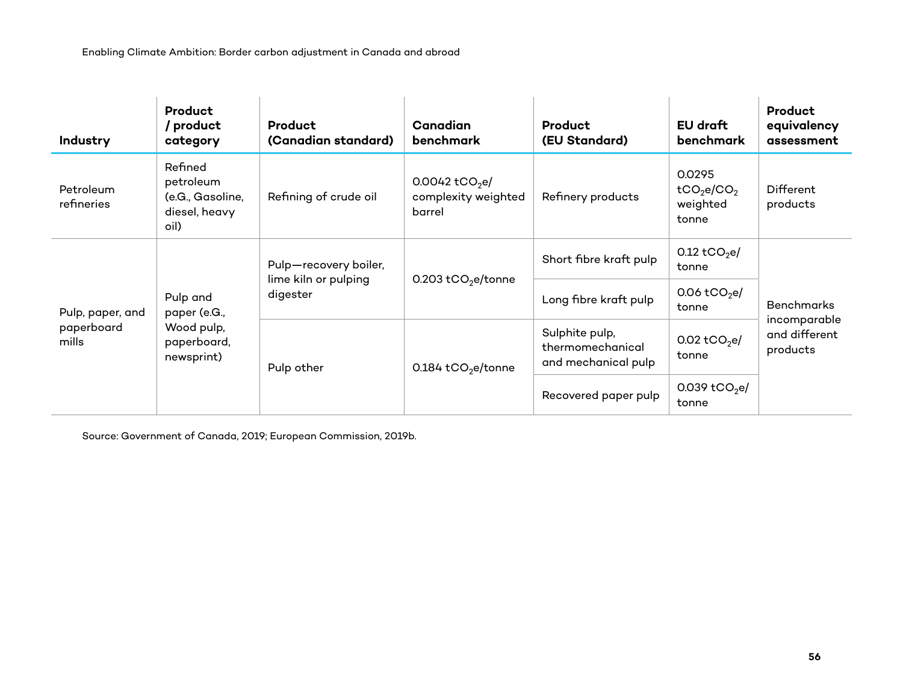| Industry | Product / product category | Product (Canadian standard) | Canadian benchmark | Product (EU Standard) | EU draft benchmark | Product equivalency assessment |
|---|---|---|---|---|---|---|
| Petroleum refineries | Refined petroleum (e.G., Gasoline, diesel, heavy oil) | Refining of crude oil | 0.0042 $tCO_2e$/ complexity weighted barrel | Refinery products | 0.0295 $tCO_2e/CO_2$ weighted tonne | Different products |
| Pulp, paper, and paperboard mills | Pulp and paper (e.G., Wood pulp, paperboard, newsprint) | Pulp—recovery boiler, lime kiln or pulping digester | 0.203 $tCO_2e$/tonne | Short fibre kraft pulp | 0.12 $tCO_2e$/ tonne | Benchmarks incomparable and different products |
| | | | | Long fibre kraft pulp | 0.06 $tCO_2e$/ tonne | |
| | | Pulp other | 0.184 $tCO_2e$/tonne | Sulphite pulp, thermomechanical and mechanical pulp | 0.02 $tCO_2e$/ tonne | |
| | | | | Recovered paper pulp | 0.039 $tCO_2e$/ tonne | |

Source: Government of Canada, 2019; European Commission, 2019b.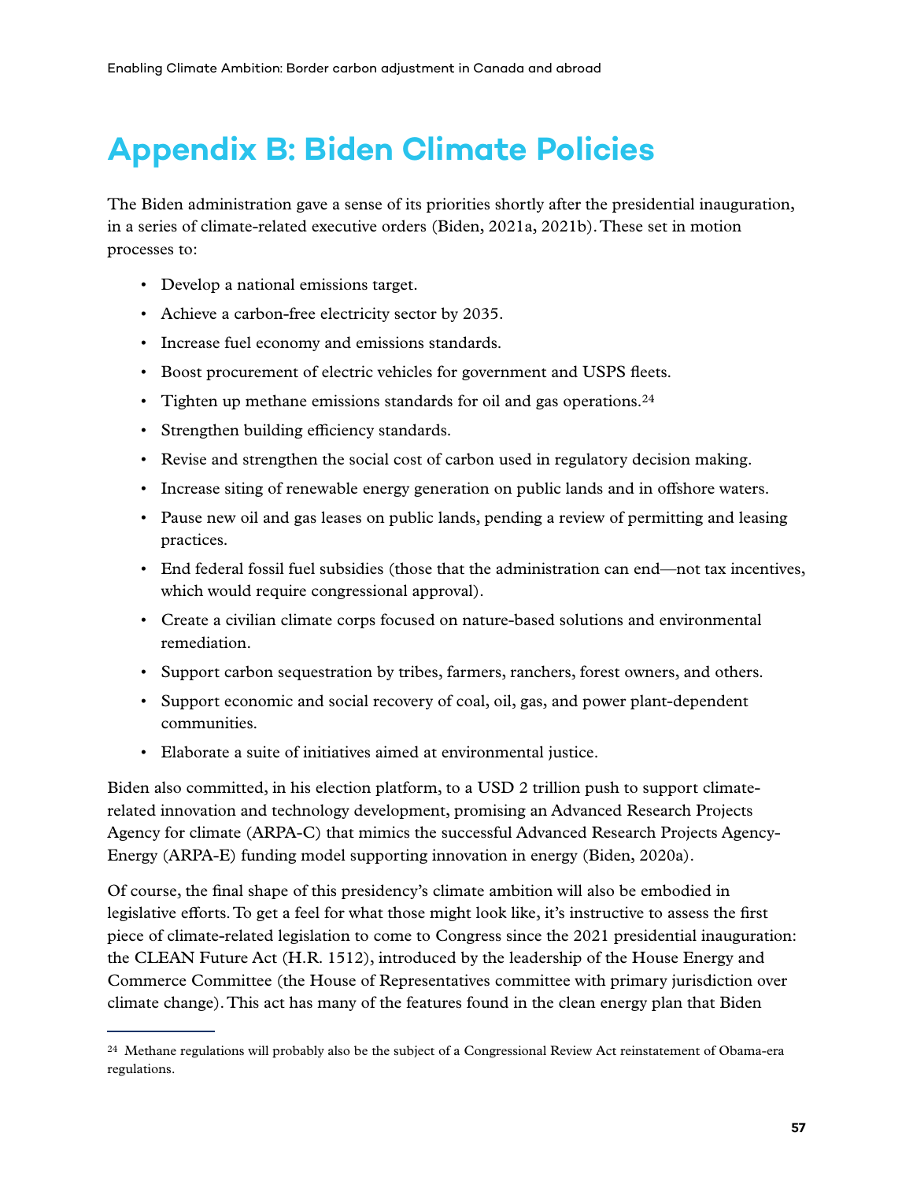# Appendix B: Biden Climate Policies

The Biden administration gave a sense of its priorities shortly after the presidential inauguration, in a series of climate-related executive orders (Biden, 2021a, 2021b). These set in motion processes to:

- Develop a national emissions target.
- Achieve a carbon-free electricity sector by 2035.
- Increase fuel economy and emissions standards.
- Boost procurement of electric vehicles for government and USPS fleets.
- Tighten up methane emissions standards for oil and gas operations.[24]
- Strengthen building efficiency standards.
- Revise and strengthen the social cost of carbon used in regulatory decision making.
- Increase siting of renewable energy generation on public lands and in offshore waters.
- Pause new oil and gas leases on public lands, pending a review of permitting and leasing practices.
- End federal fossil fuel subsidies (those that the administration can end—not tax incentives, which would require congressional approval).
- Create a civilian climate corps focused on nature-based solutions and environmental remediation.
- Support carbon sequestration by tribes, farmers, ranchers, forest owners, and others.
- Support economic and social recovery of coal, oil, gas, and power plant-dependent communities.
- Elaborate a suite of initiatives aimed at environmental justice.

Biden also committed, in his election platform, to a USD 2 trillion push to support climate-related innovation and technology development, promising an Advanced Research Projects Agency for climate (ARPA-C) that mimics the successful Advanced Research Projects Agency-Energy (ARPA-E) funding model supporting innovation in energy (Biden, 2020a).

Of course, the final shape of this presidency's climate ambition will also be embodied in legislative efforts. To get a feel for what those might look like, it's instructive to assess the first piece of climate-related legislation to come to Congress since the 2021 presidential inauguration: the CLEAN Future Act (H.R. 1512), introduced by the leadership of the House Energy and Commerce Committee (the House of Representatives committee with primary jurisdiction over climate change). This act has many of the features found in the clean energy plan that Biden

[24] Methane regulations will probably also be the subject of a Congressional Review Act reinstatement of Obama-era regulations.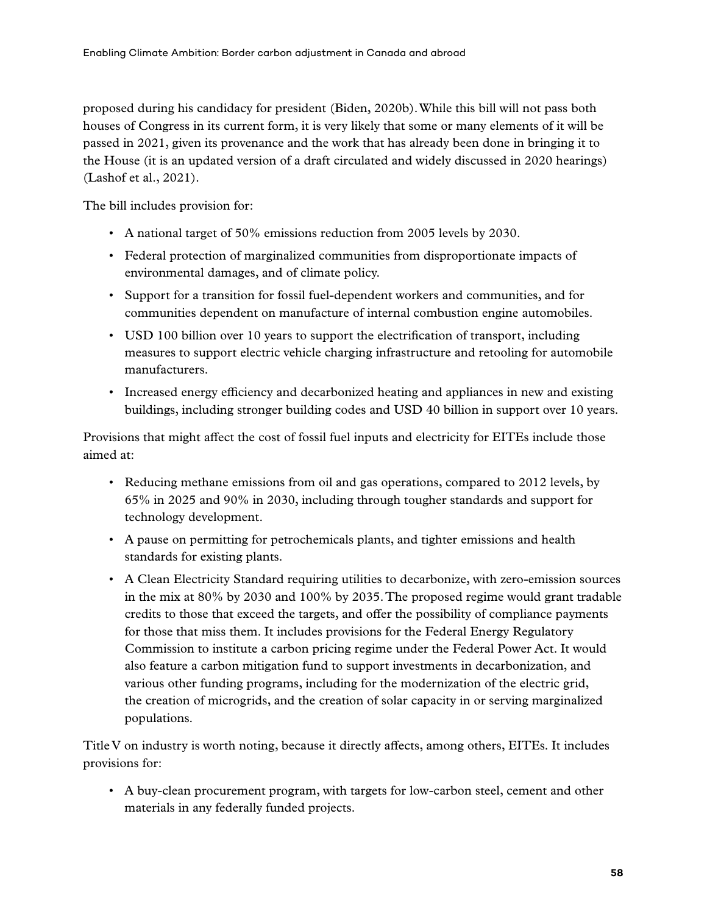proposed during his candidacy for president (Biden, 2020b). While this bill will not pass both houses of Congress in its current form, it is very likely that some or many elements of it will be passed in 2021, given its provenance and the work that has already been done in bringing it to the House (it is an updated version of a draft circulated and widely discussed in 2020 hearings) (Lashof et al., 2021).

The bill includes provision for:

- A national target of 50% emissions reduction from 2005 levels by 2030.
- Federal protection of marginalized communities from disproportionate impacts of environmental damages, and of climate policy.
- Support for a transition for fossil fuel-dependent workers and communities, and for communities dependent on manufacture of internal combustion engine automobiles.
- USD 100 billion over 10 years to support the electrification of transport, including measures to support electric vehicle charging infrastructure and retooling for automobile manufacturers.
- Increased energy efficiency and decarbonized heating and appliances in new and existing buildings, including stronger building codes and USD 40 billion in support over 10 years.

Provisions that might affect the cost of fossil fuel inputs and electricity for EITEs include those aimed at:

- Reducing methane emissions from oil and gas operations, compared to 2012 levels, by 65% in 2025 and 90% in 2030, including through tougher standards and support for technology development.
- A pause on permitting for petrochemicals plants, and tighter emissions and health standards for existing plants.
- A Clean Electricity Standard requiring utilities to decarbonize, with zero-emission sources in the mix at 80% by 2030 and 100% by 2035. The proposed regime would grant tradable credits to those that exceed the targets, and offer the possibility of compliance payments for those that miss them. It includes provisions for the Federal Energy Regulatory Commission to institute a carbon pricing regime under the Federal Power Act. It would also feature a carbon mitigation fund to support investments in decarbonization, and various other funding programs, including for the modernization of the electric grid, the creation of microgrids, and the creation of solar capacity in or serving marginalized populations.

Title V on industry is worth noting, because it directly affects, among others, EITEs. It includes provisions for:

- A buy-clean procurement program, with targets for low-carbon steel, cement and other materials in any federally funded projects.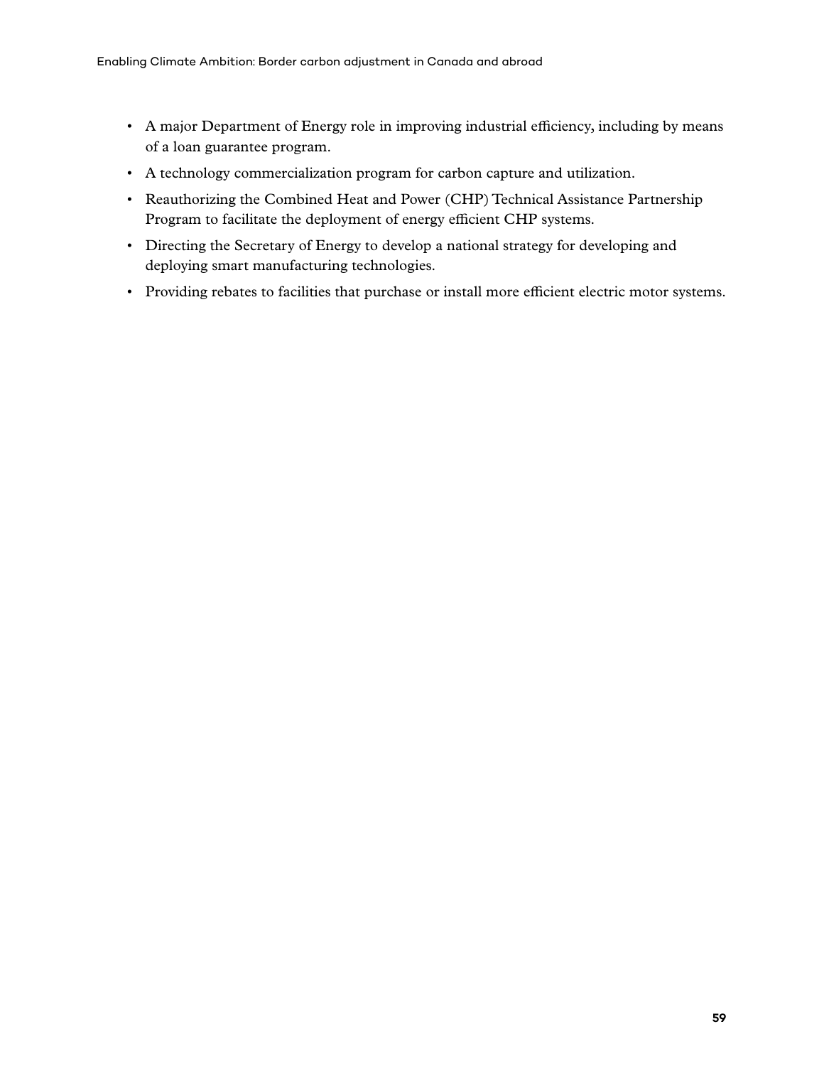- A major Department of Energy role in improving industrial efficiency, including by means of a loan guarantee program.
- A technology commercialization program for carbon capture and utilization.
- Reauthorizing the Combined Heat and Power (CHP) Technical Assistance Partnership Program to facilitate the deployment of energy efficient CHP systems.
- Directing the Secretary of Energy to develop a national strategy for developing and deploying smart manufacturing technologies.
- Providing rebates to facilities that purchase or install more efficient electric motor systems.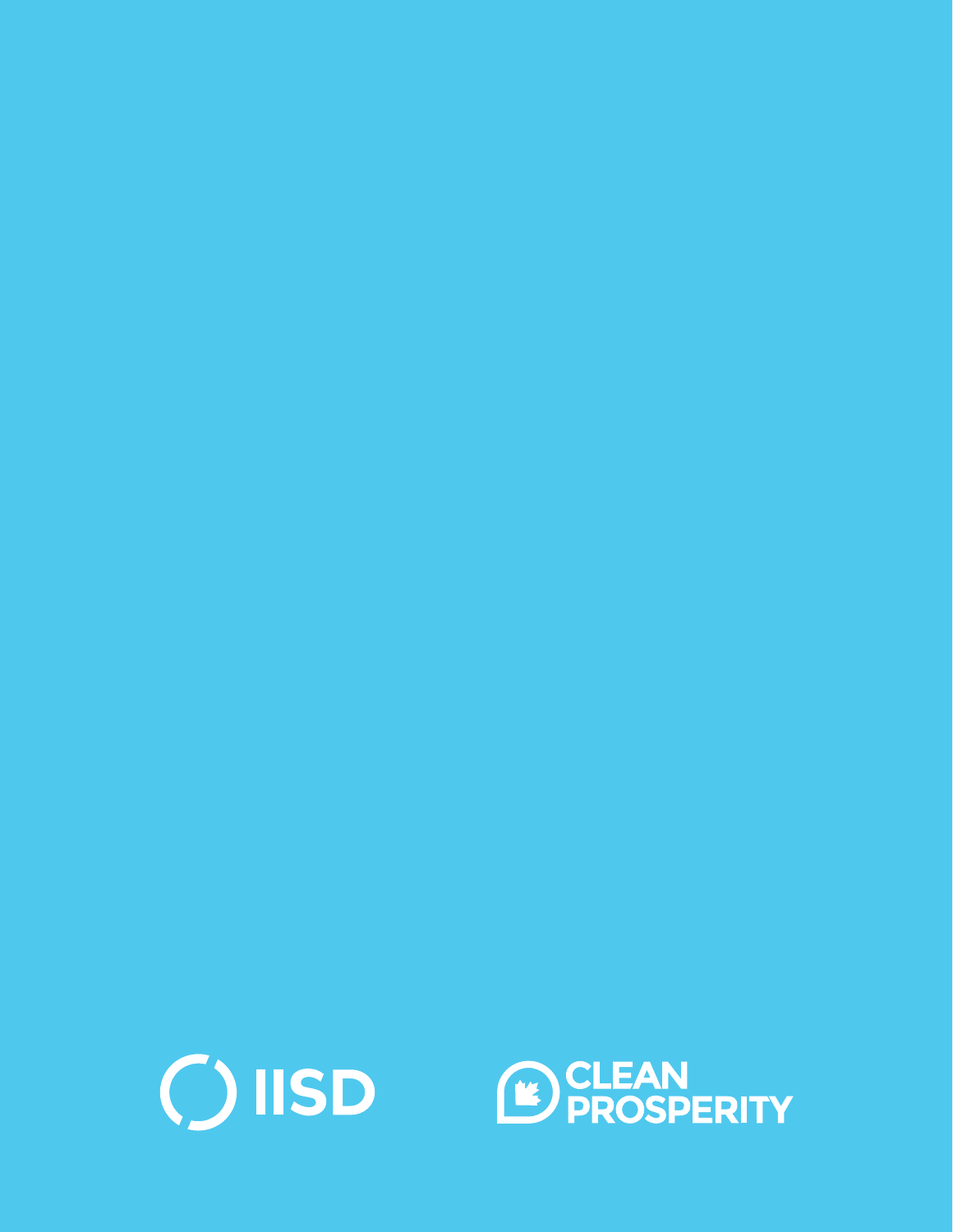IISD

CLEAN PROSPERITY